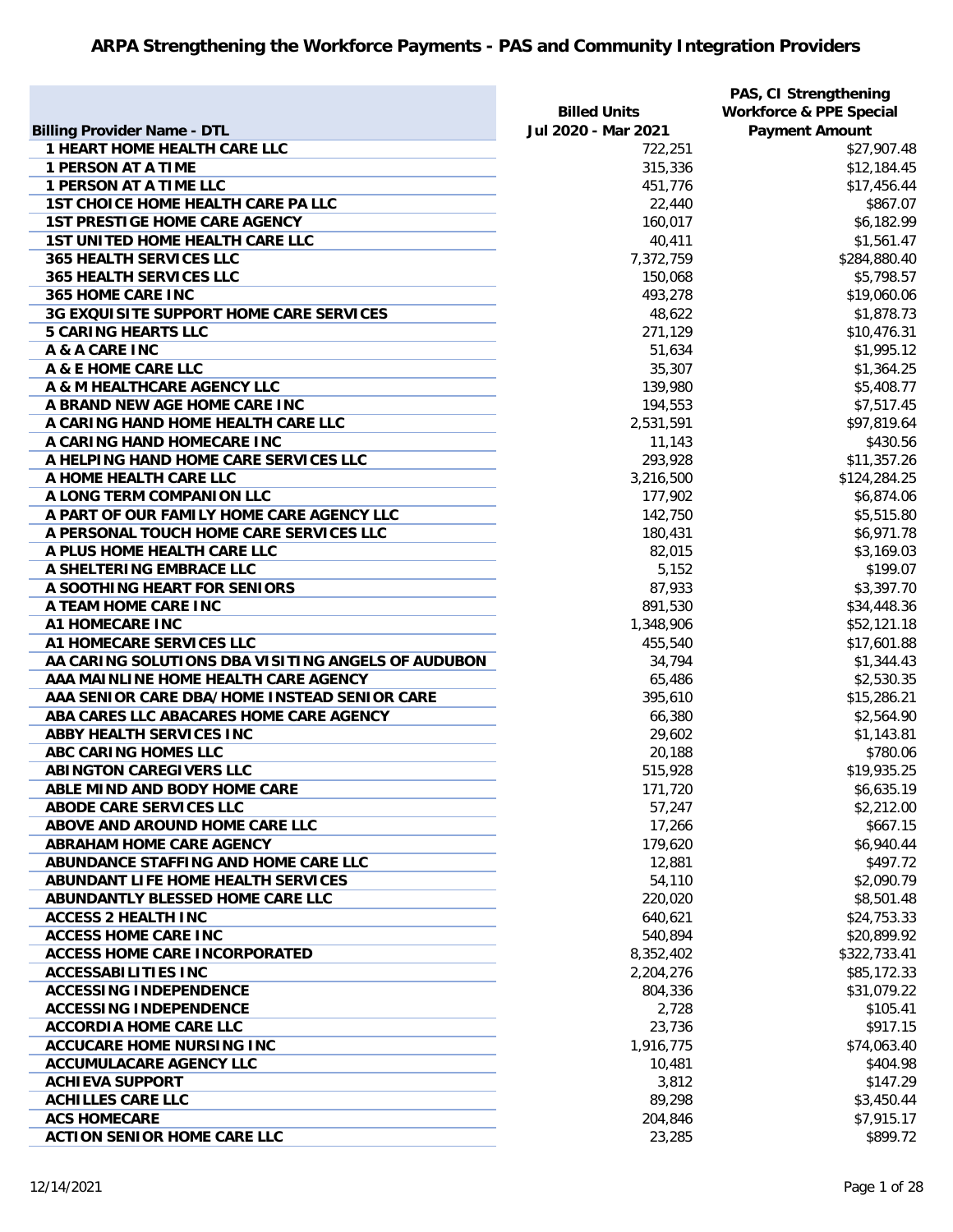# ARPA Strengthening the Workforce Payments - PAS and Community Integration Providers

| Billing Provider Name - DTL | Billed Units Jul 2020 - Mar 2021 | PAS, CI Strengthening Workforce & PPE Special Payment Amount |
|---|---|---|
| 1 HEART HOME HEALTH CARE LLC | 722,251 | $27,907.48 |
| 1 PERSON AT A TIME | 315,336 | $12,184.45 |
| 1 PERSON AT A TIME LLC | 451,776 | $17,456.44 |
| 1ST CHOICE HOME HEALTH CARE PA LLC | 22,440 | $867.07 |
| 1ST PRESTIGE HOME CARE AGENCY | 160,017 | $6,182.99 |
| 1ST UNITED HOME HEALTH CARE LLC | 40,411 | $1,561.47 |
| 365 HEALTH SERVICES LLC | 7,372,759 | $284,880.40 |
| 365 HEALTH SERVICES LLC | 150,068 | $5,798.57 |
| 365 HOME CARE INC | 493,278 | $19,060.06 |
| 3G EXQUISITE SUPPORT HOME CARE SERVICES | 48,622 | $1,878.73 |
| 5 CARING HEARTS LLC | 271,129 | $10,476.31 |
| A & A CARE INC | 51,634 | $1,995.12 |
| A & E HOME CARE LLC | 35,307 | $1,364.25 |
| A & M HEALTHCARE AGENCY LLC | 139,980 | $5,408.77 |
| A BRAND NEW AGE HOME CARE INC | 194,553 | $7,517.45 |
| A CARING HAND HOME HEALTH CARE LLC | 2,531,591 | $97,819.64 |
| A CARING HAND HOMECARE INC | 11,143 | $430.56 |
| A HELPING HAND HOME CARE SERVICES LLC | 293,928 | $11,357.26 |
| A HOME HEALTH CARE LLC | 3,216,500 | $124,284.25 |
| A LONG TERM COMPANION LLC | 177,902 | $6,874.06 |
| A PART OF OUR FAMILY HOME CARE AGENCY LLC | 142,750 | $5,515.80 |
| A PERSONAL TOUCH HOME CARE SERVICES LLC | 180,431 | $6,971.78 |
| A PLUS HOME HEALTH CARE LLC | 82,015 | $3,169.03 |
| A SHELTERING EMBRACE LLC | 5,152 | $199.07 |
| A SOOTHING HEART FOR SENIORS | 87,933 | $3,397.70 |
| A TEAM HOME CARE INC | 891,530 | $34,448.36 |
| A1 HOMECARE INC | 1,348,906 | $52,121.18 |
| A1 HOMECARE SERVICES LLC | 455,540 | $17,601.88 |
| AA CARING SOLUTIONS DBA VISITING ANGELS OF AUDUBON | 34,794 | $1,344.43 |
| AAA MAINLINE HOME HEALTH CARE AGENCY | 65,486 | $2,530.35 |
| AAA SENIOR CARE DBA/HOME INSTEAD SENIOR CARE | 395,610 | $15,286.21 |
| ABA CARES LLC ABACARES HOME CARE AGENCY | 66,380 | $2,564.90 |
| ABBY HEALTH SERVICES INC | 29,602 | $1,143.81 |
| ABC CARING HOMES LLC | 20,188 | $780.06 |
| ABINGTON CAREGIVERS LLC | 515,928 | $19,935.25 |
| ABLE MIND AND BODY HOME CARE | 171,720 | $6,635.19 |
| ABODE CARE SERVICES LLC | 57,247 | $2,212.00 |
| ABOVE AND AROUND HOME CARE LLC | 17,266 | $667.15 |
| ABRAHAM HOME CARE AGENCY | 179,620 | $6,940.44 |
| ABUNDANCE STAFFING AND HOME CARE LLC | 12,881 | $497.72 |
| ABUNDANT LIFE HOME HEALTH SERVICES | 54,110 | $2,090.79 |
| ABUNDANTLY BLESSED HOME CARE LLC | 220,020 | $8,501.48 |
| ACCESS 2 HEALTH INC | 640,621 | $24,753.33 |
| ACCESS HOME CARE INC | 540,894 | $20,899.92 |
| ACCESS HOME CARE INCORPORATED | 8,352,402 | $322,733.41 |
| ACCESSABILITIES INC | 2,204,276 | $85,172.33 |
| ACCESSING INDEPENDENCE | 804,336 | $31,079.22 |
| ACCESSING INDEPENDENCE | 2,728 | $105.41 |
| ACCORDIA HOME CARE LLC | 23,736 | $917.15 |
| ACCUCARE HOME NURSING INC | 1,916,775 | $74,063.40 |
| ACCUMULACARE AGENCY LLC | 10,481 | $404.98 |
| ACHIEVA SUPPORT | 3,812 | $147.29 |
| ACHILLES CARE LLC | 89,298 | $3,450.44 |
| ACS HOMECARE | 204,846 | $7,915.17 |
| ACTION SENIOR HOME CARE LLC | 23,285 | $899.72 |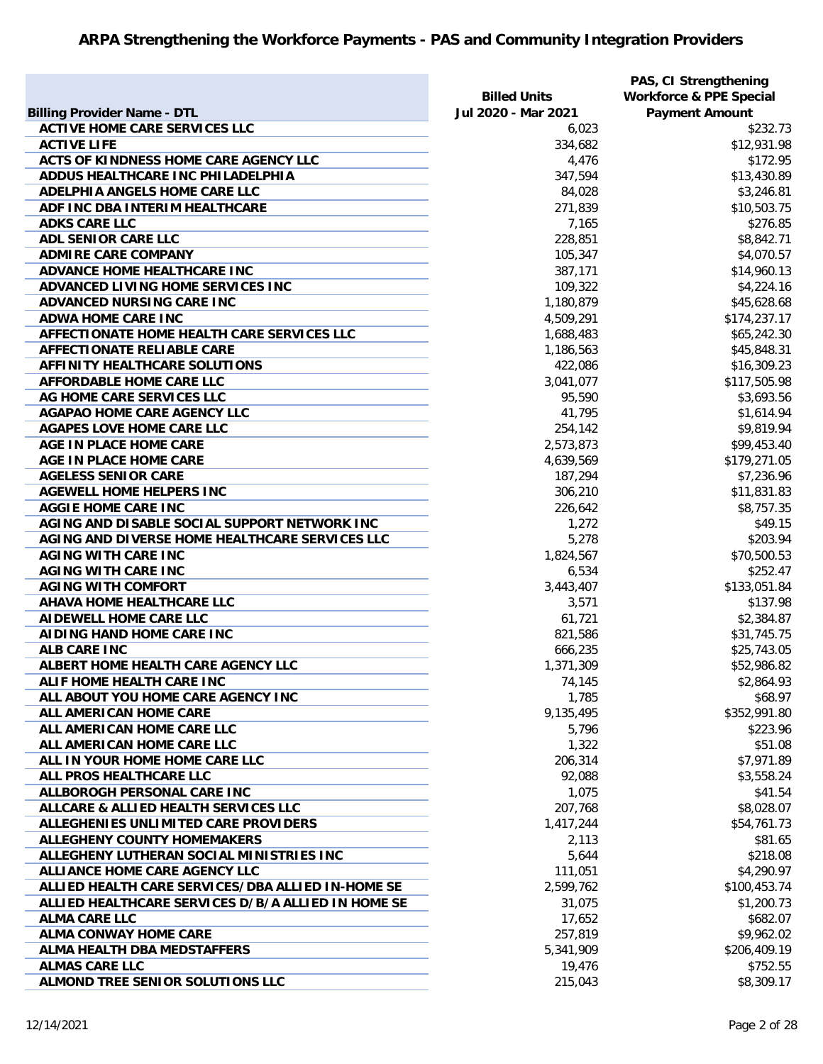# ARPA Strengthening the Workforce Payments - PAS and Community Integration Providers

| Billing Provider Name - DTL | Billed Units Jul 2020 - Mar 2021 | PAS, CI Strengthening Workforce & PPE Special Payment Amount |
|---|---|---|
| ACTIVE HOME CARE SERVICES LLC | 6,023 | $232.73 |
| ACTIVE LIFE | 334,682 | $12,931.98 |
| ACTS OF KINDNESS HOME CARE AGENCY LLC | 4,476 | $172.95 |
| ADDUS HEALTHCARE INC PHILADELPHIA | 347,594 | $13,430.89 |
| ADELPHIA ANGELS HOME CARE LLC | 84,028 | $3,246.81 |
| ADF INC DBA INTERIM HEALTHCARE | 271,839 | $10,503.75 |
| ADKS CARE LLC | 7,165 | $276.85 |
| ADL SENIOR CARE LLC | 228,851 | $8,842.71 |
| ADMIRE CARE COMPANY | 105,347 | $4,070.57 |
| ADVANCE HOME HEALTHCARE INC | 387,171 | $14,960.13 |
| ADVANCED LIVING HOME SERVICES INC | 109,322 | $4,224.16 |
| ADVANCED NURSING CARE INC | 1,180,879 | $45,628.68 |
| ADWA HOME CARE INC | 4,509,291 | $174,237.17 |
| AFFECTIONATE HOME HEALTH CARE SERVICES LLC | 1,688,483 | $65,242.30 |
| AFFECTIONATE RELIABLE CARE | 1,186,563 | $45,848.31 |
| AFFINITY HEALTHCARE SOLUTIONS | 422,086 | $16,309.23 |
| AFFORDABLE HOME CARE LLC | 3,041,077 | $117,505.98 |
| AG HOME CARE SERVICES LLC | 95,590 | $3,693.56 |
| AGAPAO HOME CARE AGENCY LLC | 41,795 | $1,614.94 |
| AGAPES LOVE HOME CARE LLC | 254,142 | $9,819.94 |
| AGE IN PLACE HOME CARE | 2,573,873 | $99,453.40 |
| AGE IN PLACE HOME CARE | 4,639,569 | $179,271.05 |
| AGELESS SENIOR CARE | 187,294 | $7,236.96 |
| AGEWELL HOME HELPERS INC | 306,210 | $11,831.83 |
| AGGIE HOME CARE INC | 226,642 | $8,757.35 |
| AGING AND DISABLE SOCIAL SUPPORT NETWORK INC | 1,272 | $49.15 |
| AGING AND DIVERSE HOME HEALTHCARE SERVICES LLC | 5,278 | $203.94 |
| AGING WITH CARE INC | 1,824,567 | $70,500.53 |
| AGING WITH CARE INC | 6,534 | $252.47 |
| AGING WITH COMFORT | 3,443,407 | $133,051.84 |
| AHAVA HOME HEALTHCARE LLC | 3,571 | $137.98 |
| AIDEWELL HOME CARE LLC | 61,721 | $2,384.87 |
| AIDING HAND HOME CARE INC | 821,586 | $31,745.75 |
| ALB CARE INC | 666,235 | $25,743.05 |
| ALBERT HOME HEALTH CARE AGENCY LLC | 1,371,309 | $52,986.82 |
| ALIF HOME HEALTH CARE INC | 74,145 | $2,864.93 |
| ALL ABOUT YOU HOME CARE AGENCY INC | 1,785 | $68.97 |
| ALL AMERICAN HOME CARE | 9,135,495 | $352,991.80 |
| ALL AMERICAN HOME CARE LLC | 5,796 | $223.96 |
| ALL AMERICAN HOME CARE LLC | 1,322 | $51.08 |
| ALL IN YOUR HOME HOME CARE LLC | 206,314 | $7,971.89 |
| ALL PROS HEALTHCARE LLC | 92,088 | $3,558.24 |
| ALLBOROGH PERSONAL CARE INC | 1,075 | $41.54 |
| ALLCARE & ALLIED HEALTH SERVICES LLC | 207,768 | $8,028.07 |
| ALLEGHENIES UNLIMITED CARE PROVIDERS | 1,417,244 | $54,761.73 |
| ALLEGHENY COUNTY HOMEMAKERS | 2,113 | $81.65 |
| ALLEGHENY LUTHERAN SOCIAL MINISTRIES INC | 5,644 | $218.08 |
| ALLIANCE HOME CARE AGENCY LLC | 111,051 | $4,290.97 |
| ALLIED HEALTH CARE SERVICES/DBA ALLIED IN-HOME SE | 2,599,762 | $100,453.74 |
| ALLIED HEALTHCARE SERVICES D/B/A ALLIED IN HOME SE | 31,075 | $1,200.73 |
| ALMA CARE LLC | 17,652 | $682.07 |
| ALMA CONWAY HOME CARE | 257,819 | $9,962.02 |
| ALMA HEALTH DBA MEDSTAFFERS | 5,341,909 | $206,409.19 |
| ALMAS CARE LLC | 19,476 | $752.55 |
| ALMOND TREE SENIOR SOLUTIONS LLC | 215,043 | $8,309.17 |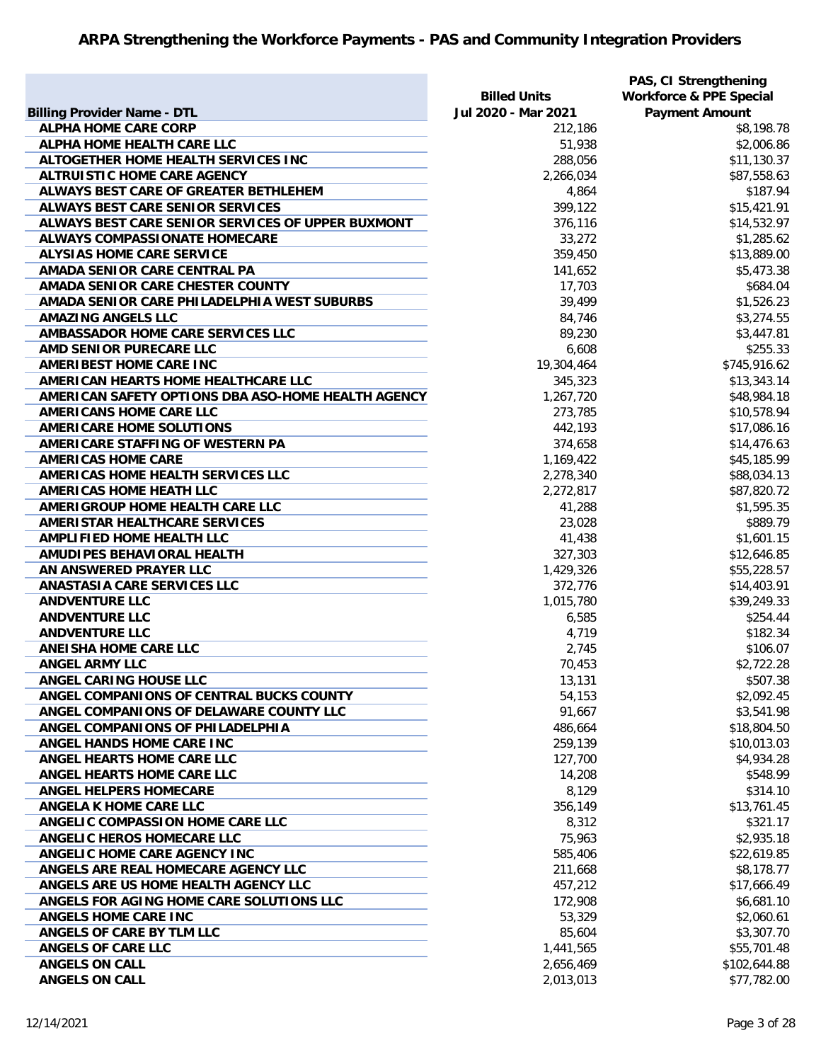# ARPA Strengthening the Workforce Payments - PAS and Community Integration Providers

| Billing Provider Name - DTL | Billed Units Jul 2020 - Mar 2021 | PAS, CI Strengthening Workforce & PPE Special Payment Amount |
|---|---|---|
| ALPHA HOME CARE CORP | 212,186 | $8,198.78 |
| ALPHA HOME HEALTH CARE LLC | 51,938 | $2,006.86 |
| ALTOGETHER HOME HEALTH SERVICES INC | 288,056 | $11,130.37 |
| ALTRUISTIC HOME CARE AGENCY | 2,266,034 | $87,558.63 |
| ALWAYS BEST CARE OF GREATER BETHLEHEM | 4,864 | $187.94 |
| ALWAYS BEST CARE SENIOR SERVICES | 399,122 | $15,421.91 |
| ALWAYS BEST CARE SENIOR SERVICES OF UPPER BUXMONT | 376,116 | $14,532.97 |
| ALWAYS COMPASSIONATE HOMECARE | 33,272 | $1,285.62 |
| ALYSIAS HOME CARE SERVICE | 359,450 | $13,889.00 |
| AMADA SENIOR CARE CENTRAL PA | 141,652 | $5,473.38 |
| AMADA SENIOR CARE CHESTER COUNTY | 17,703 | $684.04 |
| AMADA SENIOR CARE PHILADELPHIA WEST SUBURBS | 39,499 | $1,526.23 |
| AMAZING ANGELS LLC | 84,746 | $3,274.55 |
| AMBASSADOR HOME CARE SERVICES LLC | 89,230 | $3,447.81 |
| AMD SENIOR PURECARE LLC | 6,608 | $255.33 |
| AMERIBEST HOME CARE INC | 19,304,464 | $745,916.62 |
| AMERICAN HEARTS HOME HEALTHCARE LLC | 345,323 | $13,343.14 |
| AMERICAN SAFETY OPTIONS DBA ASO-HOME HEALTH AGENCY | 1,267,720 | $48,984.18 |
| AMERICANS HOME CARE LLC | 273,785 | $10,578.94 |
| AMERICARE HOME SOLUTIONS | 442,193 | $17,086.16 |
| AMERICARE STAFFING OF WESTERN PA | 374,658 | $14,476.63 |
| AMERICAS HOME CARE | 1,169,422 | $45,185.99 |
| AMERICAS HOME HEALTH SERVICES LLC | 2,278,340 | $88,034.13 |
| AMERICAS HOME HEATH LLC | 2,272,817 | $87,820.72 |
| AMERIGROUP HOME HEALTH CARE LLC | 41,288 | $1,595.35 |
| AMERISTAR HEALTHCARE SERVICES | 23,028 | $889.79 |
| AMPLIFIED HOME HEALTH LLC | 41,438 | $1,601.15 |
| AMUDIPES BEHAVIORAL HEALTH | 327,303 | $12,646.85 |
| AN ANSWERED PRAYER LLC | 1,429,326 | $55,228.57 |
| ANASTASIA CARE SERVICES LLC | 372,776 | $14,403.91 |
| ANDVENTURE LLC | 1,015,780 | $39,249.33 |
| ANDVENTURE LLC | 6,585 | $254.44 |
| ANDVENTURE LLC | 4,719 | $182.34 |
| ANEISHA HOME CARE LLC | 2,745 | $106.07 |
| ANGEL ARMY LLC | 70,453 | $2,722.28 |
| ANGEL CARING HOUSE LLC | 13,131 | $507.38 |
| ANGEL COMPANIONS OF CENTRAL BUCKS COUNTY | 54,153 | $2,092.45 |
| ANGEL COMPANIONS OF DELAWARE COUNTY LLC | 91,667 | $3,541.98 |
| ANGEL COMPANIONS OF PHILADELPHIA | 486,664 | $18,804.50 |
| ANGEL HANDS HOME CARE INC | 259,139 | $10,013.03 |
| ANGEL HEARTS HOME CARE LLC | 127,700 | $4,934.28 |
| ANGEL HEARTS HOME CARE LLC | 14,208 | $548.99 |
| ANGEL HELPERS HOMECARE | 8,129 | $314.10 |
| ANGELA K HOME CARE LLC | 356,149 | $13,761.45 |
| ANGELIC COMPASSION HOME CARE LLC | 8,312 | $321.17 |
| ANGELIC HEROS HOMECARE LLC | 75,963 | $2,935.18 |
| ANGELIC HOME CARE AGENCY INC | 585,406 | $22,619.85 |
| ANGELS ARE REAL HOMECARE AGENCY LLC | 211,668 | $8,178.77 |
| ANGELS ARE US HOME HEALTH AGENCY LLC | 457,212 | $17,666.49 |
| ANGELS FOR AGING HOME CARE SOLUTIONS LLC | 172,908 | $6,681.10 |
| ANGELS HOME CARE INC | 53,329 | $2,060.61 |
| ANGELS OF CARE BY TLM LLC | 85,604 | $3,307.70 |
| ANGELS OF CARE LLC | 1,441,565 | $55,701.48 |
| ANGELS ON CALL | 2,656,469 | $102,644.88 |
| ANGELS ON CALL | 2,013,013 | $77,782.00 |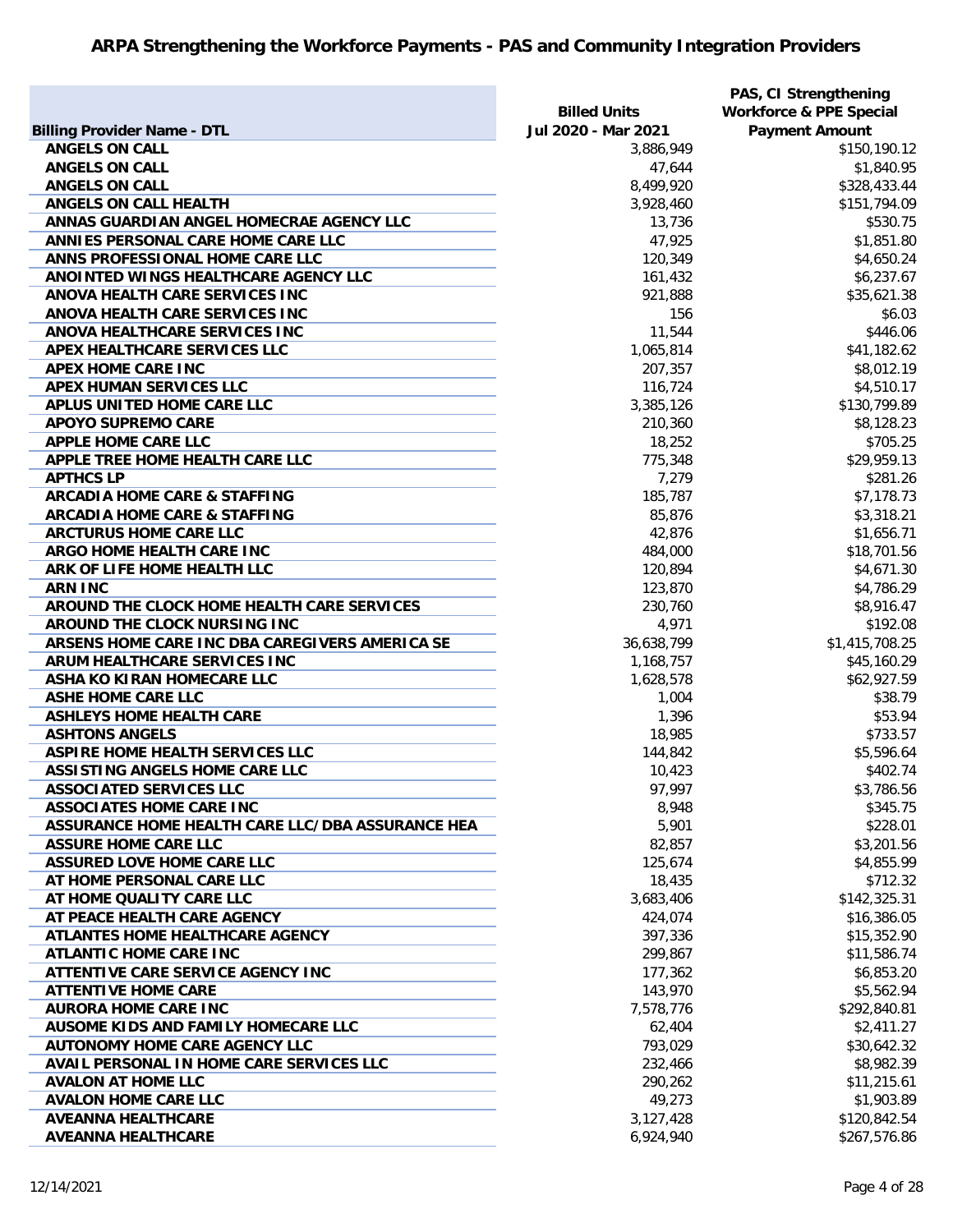# ARPA Strengthening the Workforce Payments - PAS and Community Integration Providers

| Billing Provider Name - DTL | Billed Units Jul 2020 - Mar 2021 | PAS, CI Strengthening Workforce & PPE Special Payment Amount |
|---|---|---|
| ANGELS ON CALL | 3,886,949 | $150,190.12 |
| ANGELS ON CALL | 47,644 | $1,840.95 |
| ANGELS ON CALL | 8,499,920 | $328,433.44 |
| ANGELS ON CALL HEALTH | 3,928,460 | $151,794.09 |
| ANNAS GUARDIAN ANGEL HOMECRAE AGENCY LLC | 13,736 | $530.75 |
| ANNIES PERSONAL CARE HOME CARE LLC | 47,925 | $1,851.80 |
| ANNS PROFESSIONAL HOME CARE LLC | 120,349 | $4,650.24 |
| ANOINTED WINGS HEALTHCARE AGENCY LLC | 161,432 | $6,237.67 |
| ANOVA HEALTH CARE SERVICES INC | 921,888 | $35,621.38 |
| ANOVA HEALTH CARE SERVICES INC | 156 | $6.03 |
| ANOVA HEALTHCARE SERVICES INC | 11,544 | $446.06 |
| APEX HEALTHCARE SERVICES LLC | 1,065,814 | $41,182.62 |
| APEX HOME CARE INC | 207,357 | $8,012.19 |
| APEX HUMAN SERVICES LLC | 116,724 | $4,510.17 |
| APLUS UNITED HOME CARE LLC | 3,385,126 | $130,799.89 |
| APOYO SUPREMO CARE | 210,360 | $8,128.23 |
| APPLE HOME CARE LLC | 18,252 | $705.25 |
| APPLE TREE HOME HEALTH CARE LLC | 775,348 | $29,959.13 |
| APTHCS LP | 7,279 | $281.26 |
| ARCADIA HOME CARE & STAFFING | 185,787 | $7,178.73 |
| ARCADIA HOME CARE & STAFFING | 85,876 | $3,318.21 |
| ARCTURUS HOME CARE LLC | 42,876 | $1,656.71 |
| ARGO HOME HEALTH CARE INC | 484,000 | $18,701.56 |
| ARK OF LIFE HOME HEALTH LLC | 120,894 | $4,671.30 |
| ARN INC | 123,870 | $4,786.29 |
| AROUND THE CLOCK HOME HEALTH CARE SERVICES | 230,760 | $8,916.47 |
| AROUND THE CLOCK NURSING INC | 4,971 | $192.08 |
| ARSENS HOME CARE INC DBA CAREGIVERS AMERICA SE | 36,638,799 | $1,415,708.25 |
| ARUM HEALTHCARE SERVICES INC | 1,168,757 | $45,160.29 |
| ASHA KO KIRAN HOMECARE LLC | 1,628,578 | $62,927.59 |
| ASHE HOME CARE LLC | 1,004 | $38.79 |
| ASHLEYS HOME HEALTH CARE | 1,396 | $53.94 |
| ASHTONS ANGELS | 18,985 | $733.57 |
| ASPIRE HOME HEALTH SERVICES LLC | 144,842 | $5,596.64 |
| ASSISTING ANGELS HOME CARE LLC | 10,423 | $402.74 |
| ASSOCIATED SERVICES LLC | 97,997 | $3,786.56 |
| ASSOCIATES HOME CARE INC | 8,948 | $345.75 |
| ASSURANCE HOME HEALTH CARE LLC/DBA ASSURANCE HEA | 5,901 | $228.01 |
| ASSURE HOME CARE LLC | 82,857 | $3,201.56 |
| ASSURED LOVE HOME CARE LLC | 125,674 | $4,855.99 |
| AT HOME PERSONAL CARE LLC | 18,435 | $712.32 |
| AT HOME QUALITY CARE LLC | 3,683,406 | $142,325.31 |
| AT PEACE HEALTH CARE AGENCY | 424,074 | $16,386.05 |
| ATLANTES HOME HEALTHCARE AGENCY | 397,336 | $15,352.90 |
| ATLANTIC HOME CARE INC | 299,867 | $11,586.74 |
| ATTENTIVE CARE SERVICE AGENCY INC | 177,362 | $6,853.20 |
| ATTENTIVE HOME CARE | 143,970 | $5,562.94 |
| AURORA HOME CARE INC | 7,578,776 | $292,840.81 |
| AUSOME KIDS AND FAMILY HOMECARE LLC | 62,404 | $2,411.27 |
| AUTONOMY HOME CARE AGENCY LLC | 793,029 | $30,642.32 |
| AVAIL PERSONAL IN HOME CARE SERVICES LLC | 232,466 | $8,982.39 |
| AVALON AT HOME LLC | 290,262 | $11,215.61 |
| AVALON HOME CARE LLC | 49,273 | $1,903.89 |
| AVEANNA HEALTHCARE | 3,127,428 | $120,842.54 |
| AVEANNA HEALTHCARE | 6,924,940 | $267,576.86 |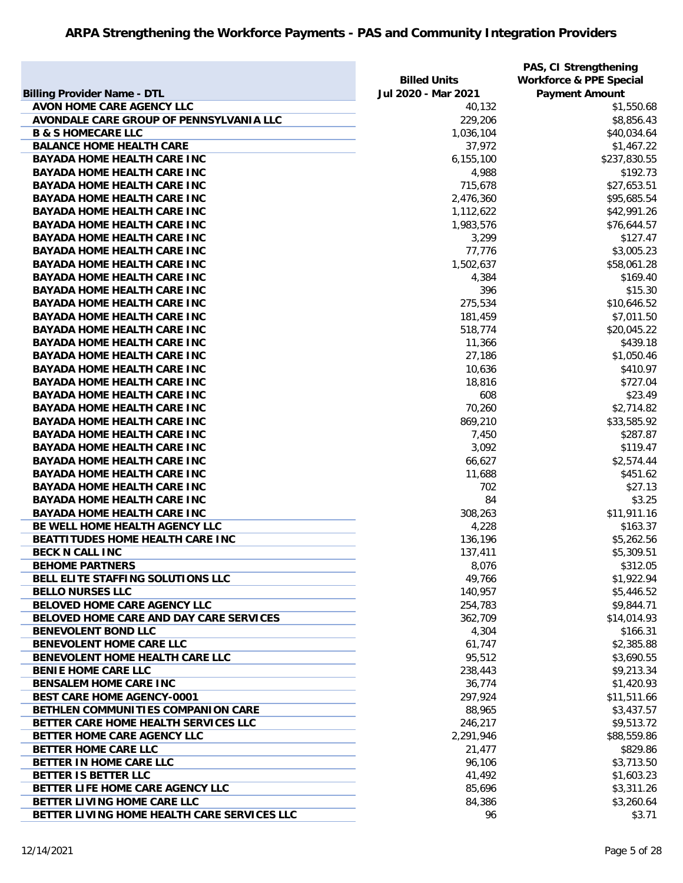# ARPA Strengthening the Workforce Payments - PAS and Community Integration Providers

| Billing Provider Name - DTL | Billed Units Jul 2020 - Mar 2021 | PAS, CI Strengthening Workforce & PPE Special Payment Amount |
|---|---|---|
| AVON HOME CARE AGENCY LLC | 40,132 | $1,550.68 |
| AVONDALE CARE GROUP OF PENNSYLVANIA LLC | 229,206 | $8,856.43 |
| B & S HOMECARE LLC | 1,036,104 | $40,034.64 |
| BALANCE HOME HEALTH CARE | 37,972 | $1,467.22 |
| BAYADA HOME HEALTH CARE INC | 6,155,100 | $237,830.55 |
| BAYADA HOME HEALTH CARE INC | 4,988 | $192.73 |
| BAYADA HOME HEALTH CARE INC | 715,678 | $27,653.51 |
| BAYADA HOME HEALTH CARE INC | 2,476,360 | $95,685.54 |
| BAYADA HOME HEALTH CARE INC | 1,112,622 | $42,991.26 |
| BAYADA HOME HEALTH CARE INC | 1,983,576 | $76,644.57 |
| BAYADA HOME HEALTH CARE INC | 3,299 | $127.47 |
| BAYADA HOME HEALTH CARE INC | 77,776 | $3,005.23 |
| BAYADA HOME HEALTH CARE INC | 1,502,637 | $58,061.28 |
| BAYADA HOME HEALTH CARE INC | 4,384 | $169.40 |
| BAYADA HOME HEALTH CARE INC | 396 | $15.30 |
| BAYADA HOME HEALTH CARE INC | 275,534 | $10,646.52 |
| BAYADA HOME HEALTH CARE INC | 181,459 | $7,011.50 |
| BAYADA HOME HEALTH CARE INC | 518,774 | $20,045.22 |
| BAYADA HOME HEALTH CARE INC | 11,366 | $439.18 |
| BAYADA HOME HEALTH CARE INC | 27,186 | $1,050.46 |
| BAYADA HOME HEALTH CARE INC | 10,636 | $410.97 |
| BAYADA HOME HEALTH CARE INC | 18,816 | $727.04 |
| BAYADA HOME HEALTH CARE INC | 608 | $23.49 |
| BAYADA HOME HEALTH CARE INC | 70,260 | $2,714.82 |
| BAYADA HOME HEALTH CARE INC | 869,210 | $33,585.92 |
| BAYADA HOME HEALTH CARE INC | 7,450 | $287.87 |
| BAYADA HOME HEALTH CARE INC | 3,092 | $119.47 |
| BAYADA HOME HEALTH CARE INC | 66,627 | $2,574.44 |
| BAYADA HOME HEALTH CARE INC | 11,688 | $451.62 |
| BAYADA HOME HEALTH CARE INC | 702 | $27.13 |
| BAYADA HOME HEALTH CARE INC | 84 | $3.25 |
| BAYADA HOME HEALTH CARE INC | 308,263 | $11,911.16 |
| BE WELL HOME HEALTH AGENCY LLC | 4,228 | $163.37 |
| BEATTITUDES HOME HEALTH CARE INC | 136,196 | $5,262.56 |
| BECK N CALL INC | 137,411 | $5,309.51 |
| BEHOME PARTNERS | 8,076 | $312.05 |
| BELL ELITE STAFFING SOLUTIONS LLC | 49,766 | $1,922.94 |
| BELLO NURSES LLC | 140,957 | $5,446.52 |
| BELOVED HOME CARE AGENCY LLC | 254,783 | $9,844.71 |
| BELOVED HOME CARE AND DAY CARE SERVICES | 362,709 | $14,014.93 |
| BENEVOLENT BOND LLC | 4,304 | $166.31 |
| BENEVOLENT HOME CARE LLC | 61,747 | $2,385.88 |
| BENEVOLENT HOME HEALTH CARE LLC | 95,512 | $3,690.55 |
| BENIE HOME CARE LLC | 238,443 | $9,213.34 |
| BENSALEM HOME CARE INC | 36,774 | $1,420.93 |
| BEST CARE HOME AGENCY-0001 | 297,924 | $11,511.66 |
| BETHLEN COMMUNITIES COMPANION CARE | 88,965 | $3,437.57 |
| BETTER CARE HOME HEALTH SERVICES LLC | 246,217 | $9,513.72 |
| BETTER HOME CARE AGENCY LLC | 2,291,946 | $88,559.86 |
| BETTER HOME CARE LLC | 21,477 | $829.86 |
| BETTER IN HOME CARE LLC | 96,106 | $3,713.50 |
| BETTER IS BETTER LLC | 41,492 | $1,603.23 |
| BETTER LIFE HOME CARE AGENCY LLC | 85,696 | $3,311.26 |
| BETTER LIVING HOME CARE LLC | 84,386 | $3,260.64 |
| BETTER LIVING HOME HEALTH CARE SERVICES LLC | 96 | $3.71 |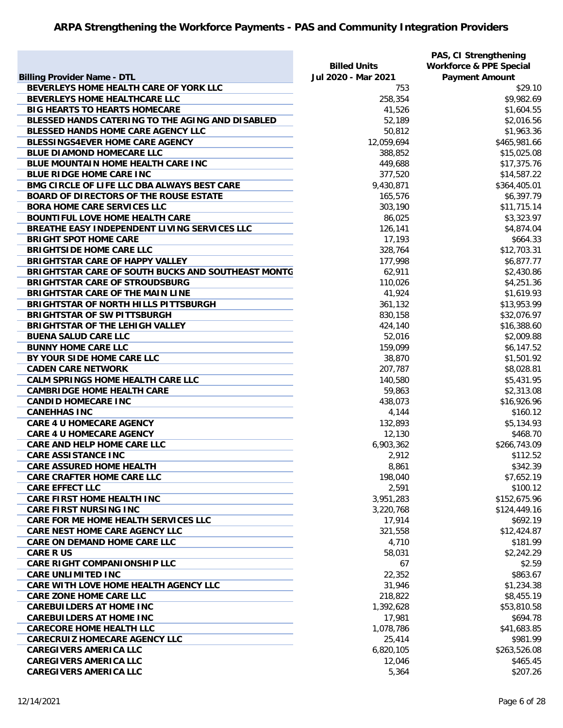## ARPA Strengthening the Workforce Payments - PAS and Community Integration Providers

| Billing Provider Name - DTL | Billed Units Jul 2020 - Mar 2021 | PAS, CI Strengthening Workforce & PPE Special Payment Amount |
|---|---|---|
| BEVERLEYS HOME HEALTH CARE OF YORK LLC | 753 | $29.10 |
| BEVERLEYS HOME HEALTHCARE LLC | 258,354 | $9,982.69 |
| BIG HEARTS TO HEARTS HOMECARE | 41,526 | $1,604.55 |
| BLESSED HANDS CATERING TO THE AGING AND DISABLED | 52,189 | $2,016.56 |
| BLESSED HANDS HOME CARE AGENCY LLC | 50,812 | $1,963.36 |
| BLESSINGS4EVER HOME CARE AGENCY | 12,059,694 | $465,981.66 |
| BLUE DIAMOND HOMECARE LLC | 388,852 | $15,025.08 |
| BLUE MOUNTAIN HOME HEALTH CARE INC | 449,688 | $17,375.76 |
| BLUE RIDGE HOME CARE INC | 377,520 | $14,587.22 |
| BMG CIRCLE OF LIFE LLC DBA ALWAYS BEST CARE | 9,430,871 | $364,405.01 |
| BOARD OF DIRECTORS OF THE ROUSE ESTATE | 165,576 | $6,397.79 |
| BORA HOME CARE SERVICES LLC | 303,190 | $11,715.14 |
| BOUNTIFUL LOVE HOME HEALTH CARE | 86,025 | $3,323.97 |
| BREATHE EASY INDEPENDENT LIVING SERVICES LLC | 126,141 | $4,874.04 |
| BRIGHT SPOT HOME CARE | 17,193 | $664.33 |
| BRIGHTSIDE HOME CARE LLC | 328,764 | $12,703.31 |
| BRIGHTSTAR CARE OF HAPPY VALLEY | 177,998 | $6,877.77 |
| BRIGHTSTAR CARE OF SOUTH BUCKS AND SOUTHEAST MONTG | 62,911 | $2,430.86 |
| BRIGHTSTAR CARE OF STROUDSBURG | 110,026 | $4,251.36 |
| BRIGHTSTAR CARE OF THE MAIN LINE | 41,924 | $1,619.93 |
| BRIGHTSTAR OF NORTH HILLS PITTSBURGH | 361,132 | $13,953.99 |
| BRIGHTSTAR OF SW PITTSBURGH | 830,158 | $32,076.97 |
| BRIGHTSTAR OF THE LEHIGH VALLEY | 424,140 | $16,388.60 |
| BUENA SALUD CARE LLC | 52,016 | $2,009.88 |
| BUNNY HOME CARE LLC | 159,099 | $6,147.52 |
| BY YOUR SIDE HOME CARE LLC | 38,870 | $1,501.92 |
| CADEN CARE NETWORK | 207,787 | $8,028.81 |
| CALM SPRINGS HOME HEALTH CARE LLC | 140,580 | $5,431.95 |
| CAMBRIDGE HOME HEALTH CARE | 59,863 | $2,313.08 |
| CANDID HOMECARE INC | 438,073 | $16,926.96 |
| CANEHHAS INC | 4,144 | $160.12 |
| CARE 4 U HOMECARE AGENCY | 132,893 | $5,134.93 |
| CARE 4 U HOMECARE AGENCY | 12,130 | $468.70 |
| CARE AND HELP HOME CARE LLC | 6,903,362 | $266,743.09 |
| CARE ASSISTANCE INC | 2,912 | $112.52 |
| CARE ASSURED HOME HEALTH | 8,861 | $342.39 |
| CARE CRAFTER HOME CARE LLC | 198,040 | $7,652.19 |
| CARE EFFECT LLC | 2,591 | $100.12 |
| CARE FIRST HOME HEALTH INC | 3,951,283 | $152,675.96 |
| CARE FIRST NURSING INC | 3,220,768 | $124,449.16 |
| CARE FOR ME HOME HEALTH SERVICES LLC | 17,914 | $692.19 |
| CARE NEST HOME CARE AGENCY LLC | 321,558 | $12,424.87 |
| CARE ON DEMAND HOME CARE LLC | 4,710 | $181.99 |
| CARE R US | 58,031 | $2,242.29 |
| CARE RIGHT COMPANIONSHIP LLC | 67 | $2.59 |
| CARE UNLIMITED INC | 22,352 | $863.67 |
| CARE WITH LOVE HOME HEALTH AGENCY LLC | 31,946 | $1,234.38 |
| CARE ZONE HOME CARE LLC | 218,822 | $8,455.19 |
| CAREBUILDERS AT HOME INC | 1,392,628 | $53,810.58 |
| CAREBUILDERS AT HOME INC | 17,981 | $694.78 |
| CARECORE HOME HEALTH LLC | 1,078,786 | $41,683.85 |
| CARECRUIZ HOMECARE AGENCY LLC | 25,414 | $981.99 |
| CAREGIVERS AMERICA LLC | 6,820,105 | $263,526.08 |
| CAREGIVERS AMERICA LLC | 12,046 | $465.45 |
| CAREGIVERS AMERICA LLC | 5,364 | $207.26 |

12/14/2021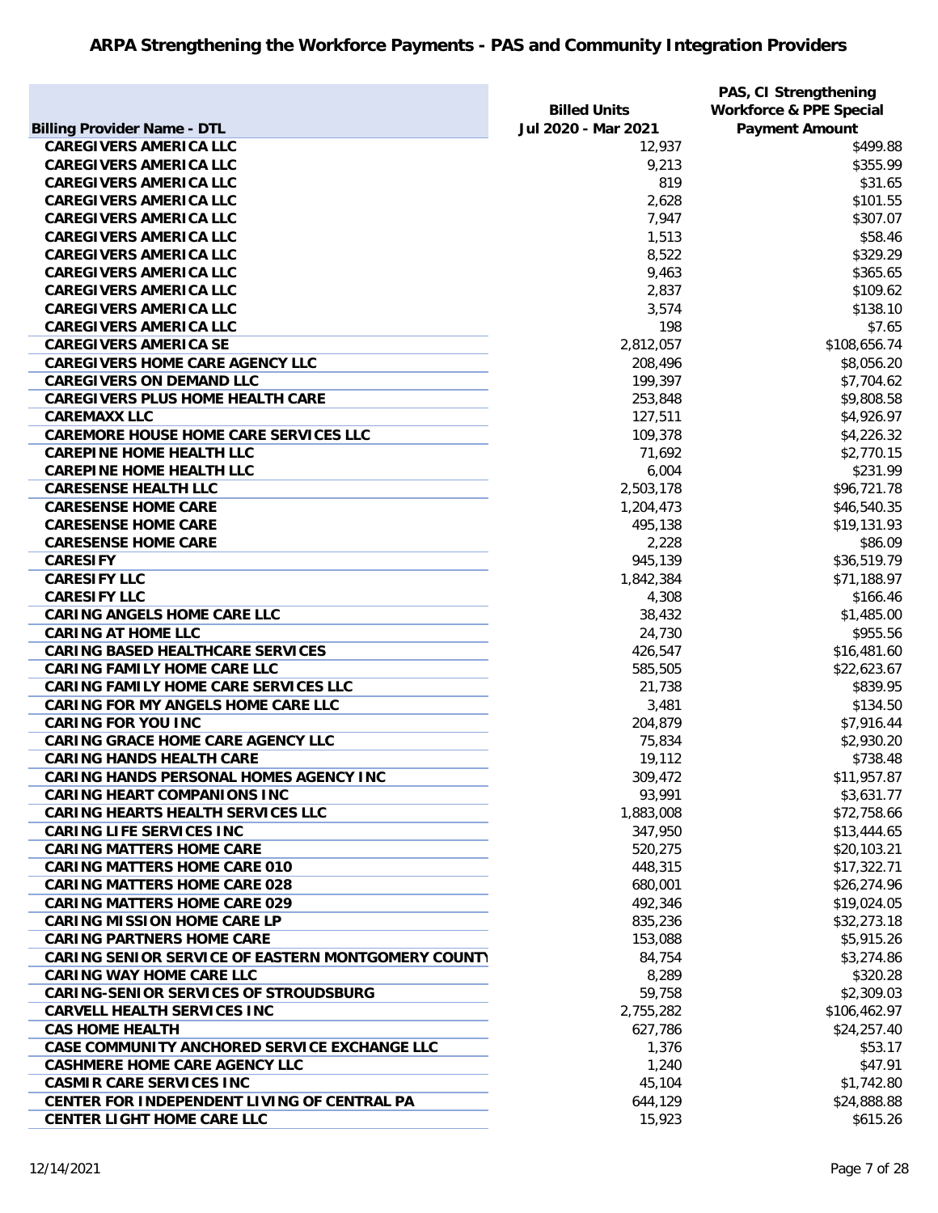# ARPA Strengthening the Workforce Payments - PAS and Community Integration Providers

| Billing Provider Name - DTL | Billed Units Jul 2020 - Mar 2021 | PAS, CI Strengthening Workforce & PPE Special Payment Amount |
|---|---|---|
| CAREGIVERS AMERICA LLC | 12,937 | $499.88 |
| CAREGIVERS AMERICA LLC | 9,213 | $355.99 |
| CAREGIVERS AMERICA LLC | 819 | $31.65 |
| CAREGIVERS AMERICA LLC | 2,628 | $101.55 |
| CAREGIVERS AMERICA LLC | 7,947 | $307.07 |
| CAREGIVERS AMERICA LLC | 1,513 | $58.46 |
| CAREGIVERS AMERICA LLC | 8,522 | $329.29 |
| CAREGIVERS AMERICA LLC | 9,463 | $365.65 |
| CAREGIVERS AMERICA LLC | 2,837 | $109.62 |
| CAREGIVERS AMERICA LLC | 3,574 | $138.10 |
| CAREGIVERS AMERICA LLC | 198 | $7.65 |
| CAREGIVERS AMERICA SE | 2,812,057 | $108,656.74 |
| CAREGIVERS HOME CARE AGENCY LLC | 208,496 | $8,056.20 |
| CAREGIVERS ON DEMAND LLC | 199,397 | $7,704.62 |
| CAREGIVERS PLUS HOME HEALTH CARE | 253,848 | $9,808.58 |
| CAREMAXX LLC | 127,511 | $4,926.97 |
| CAREMORE HOUSE HOME CARE SERVICES LLC | 109,378 | $4,226.32 |
| CAREPINE HOME HEALTH LLC | 71,692 | $2,770.15 |
| CAREPINE HOME HEALTH LLC | 6,004 | $231.99 |
| CARESENSE HEALTH LLC | 2,503,178 | $96,721.78 |
| CARESENSE HOME CARE | 1,204,473 | $46,540.35 |
| CARESENSE HOME CARE | 495,138 | $19,131.93 |
| CARESENSE HOME CARE | 2,228 | $86.09 |
| CARESIFY | 945,139 | $36,519.79 |
| CARESIFY LLC | 1,842,384 | $71,188.97 |
| CARESIFY LLC | 4,308 | $166.46 |
| CARING ANGELS HOME CARE LLC | 38,432 | $1,485.00 |
| CARING AT HOME LLC | 24,730 | $955.56 |
| CARING BASED HEALTHCARE SERVICES | 426,547 | $16,481.60 |
| CARING FAMILY HOME CARE LLC | 585,505 | $22,623.67 |
| CARING FAMILY HOME CARE SERVICES LLC | 21,738 | $839.95 |
| CARING FOR MY ANGELS HOME CARE LLC | 3,481 | $134.50 |
| CARING FOR YOU INC | 204,879 | $7,916.44 |
| CARING GRACE HOME CARE AGENCY LLC | 75,834 | $2,930.20 |
| CARING HANDS HEALTH CARE | 19,112 | $738.48 |
| CARING HANDS PERSONAL HOMES AGENCY INC | 309,472 | $11,957.87 |
| CARING HEART COMPANIONS INC | 93,991 | $3,631.77 |
| CARING HEARTS HEALTH SERVICES LLC | 1,883,008 | $72,758.66 |
| CARING LIFE SERVICES INC | 347,950 | $13,444.65 |
| CARING MATTERS HOME CARE | 520,275 | $20,103.21 |
| CARING MATTERS HOME CARE 010 | 448,315 | $17,322.71 |
| CARING MATTERS HOME CARE 028 | 680,001 | $26,274.96 |
| CARING MATTERS HOME CARE 029 | 492,346 | $19,024.05 |
| CARING MISSION HOME CARE LP | 835,236 | $32,273.18 |
| CARING PARTNERS HOME CARE | 153,088 | $5,915.26 |
| CARING SENIOR SERVICE OF EASTERN MONTGOMERY COUNTY | 84,754 | $3,274.86 |
| CARING WAY HOME CARE LLC | 8,289 | $320.28 |
| CARING-SENIOR SERVICES OF STROUDSBURG | 59,758 | $2,309.03 |
| CARVELL HEALTH SERVICES INC | 2,755,282 | $106,462.97 |
| CAS HOME HEALTH | 627,786 | $24,257.40 |
| CASE COMMUNITY ANCHORED SERVICE EXCHANGE LLC | 1,376 | $53.17 |
| CASHMERE HOME CARE AGENCY LLC | 1,240 | $47.91 |
| CASMIR CARE SERVICES INC | 45,104 | $1,742.80 |
| CENTER FOR INDEPENDENT LIVING OF CENTRAL PA | 644,129 | $24,888.88 |
| CENTER LIGHT HOME CARE LLC | 15,923 | $615.26 |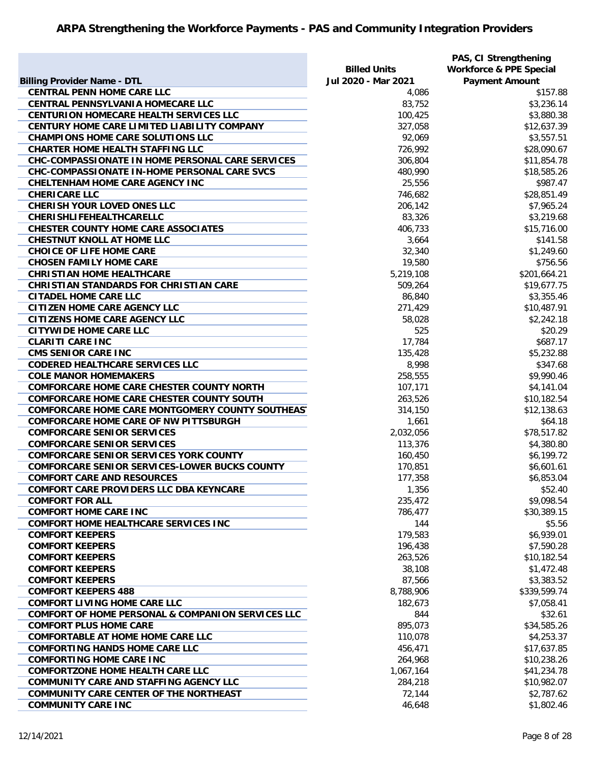## ARPA Strengthening the Workforce Payments - PAS and Community Integration Providers

| Billing Provider Name - DTL | Billed Units Jul 2020 - Mar 2021 | PAS, CI Strengthening Workforce & PPE Special Payment Amount |
|---|---|---|
| CENTRAL PENN HOME CARE LLC | 4,086 | $157.88 |
| CENTRAL PENNSYLVANIA HOMECARE LLC | 83,752 | $3,236.14 |
| CENTURION HOMECARE HEALTH SERVICES LLC | 100,425 | $3,880.38 |
| CENTURY HOME CARE LIMITED LIABILITY COMPANY | 327,058 | $12,637.39 |
| CHAMPIONS HOME CARE SOLUTIONS LLC | 92,069 | $3,557.51 |
| CHARTER HOME HEALTH STAFFING LLC | 726,992 | $28,090.67 |
| CHC-COMPASSIONATE IN HOME PERSONAL CARE SERVICES | 306,804 | $11,854.78 |
| CHC-COMPASSIONATE IN-HOME PERSONAL CARE SVCS | 480,990 | $18,585.26 |
| CHELTENHAM HOME CARE AGENCY INC | 25,556 | $987.47 |
| CHERICARE LLC | 746,682 | $28,851.49 |
| CHERISH YOUR LOVED ONES LLC | 206,142 | $7,965.24 |
| CHERISHLIFEHEALTHCARELLC | 83,326 | $3,219.68 |
| CHESTER COUNTY HOME CARE ASSOCIATES | 406,733 | $15,716.00 |
| CHESTNUT KNOLL AT HOME LLC | 3,664 | $141.58 |
| CHOICE OF LIFE HOME CARE | 32,340 | $1,249.60 |
| CHOSEN FAMILY HOME CARE | 19,580 | $756.56 |
| CHRISTIAN HOME HEALTHCARE | 5,219,108 | $201,664.21 |
| CHRISTIAN STANDARDS FOR CHRISTIAN CARE | 509,264 | $19,677.75 |
| CITADEL HOME CARE LLC | 86,840 | $3,355.46 |
| CITIZEN HOME CARE AGENCY LLC | 271,429 | $10,487.91 |
| CITIZENS HOME CARE AGENCY LLC | 58,028 | $2,242.18 |
| CITYWIDE HOME CARE LLC | 525 | $20.29 |
| CLARITI CARE INC | 17,784 | $687.17 |
| CMS SENIOR CARE INC | 135,428 | $5,232.88 |
| CODERED HEALTHCARE SERVICES LLC | 8,998 | $347.68 |
| COLE MANOR HOMEMAKERS | 258,555 | $9,990.46 |
| COMFORCARE HOME CARE CHESTER COUNTY NORTH | 107,171 | $4,141.04 |
| COMFORCARE HOME CARE CHESTER COUNTY SOUTH | 263,526 | $10,182.54 |
| COMFORCARE HOME CARE MONTGOMERY COUNTY SOUTHEAST | 314,150 | $12,138.63 |
| COMFORCARE HOME CARE OF NW PITTSBURGH | 1,661 | $64.18 |
| COMFORCARE SENIOR SERVICES | 2,032,056 | $78,517.82 |
| COMFORCARE SENIOR SERVICES | 113,376 | $4,380.80 |
| COMFORCARE SENIOR SERVICES YORK COUNTY | 160,450 | $6,199.72 |
| COMFORCARE SENIOR SERVICES-LOWER BUCKS COUNTY | 170,851 | $6,601.61 |
| COMFORT CARE AND RESOURCES | 177,358 | $6,853.04 |
| COMFORT CARE PROVIDERS LLC DBA KEYNCARE | 1,356 | $52.40 |
| COMFORT FOR ALL | 235,472 | $9,098.54 |
| COMFORT HOME CARE INC | 786,477 | $30,389.15 |
| COMFORT HOME HEALTHCARE SERVICES INC | 144 | $5.56 |
| COMFORT KEEPERS | 179,583 | $6,939.01 |
| COMFORT KEEPERS | 196,438 | $7,590.28 |
| COMFORT KEEPERS | 263,526 | $10,182.54 |
| COMFORT KEEPERS | 38,108 | $1,472.48 |
| COMFORT KEEPERS | 87,566 | $3,383.52 |
| COMFORT KEEPERS 488 | 8,788,906 | $339,599.74 |
| COMFORT LIVING HOME CARE LLC | 182,673 | $7,058.41 |
| COMFORT OF HOME PERSONAL & COMPANION SERVICES LLC | 844 | $32.61 |
| COMFORT PLUS HOME CARE | 895,073 | $34,585.26 |
| COMFORTABLE AT HOME HOME CARE LLC | 110,078 | $4,253.37 |
| COMFORTING HANDS HOME CARE LLC | 456,471 | $17,637.85 |
| COMFORTING HOME CARE INC | 264,968 | $10,238.26 |
| COMFORTZONE HOME HEALTH CARE LLC | 1,067,164 | $41,234.78 |
| COMMUNITY CARE AND STAFFING AGENCY LLC | 284,218 | $10,982.07 |
| COMMUNITY CARE CENTER OF THE NORTHEAST | 72,144 | $2,787.62 |
| COMMUNITY CARE INC | 46,648 | $1,802.46 |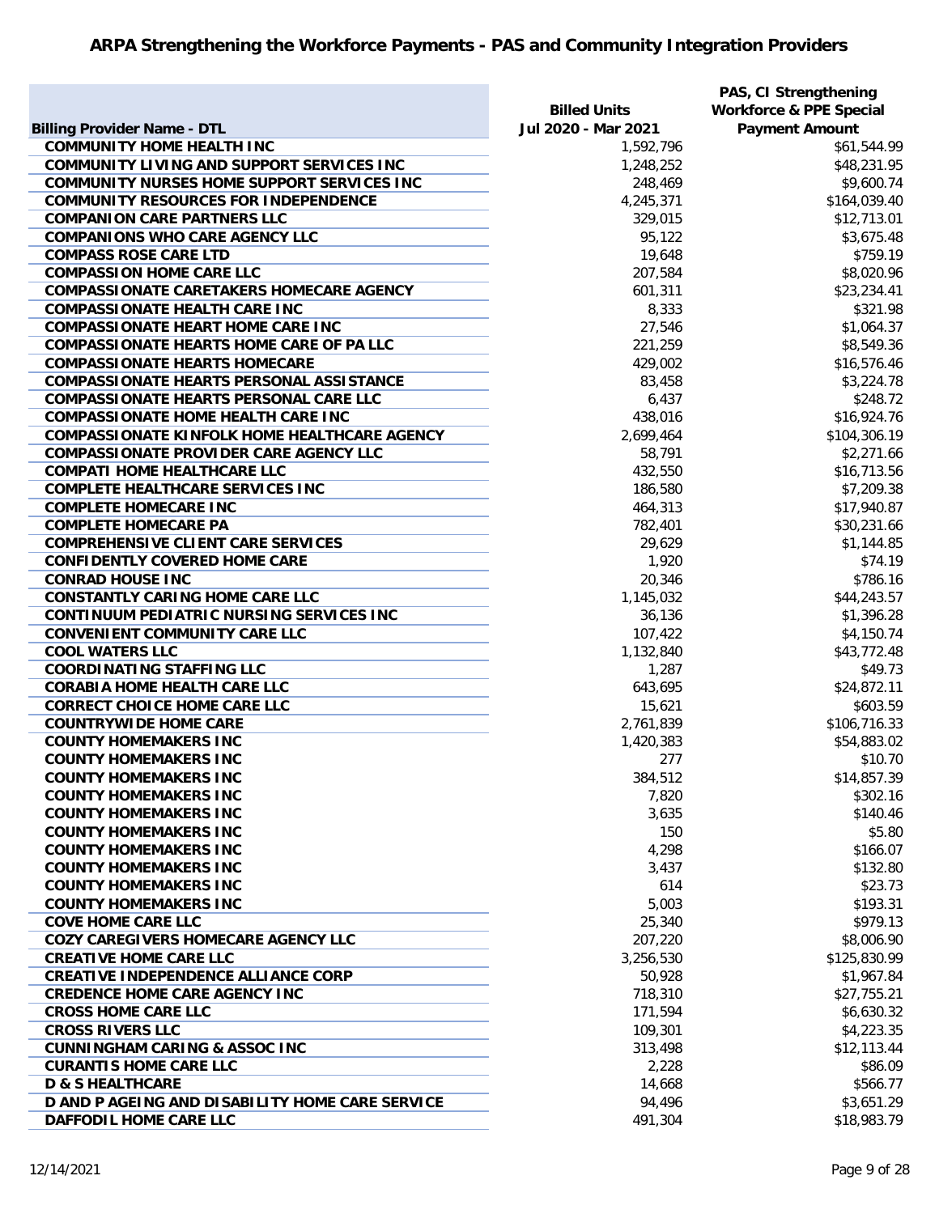# ARPA Strengthening the Workforce Payments - PAS and Community Integration Providers

| Billing Provider Name - DTL | Billed Units Jul 2020 - Mar 2021 | PAS, CI Strengthening Workforce & PPE Special Payment Amount |
|---|---|---|
| COMMUNITY HOME HEALTH INC | 1,592,796 | $61,544.99 |
| COMMUNITY LIVING AND SUPPORT SERVICES INC | 1,248,252 | $48,231.95 |
| COMMUNITY NURSES HOME SUPPORT SERVICES INC | 248,469 | $9,600.74 |
| COMMUNITY RESOURCES FOR INDEPENDENCE | 4,245,371 | $164,039.40 |
| COMPANION CARE PARTNERS LLC | 329,015 | $12,713.01 |
| COMPANIONS WHO CARE AGENCY LLC | 95,122 | $3,675.48 |
| COMPASS ROSE CARE LTD | 19,648 | $759.19 |
| COMPASSION HOME CARE LLC | 207,584 | $8,020.96 |
| COMPASSIONATE CARETAKERS HOMECARE AGENCY | 601,311 | $23,234.41 |
| COMPASSIONATE HEALTH CARE INC | 8,333 | $321.98 |
| COMPASSIONATE HEART HOME CARE INC | 27,546 | $1,064.37 |
| COMPASSIONATE HEARTS HOME CARE OF PA LLC | 221,259 | $8,549.36 |
| COMPASSIONATE HEARTS HOMECARE | 429,002 | $16,576.46 |
| COMPASSIONATE HEARTS PERSONAL ASSISTANCE | 83,458 | $3,224.78 |
| COMPASSIONATE HEARTS PERSONAL CARE LLC | 6,437 | $248.72 |
| COMPASSIONATE HOME HEALTH CARE INC | 438,016 | $16,924.76 |
| COMPASSIONATE KINFOLK HOME HEALTHCARE AGENCY | 2,699,464 | $104,306.19 |
| COMPASSIONATE PROVIDER CARE AGENCY LLC | 58,791 | $2,271.66 |
| COMPATI HOME HEALTHCARE LLC | 432,550 | $16,713.56 |
| COMPLETE HEALTHCARE SERVICES INC | 186,580 | $7,209.38 |
| COMPLETE HOMECARE INC | 464,313 | $17,940.87 |
| COMPLETE HOMECARE PA | 782,401 | $30,231.66 |
| COMPREHENSIVE CLIENT CARE SERVICES | 29,629 | $1,144.85 |
| CONFIDENTLY COVERED HOME CARE | 1,920 | $74.19 |
| CONRAD HOUSE INC | 20,346 | $786.16 |
| CONSTANTLY CARING HOME CARE LLC | 1,145,032 | $44,243.57 |
| CONTINUUM PEDIATRIC NURSING SERVICES INC | 36,136 | $1,396.28 |
| CONVENIENT COMMUNITY CARE LLC | 107,422 | $4,150.74 |
| COOL WATERS LLC | 1,132,840 | $43,772.48 |
| COORDINATING STAFFING LLC | 1,287 | $49.73 |
| CORABIA HOME HEALTH CARE LLC | 643,695 | $24,872.11 |
| CORRECT CHOICE HOME CARE LLC | 15,621 | $603.59 |
| COUNTRYWIDE HOME CARE | 2,761,839 | $106,716.33 |
| COUNTY HOMEMAKERS INC | 1,420,383 | $54,883.02 |
| COUNTY HOMEMAKERS INC | 277 | $10.70 |
| COUNTY HOMEMAKERS INC | 384,512 | $14,857.39 |
| COUNTY HOMEMAKERS INC | 7,820 | $302.16 |
| COUNTY HOMEMAKERS INC | 3,635 | $140.46 |
| COUNTY HOMEMAKERS INC | 150 | $5.80 |
| COUNTY HOMEMAKERS INC | 4,298 | $166.07 |
| COUNTY HOMEMAKERS INC | 3,437 | $132.80 |
| COUNTY HOMEMAKERS INC | 614 | $23.73 |
| COUNTY HOMEMAKERS INC | 5,003 | $193.31 |
| COVE HOME CARE LLC | 25,340 | $979.13 |
| COZY CAREGIVERS HOMECARE AGENCY LLC | 207,220 | $8,006.90 |
| CREATIVE HOME CARE LLC | 3,256,530 | $125,830.99 |
| CREATIVE INDEPENDENCE ALLIANCE CORP | 50,928 | $1,967.84 |
| CREDENCE HOME CARE AGENCY INC | 718,310 | $27,755.21 |
| CROSS HOME CARE LLC | 171,594 | $6,630.32 |
| CROSS RIVERS LLC | 109,301 | $4,223.35 |
| CUNNINGHAM CARING & ASSOC INC | 313,498 | $12,113.44 |
| CURANTIS HOME CARE LLC | 2,228 | $86.09 |
| D & S HEALTHCARE | 14,668 | $566.77 |
| D AND P AGEING AND DISABILITY HOME CARE SERVICE | 94,496 | $3,651.29 |
| DAFFODIL HOME CARE LLC | 491,304 | $18,983.79 |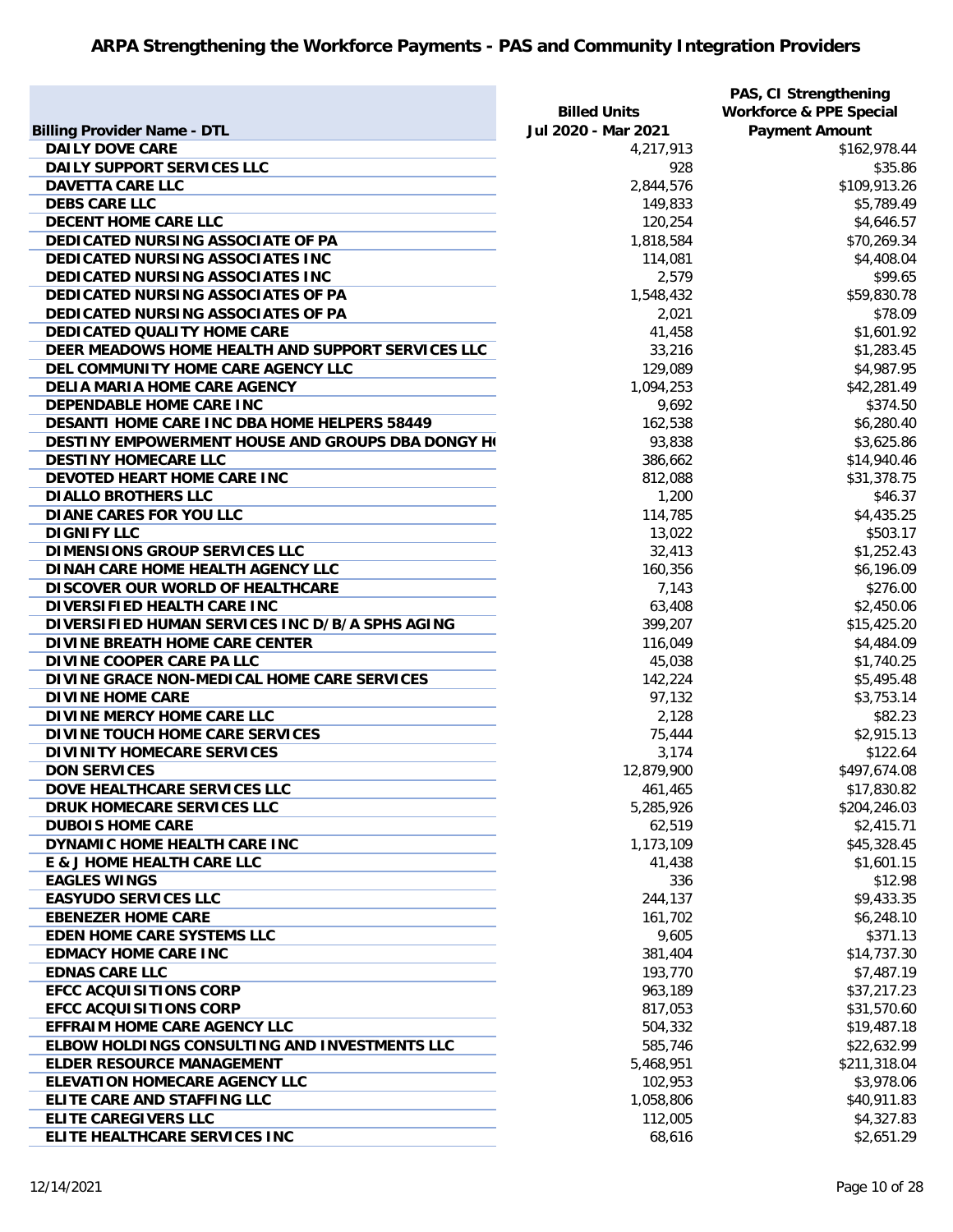# ARPA Strengthening the Workforce Payments - PAS and Community Integration Providers

| Billing Provider Name - DTL | Billed Units Jul 2020 - Mar 2021 | PAS, CI Strengthening Workforce & PPE Special Payment Amount |
|---|---|---|
| DAILY DOVE CARE | 4,217,913 | $162,978.44 |
| DAILY SUPPORT SERVICES LLC | 928 | $35.86 |
| DAVETTA CARE LLC | 2,844,576 | $109,913.26 |
| DEBS CARE LLC | 149,833 | $5,789.49 |
| DECENT HOME CARE LLC | 120,254 | $4,646.57 |
| DEDICATED NURSING ASSOCIATE OF PA | 1,818,584 | $70,269.34 |
| DEDICATED NURSING ASSOCIATES INC | 114,081 | $4,408.04 |
| DEDICATED NURSING ASSOCIATES INC | 2,579 | $99.65 |
| DEDICATED NURSING ASSOCIATES OF PA | 1,548,432 | $59,830.78 |
| DEDICATED NURSING ASSOCIATES OF PA | 2,021 | $78.09 |
| DEDICATED QUALITY HOME CARE | 41,458 | $1,601.92 |
| DEER MEADOWS HOME HEALTH AND SUPPORT SERVICES LLC | 33,216 | $1,283.45 |
| DEL COMMUNITY HOME CARE AGENCY LLC | 129,089 | $4,987.95 |
| DELIA MARIA HOME CARE AGENCY | 1,094,253 | $42,281.49 |
| DEPENDABLE HOME CARE INC | 9,692 | $374.50 |
| DESANTI HOME CARE INC DBA HOME HELPERS 58449 | 162,538 | $6,280.40 |
| DESTINY EMPOWERMENT HOUSE AND GROUPS DBA DONGY H( | 93,838 | $3,625.86 |
| DESTINY HOMECARE LLC | 386,662 | $14,940.46 |
| DEVOTED HEART HOME CARE INC | 812,088 | $31,378.75 |
| DIALLO BROTHERS LLC | 1,200 | $46.37 |
| DIANE CARES FOR YOU LLC | 114,785 | $4,435.25 |
| DIGNIFY LLC | 13,022 | $503.17 |
| DIMENSIONS GROUP SERVICES LLC | 32,413 | $1,252.43 |
| DINAH CARE HOME HEALTH AGENCY LLC | 160,356 | $6,196.09 |
| DISCOVER OUR WORLD OF HEALTHCARE | 7,143 | $276.00 |
| DIVERSIFIED HEALTH CARE INC | 63,408 | $2,450.06 |
| DIVERSIFIED HUMAN SERVICES INC D/B/A SPHS AGING | 399,207 | $15,425.20 |
| DIVINE BREATH HOME CARE CENTER | 116,049 | $4,484.09 |
| DIVINE COOPER CARE PA LLC | 45,038 | $1,740.25 |
| DIVINE GRACE NON-MEDICAL HOME CARE SERVICES | 142,224 | $5,495.48 |
| DIVINE HOME CARE | 97,132 | $3,753.14 |
| DIVINE MERCY HOME CARE LLC | 2,128 | $82.23 |
| DIVINE TOUCH HOME CARE SERVICES | 75,444 | $2,915.13 |
| DIVINITY HOMECARE SERVICES | 3,174 | $122.64 |
| DON SERVICES | 12,879,900 | $497,674.08 |
| DOVE HEALTHCARE SERVICES LLC | 461,465 | $17,830.82 |
| DRUK HOMECARE SERVICES LLC | 5,285,926 | $204,246.03 |
| DUBOIS HOME CARE | 62,519 | $2,415.71 |
| DYNAMIC HOME HEALTH CARE INC | 1,173,109 | $45,328.45 |
| E & J HOME HEALTH CARE LLC | 41,438 | $1,601.15 |
| EAGLES WINGS | 336 | $12.98 |
| EASYUDO SERVICES LLC | 244,137 | $9,433.35 |
| EBENEZER HOME CARE | 161,702 | $6,248.10 |
| EDEN HOME CARE SYSTEMS LLC | 9,605 | $371.13 |
| EDMACY HOME CARE INC | 381,404 | $14,737.30 |
| EDNAS CARE LLC | 193,770 | $7,487.19 |
| EFCC ACQUISITIONS CORP | 963,189 | $37,217.23 |
| EFCC ACQUISITIONS CORP | 817,053 | $31,570.60 |
| EFFRAIM HOME CARE AGENCY LLC | 504,332 | $19,487.18 |
| ELBOW HOLDINGS CONSULTING AND INVESTMENTS LLC | 585,746 | $22,632.99 |
| ELDER RESOURCE MANAGEMENT | 5,468,951 | $211,318.04 |
| ELEVATION HOMECARE AGENCY LLC | 102,953 | $3,978.06 |
| ELITE CARE AND STAFFING LLC | 1,058,806 | $40,911.83 |
| ELITE CAREGIVERS LLC | 112,005 | $4,327.83 |
| ELITE HEALTHCARE SERVICES INC | 68,616 | $2,651.29 |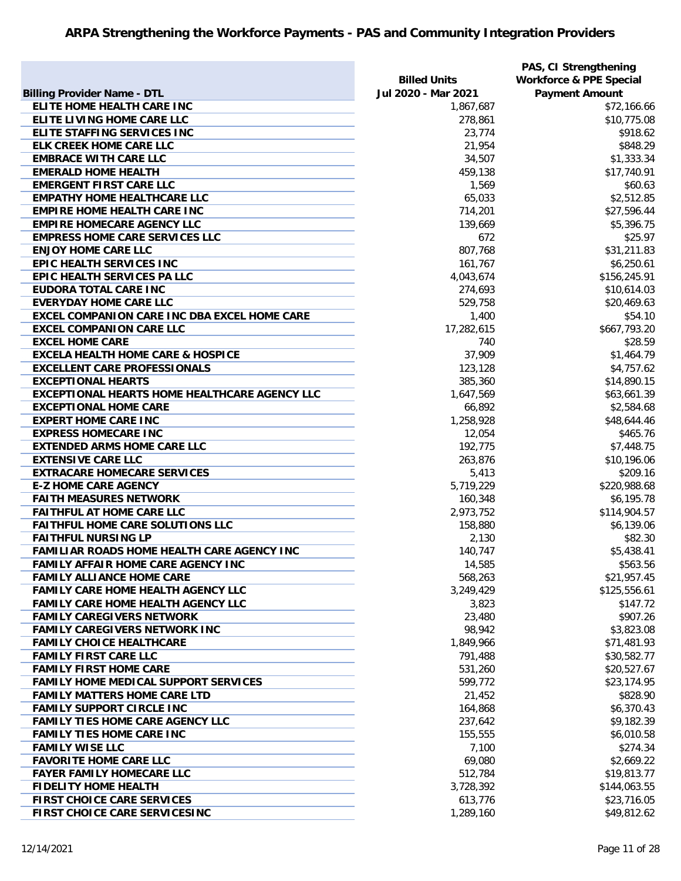## ARPA Strengthening the Workforce Payments - PAS and Community Integration Providers

| Billing Provider Name - DTL | Billed Units Jul 2020 - Mar 2021 | PAS, CI Strengthening Workforce & PPE Special Payment Amount |
|---|---|---|
| ELITE HOME HEALTH CARE INC | 1,867,687 | $72,166.66 |
| ELITE LIVING HOME CARE LLC | 278,861 | $10,775.08 |
| ELITE STAFFING SERVICES INC | 23,774 | $918.62 |
| ELK CREEK HOME CARE LLC | 21,954 | $848.29 |
| EMBRACE WITH CARE LLC | 34,507 | $1,333.34 |
| EMERALD HOME HEALTH | 459,138 | $17,740.91 |
| EMERGENT FIRST CARE LLC | 1,569 | $60.63 |
| EMPATHY HOME HEALTHCARE LLC | 65,033 | $2,512.85 |
| EMPIRE HOME HEALTH CARE INC | 714,201 | $27,596.44 |
| EMPIRE HOMECARE AGENCY LLC | 139,669 | $5,396.75 |
| EMPRESS HOME CARE SERVICES LLC | 672 | $25.97 |
| ENJOY HOME CARE LLC | 807,768 | $31,211.83 |
| EPIC HEALTH SERVICES INC | 161,767 | $6,250.61 |
| EPIC HEALTH SERVICES PA LLC | 4,043,674 | $156,245.91 |
| EUDORA TOTAL CARE INC | 274,693 | $10,614.03 |
| EVERYDAY HOME CARE LLC | 529,758 | $20,469.63 |
| EXCEL COMPANION CARE INC DBA EXCEL HOME CARE | 1,400 | $54.10 |
| EXCEL COMPANION CARE LLC | 17,282,615 | $667,793.20 |
| EXCEL HOME CARE | 740 | $28.59 |
| EXCELA HEALTH HOME CARE & HOSPICE | 37,909 | $1,464.79 |
| EXCELLENT CARE PROFESSIONALS | 123,128 | $4,757.62 |
| EXCEPTIONAL HEARTS | 385,360 | $14,890.15 |
| EXCEPTIONAL HEARTS HOME HEALTHCARE AGENCY LLC | 1,647,569 | $63,661.39 |
| EXCEPTIONAL HOME CARE | 66,892 | $2,584.68 |
| EXPERT HOME CARE INC | 1,258,928 | $48,644.46 |
| EXPRESS HOMECARE INC | 12,054 | $465.76 |
| EXTENDED ARMS HOME CARE LLC | 192,775 | $7,448.75 |
| EXTENSIVE CARE LLC | 263,876 | $10,196.06 |
| EXTRACARE HOMECARE SERVICES | 5,413 | $209.16 |
| E-Z HOME CARE AGENCY | 5,719,229 | $220,988.68 |
| FAITH MEASURES NETWORK | 160,348 | $6,195.78 |
| FAITHFUL AT HOME CARE LLC | 2,973,752 | $114,904.57 |
| FAITHFUL HOME CARE SOLUTIONS LLC | 158,880 | $6,139.06 |
| FAITHFUL NURSING LP | 2,130 | $82.30 |
| FAMILIAR ROADS HOME HEALTH CARE AGENCY INC | 140,747 | $5,438.41 |
| FAMILY AFFAIR HOME CARE AGENCY INC | 14,585 | $563.56 |
| FAMILY ALLIANCE HOME CARE | 568,263 | $21,957.45 |
| FAMILY CARE HOME HEALTH AGENCY LLC | 3,249,429 | $125,556.61 |
| FAMILY CARE HOME HEALTH AGENCY LLC | 3,823 | $147.72 |
| FAMILY CAREGIVERS NETWORK | 23,480 | $907.26 |
| FAMILY CAREGIVERS NETWORK INC | 98,942 | $3,823.08 |
| FAMILY CHOICE HEALTHCARE | 1,849,966 | $71,481.93 |
| FAMILY FIRST CARE LLC | 791,488 | $30,582.77 |
| FAMILY FIRST HOME CARE | 531,260 | $20,527.67 |
| FAMILY HOME MEDICAL SUPPORT SERVICES | 599,772 | $23,174.95 |
| FAMILY MATTERS HOME CARE LTD | 21,452 | $828.90 |
| FAMILY SUPPORT CIRCLE INC | 164,868 | $6,370.43 |
| FAMILY TIES HOME CARE AGENCY LLC | 237,642 | $9,182.39 |
| FAMILY TIES HOME CARE INC | 155,555 | $6,010.58 |
| FAMILY WISE LLC | 7,100 | $274.34 |
| FAVORITE HOME CARE LLC | 69,080 | $2,669.22 |
| FAYER FAMILY HOMECARE LLC | 512,784 | $19,813.77 |
| FIDELITY HOME HEALTH | 3,728,392 | $144,063.55 |
| FIRST CHOICE CARE SERVICES | 613,776 | $23,716.05 |
| FIRST CHOICE CARE SERVICESINC | 1,289,160 | $49,812.62 |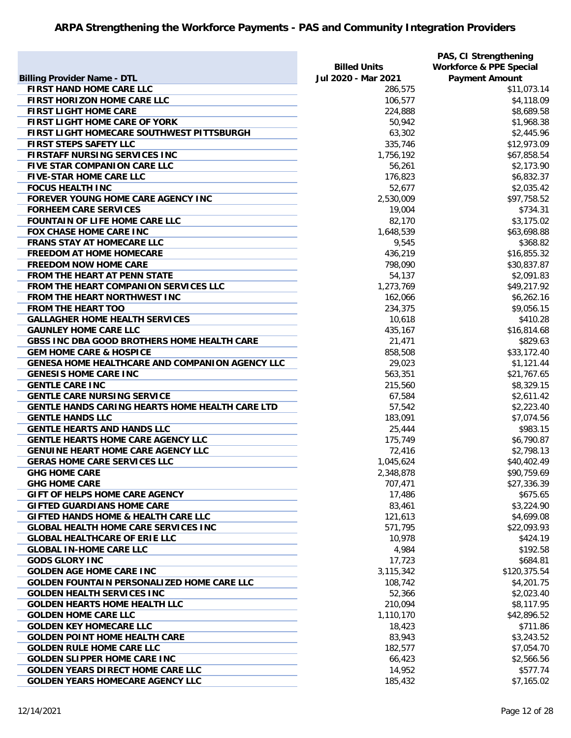## ARPA Strengthening the Workforce Payments - PAS and Community Integration Providers

| Billing Provider Name - DTL | Billed Units Jul 2020 - Mar 2021 | PAS, CI Strengthening Workforce & PPE Special Payment Amount |
|---|---|---|
| FIRST HAND HOME CARE LLC | 286,575 | $11,073.14 |
| FIRST HORIZON HOME CARE LLC | 106,577 | $4,118.09 |
| FIRST LIGHT HOME CARE | 224,888 | $8,689.58 |
| FIRST LIGHT HOME CARE OF YORK | 50,942 | $1,968.38 |
| FIRST LIGHT HOMECARE SOUTHWEST PITTSBURGH | 63,302 | $2,445.96 |
| FIRST STEPS SAFETY LLC | 335,746 | $12,973.09 |
| FIRSTAFF NURSING SERVICES INC | 1,756,192 | $67,858.54 |
| FIVE STAR COMPANION CARE LLC | 56,261 | $2,173.90 |
| FIVE-STAR HOME CARE LLC | 176,823 | $6,832.37 |
| FOCUS HEALTH INC | 52,677 | $2,035.42 |
| FOREVER YOUNG HOME CARE AGENCY INC | 2,530,009 | $97,758.52 |
| FORHEEM CARE SERVICES | 19,004 | $734.31 |
| FOUNTAIN OF LIFE HOME CARE LLC | 82,170 | $3,175.02 |
| FOX CHASE HOME CARE INC | 1,648,539 | $63,698.88 |
| FRANS STAY AT HOMECARE LLC | 9,545 | $368.82 |
| FREEDOM AT HOME HOMECARE | 436,219 | $16,855.32 |
| FREEDOM NOW HOME CARE | 798,090 | $30,837.87 |
| FROM THE HEART AT PENN STATE | 54,137 | $2,091.83 |
| FROM THE HEART COMPANION SERVICES LLC | 1,273,769 | $49,217.92 |
| FROM THE HEART NORTHWEST INC | 162,066 | $6,262.16 |
| FROM THE HEART TOO | 234,375 | $9,056.15 |
| GALLAGHER HOME HEALTH SERVICES | 10,618 | $410.28 |
| GAUNLEY HOME CARE LLC | 435,167 | $16,814.68 |
| GBSS INC DBA GOOD BROTHERS HOME HEALTH CARE | 21,471 | $829.63 |
| GEM HOME CARE & HOSPICE | 858,508 | $33,172.40 |
| GENESA HOME HEALTHCARE AND COMPANION AGENCY LLC | 29,023 | $1,121.44 |
| GENESIS HOME CARE INC | 563,351 | $21,767.65 |
| GENTLE CARE INC | 215,560 | $8,329.15 |
| GENTLE CARE NURSING SERVICE | 67,584 | $2,611.42 |
| GENTLE HANDS CARING HEARTS HOME HEALTH CARE LTD | 57,542 | $2,223.40 |
| GENTLE HANDS LLC | 183,091 | $7,074.56 |
| GENTLE HEARTS AND HANDS LLC | 25,444 | $983.15 |
| GENTLE HEARTS HOME CARE AGENCY LLC | 175,749 | $6,790.87 |
| GENUINE HEART HOME CARE AGENCY LLC | 72,416 | $2,798.13 |
| GERAS HOME CARE SERVICES LLC | 1,045,624 | $40,402.49 |
| GHG HOME CARE | 2,348,878 | $90,759.69 |
| GHG HOME CARE | 707,471 | $27,336.39 |
| GIFT OF HELPS HOME CARE AGENCY | 17,486 | $675.65 |
| GIFTED GUARDIANS HOME CARE | 83,461 | $3,224.90 |
| GIFTED HANDS HOME & HEALTH CARE LLC | 121,613 | $4,699.08 |
| GLOBAL HEALTH HOME CARE SERVICES INC | 571,795 | $22,093.93 |
| GLOBAL HEALTHCARE OF ERIE LLC | 10,978 | $424.19 |
| GLOBAL IN-HOME CARE LLC | 4,984 | $192.58 |
| GODS GLORY INC | 17,723 | $684.81 |
| GOLDEN AGE HOME CARE INC | 3,115,342 | $120,375.54 |
| GOLDEN FOUNTAIN PERSONALIZED HOME CARE LLC | 108,742 | $4,201.75 |
| GOLDEN HEALTH SERVICES INC | 52,366 | $2,023.40 |
| GOLDEN HEARTS HOME HEALTH LLC | 210,094 | $8,117.95 |
| GOLDEN HOME CARE LLC | 1,110,170 | $42,896.52 |
| GOLDEN KEY HOMECARE LLC | 18,423 | $711.86 |
| GOLDEN POINT HOME HEALTH CARE | 83,943 | $3,243.52 |
| GOLDEN RULE HOME CARE LLC | 182,577 | $7,054.70 |
| GOLDEN SLIPPER HOME CARE INC | 66,423 | $2,566.56 |
| GOLDEN YEARS DIRECT HOME CARE LLC | 14,952 | $577.74 |
| GOLDEN YEARS HOMECARE AGENCY LLC | 185,432 | $7,165.02 |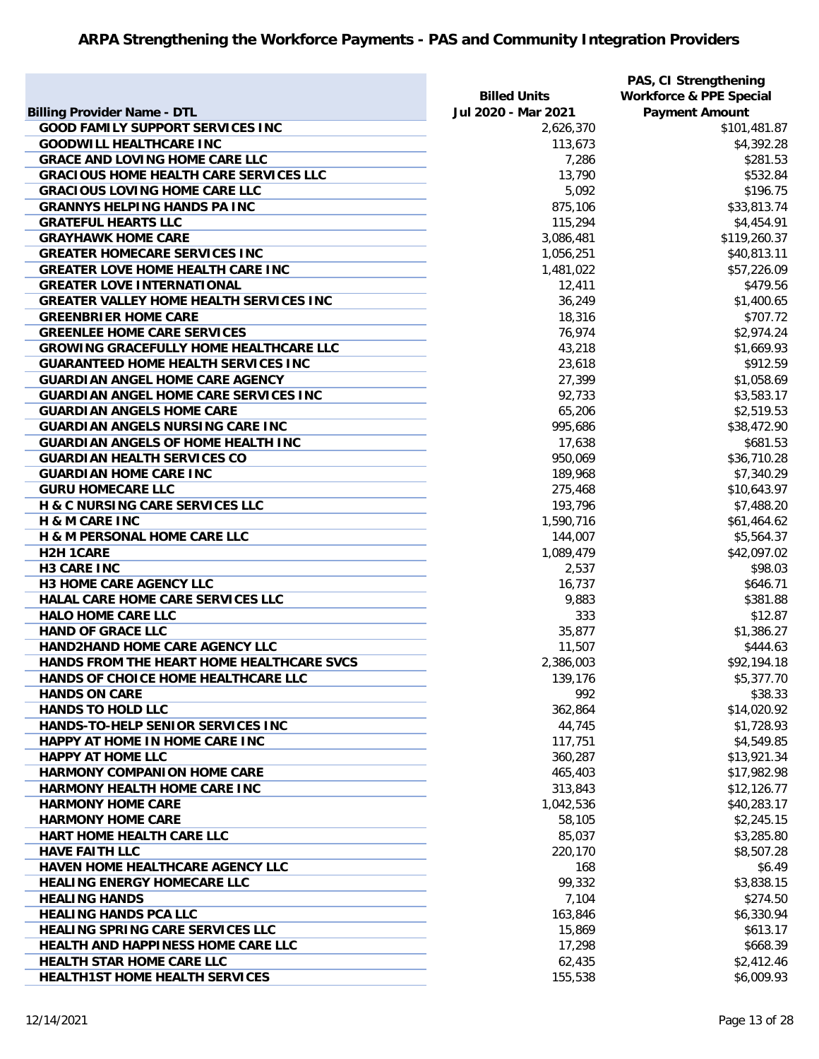## ARPA Strengthening the Workforce Payments - PAS and Community Integration Providers

| Billing Provider Name - DTL | Billed Units Jul 2020 - Mar 2021 | PAS, CI Strengthening Workforce & PPE Special Payment Amount |
|---|---|---|
| GOOD FAMILY SUPPORT SERVICES INC | 2,626,370 | $101,481.87 |
| GOODWILL HEALTHCARE INC | 113,673 | $4,392.28 |
| GRACE AND LOVING HOME CARE LLC | 7,286 | $281.53 |
| GRACIOUS HOME HEALTH CARE SERVICES LLC | 13,790 | $532.84 |
| GRACIOUS LOVING HOME CARE LLC | 5,092 | $196.75 |
| GRANNYS HELPING HANDS PA INC | 875,106 | $33,813.74 |
| GRATEFUL HEARTS LLC | 115,294 | $4,454.91 |
| GRAYHAWK HOME CARE | 3,086,481 | $119,260.37 |
| GREATER HOMECARE SERVICES INC | 1,056,251 | $40,813.11 |
| GREATER LOVE HOME HEALTH CARE INC | 1,481,022 | $57,226.09 |
| GREATER LOVE INTERNATIONAL | 12,411 | $479.56 |
| GREATER VALLEY HOME HEALTH SERVICES INC | 36,249 | $1,400.65 |
| GREENBRIER HOME CARE | 18,316 | $707.72 |
| GREENLEE HOME CARE SERVICES | 76,974 | $2,974.24 |
| GROWING GRACEFULLY HOME HEALTHCARE LLC | 43,218 | $1,669.93 |
| GUARANTEED HOME HEALTH SERVICES INC | 23,618 | $912.59 |
| GUARDIAN ANGEL HOME CARE AGENCY | 27,399 | $1,058.69 |
| GUARDIAN ANGEL HOME CARE SERVICES INC | 92,733 | $3,583.17 |
| GUARDIAN ANGELS HOME CARE | 65,206 | $2,519.53 |
| GUARDIAN ANGELS NURSING CARE INC | 995,686 | $38,472.90 |
| GUARDIAN ANGELS OF HOME HEALTH INC | 17,638 | $681.53 |
| GUARDIAN HEALTH SERVICES CO | 950,069 | $36,710.28 |
| GUARDIAN HOME CARE INC | 189,968 | $7,340.29 |
| GURU HOMECARE LLC | 275,468 | $10,643.97 |
| H & C NURSING CARE SERVICES LLC | 193,796 | $7,488.20 |
| H & M CARE INC | 1,590,716 | $61,464.62 |
| H & M PERSONAL HOME CARE LLC | 144,007 | $5,564.37 |
| H2H 1CARE | 1,089,479 | $42,097.02 |
| H3 CARE INC | 2,537 | $98.03 |
| H3 HOME CARE AGENCY LLC | 16,737 | $646.71 |
| HALAL CARE HOME CARE SERVICES LLC | 9,883 | $381.88 |
| HALO HOME CARE LLC | 333 | $12.87 |
| HAND OF GRACE LLC | 35,877 | $1,386.27 |
| HAND2HAND HOME CARE AGENCY LLC | 11,507 | $444.63 |
| HANDS FROM THE HEART HOME HEALTHCARE SVCS | 2,386,003 | $92,194.18 |
| HANDS OF CHOICE HOME HEALTHCARE LLC | 139,176 | $5,377.70 |
| HANDS ON CARE | 992 | $38.33 |
| HANDS TO HOLD LLC | 362,864 | $14,020.92 |
| HANDS-TO-HELP SENIOR SERVICES INC | 44,745 | $1,728.93 |
| HAPPY AT HOME IN HOME CARE INC | 117,751 | $4,549.85 |
| HAPPY AT HOME LLC | 360,287 | $13,921.34 |
| HARMONY COMPANION HOME CARE | 465,403 | $17,982.98 |
| HARMONY HEALTH HOME CARE INC | 313,843 | $12,126.77 |
| HARMONY HOME CARE | 1,042,536 | $40,283.17 |
| HARMONY HOME CARE | 58,105 | $2,245.15 |
| HART HOME HEALTH CARE LLC | 85,037 | $3,285.80 |
| HAVE FAITH LLC | 220,170 | $8,507.28 |
| HAVEN HOME HEALTHCARE AGENCY LLC | 168 | $6.49 |
| HEALING ENERGY HOMECARE LLC | 99,332 | $3,838.15 |
| HEALING HANDS | 7,104 | $274.50 |
| HEALING HANDS PCA LLC | 163,846 | $6,330.94 |
| HEALING SPRING CARE SERVICES LLC | 15,869 | $613.17 |
| HEALTH AND HAPPINESS HOME CARE LLC | 17,298 | $668.39 |
| HEALTH STAR HOME CARE LLC | 62,435 | $2,412.46 |
| HEALTH1ST HOME HEALTH SERVICES | 155,538 | $6,009.93 |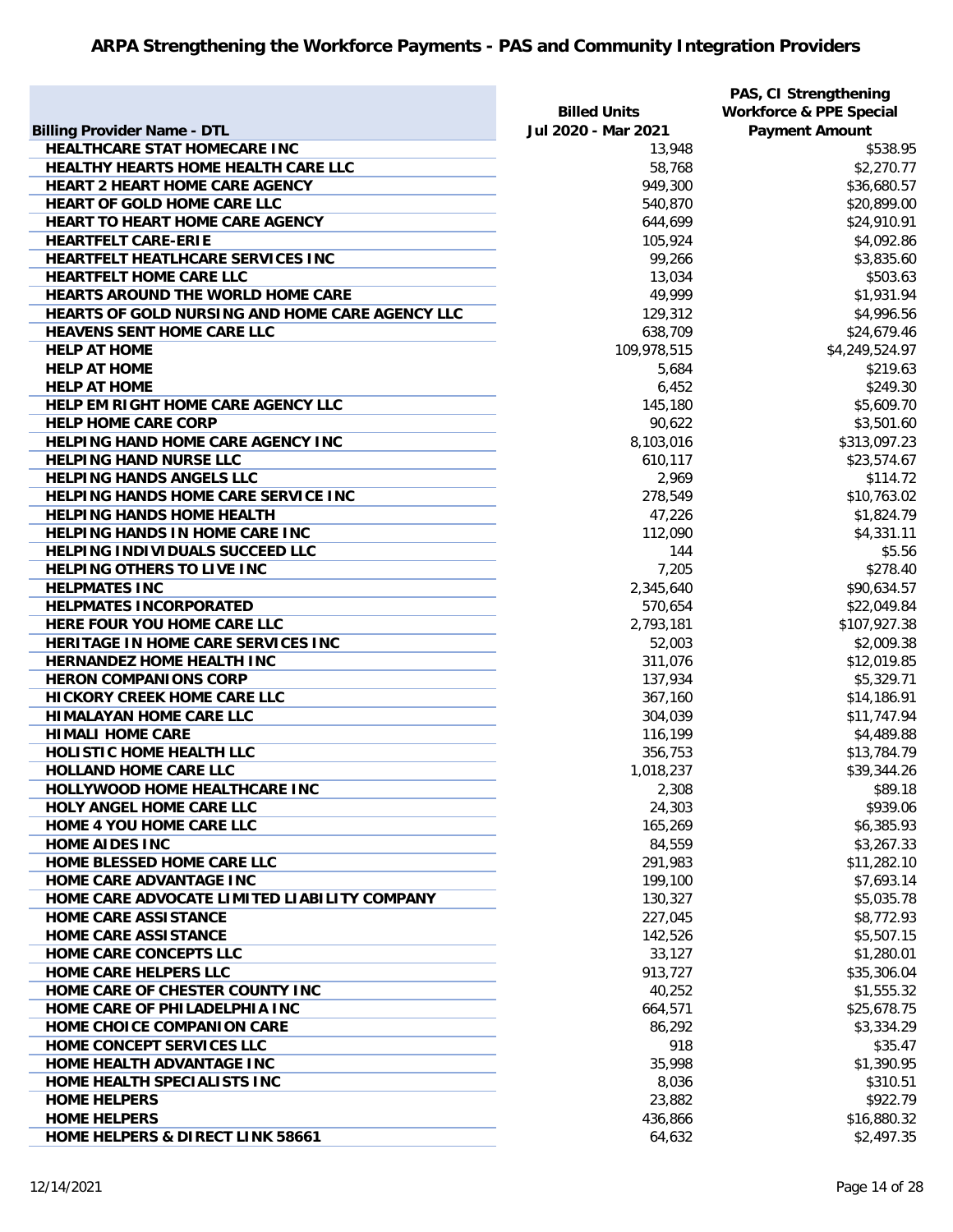# ARPA Strengthening the Workforce Payments - PAS and Community Integration Providers

| Billing Provider Name - DTL | Billed Units Jul 2020 - Mar 2021 | PAS, CI Strengthening Workforce & PPE Special Payment Amount |
|---|---|---|
| HEALTHCARE STAT HOMECARE INC | 13,948 | $538.95 |
| HEALTHY HEARTS HOME HEALTH CARE LLC | 58,768 | $2,270.77 |
| HEART 2 HEART HOME CARE AGENCY | 949,300 | $36,680.57 |
| HEART OF GOLD HOME CARE LLC | 540,870 | $20,899.00 |
| HEART TO HEART HOME CARE AGENCY | 644,699 | $24,910.91 |
| HEARTFELT CARE-ERIE | 105,924 | $4,092.86 |
| HEARTFELT HEATLHCARE SERVICES INC | 99,266 | $3,835.60 |
| HEARTFELT HOME CARE LLC | 13,034 | $503.63 |
| HEARTS AROUND THE WORLD HOME CARE | 49,999 | $1,931.94 |
| HEARTS OF GOLD NURSING AND HOME CARE AGENCY LLC | 129,312 | $4,996.56 |
| HEAVENS SENT HOME CARE LLC | 638,709 | $24,679.46 |
| HELP AT HOME | 109,978,515 | $4,249,524.97 |
| HELP AT HOME | 5,684 | $219.63 |
| HELP AT HOME | 6,452 | $249.30 |
| HELP EM RIGHT HOME CARE AGENCY LLC | 145,180 | $5,609.70 |
| HELP HOME CARE CORP | 90,622 | $3,501.60 |
| HELPING HAND HOME CARE AGENCY INC | 8,103,016 | $313,097.23 |
| HELPING HAND NURSE LLC | 610,117 | $23,574.67 |
| HELPING HANDS ANGELS LLC | 2,969 | $114.72 |
| HELPING HANDS HOME CARE SERVICE INC | 278,549 | $10,763.02 |
| HELPING HANDS HOME HEALTH | 47,226 | $1,824.79 |
| HELPING HANDS IN HOME CARE INC | 112,090 | $4,331.11 |
| HELPING INDIVIDUALS SUCCEED LLC | 144 | $5.56 |
| HELPING OTHERS TO LIVE INC | 7,205 | $278.40 |
| HELPMATES INC | 2,345,640 | $90,634.57 |
| HELPMATES INCORPORATED | 570,654 | $22,049.84 |
| HERE FOUR YOU HOME CARE LLC | 2,793,181 | $107,927.38 |
| HERITAGE IN HOME CARE SERVICES INC | 52,003 | $2,009.38 |
| HERNANDEZ HOME HEALTH INC | 311,076 | $12,019.85 |
| HERON COMPANIONS CORP | 137,934 | $5,329.71 |
| HICKORY CREEK HOME CARE LLC | 367,160 | $14,186.91 |
| HIMALAYAN HOME CARE LLC | 304,039 | $11,747.94 |
| HIMALI HOME CARE | 116,199 | $4,489.88 |
| HOLISTIC HOME HEALTH LLC | 356,753 | $13,784.79 |
| HOLLAND HOME CARE LLC | 1,018,237 | $39,344.26 |
| HOLLYWOOD HOME HEALTHCARE INC | 2,308 | $89.18 |
| HOLY ANGEL HOME CARE LLC | 24,303 | $939.06 |
| HOME 4 YOU HOME CARE LLC | 165,269 | $6,385.93 |
| HOME AIDES INC | 84,559 | $3,267.33 |
| HOME BLESSED HOME CARE LLC | 291,983 | $11,282.10 |
| HOME CARE ADVANTAGE INC | 199,100 | $7,693.14 |
| HOME CARE ADVOCATE LIMITED LIABILITY COMPANY | 130,327 | $5,035.78 |
| HOME CARE ASSISTANCE | 227,045 | $8,772.93 |
| HOME CARE ASSISTANCE | 142,526 | $5,507.15 |
| HOME CARE CONCEPTS LLC | 33,127 | $1,280.01 |
| HOME CARE HELPERS LLC | 913,727 | $35,306.04 |
| HOME CARE OF CHESTER COUNTY INC | 40,252 | $1,555.32 |
| HOME CARE OF PHILADELPHIA INC | 664,571 | $25,678.75 |
| HOME CHOICE COMPANION CARE | 86,292 | $3,334.29 |
| HOME CONCEPT SERVICES LLC | 918 | $35.47 |
| HOME HEALTH ADVANTAGE INC | 35,998 | $1,390.95 |
| HOME HEALTH SPECIALISTS INC | 8,036 | $310.51 |
| HOME HELPERS | 23,882 | $922.79 |
| HOME HELPERS | 436,866 | $16,880.32 |
| HOME HELPERS & DIRECT LINK 58661 | 64,632 | $2,497.35 |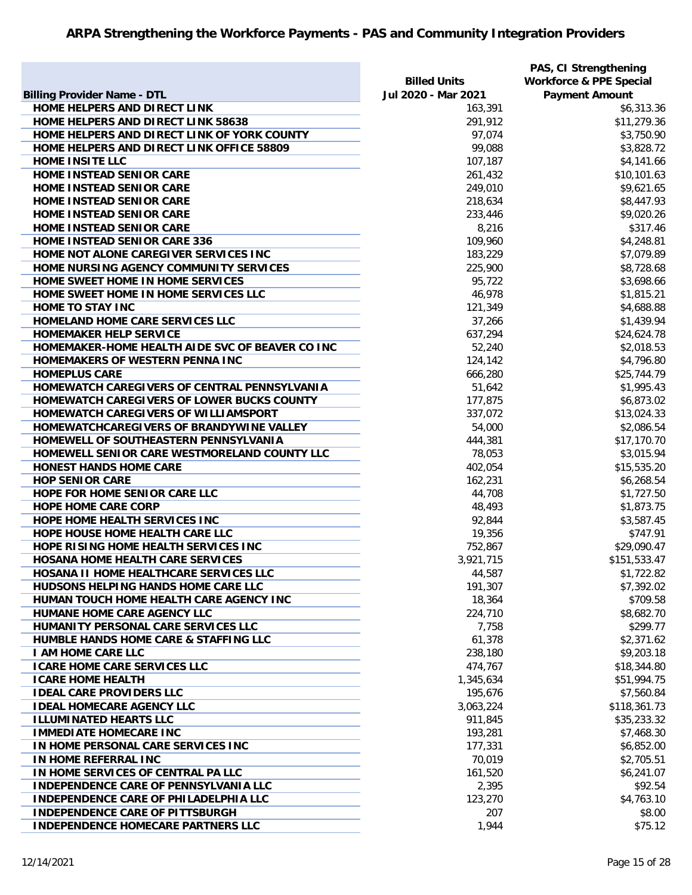## ARPA Strengthening the Workforce Payments - PAS and Community Integration Providers

| Billing Provider Name - DTL | Billed Units Jul 2020 - Mar 2021 | PAS, CI Strengthening Workforce & PPE Special Payment Amount |
|---|---|---|
| HOME HELPERS AND DIRECT LINK | 163,391 | $6,313.36 |
| HOME HELPERS AND DIRECT LINK 58638 | 291,912 | $11,279.36 |
| HOME HELPERS AND DIRECT LINK OF YORK COUNTY | 97,074 | $3,750.90 |
| HOME HELPERS AND DIRECT LINK OFFICE 58809 | 99,088 | $3,828.72 |
| HOME INSITE LLC | 107,187 | $4,141.66 |
| HOME INSTEAD SENIOR CARE | 261,432 | $10,101.63 |
| HOME INSTEAD SENIOR CARE | 249,010 | $9,621.65 |
| HOME INSTEAD SENIOR CARE | 218,634 | $8,447.93 |
| HOME INSTEAD SENIOR CARE | 233,446 | $9,020.26 |
| HOME INSTEAD SENIOR CARE | 8,216 | $317.46 |
| HOME INSTEAD SENIOR CARE 336 | 109,960 | $4,248.81 |
| HOME NOT ALONE CAREGIVER SERVICES INC | 183,229 | $7,079.89 |
| HOME NURSING AGENCY COMMUNITY SERVICES | 225,900 | $8,728.68 |
| HOME SWEET HOME IN HOME SERVICES | 95,722 | $3,698.66 |
| HOME SWEET HOME IN HOME SERVICES LLC | 46,978 | $1,815.21 |
| HOME TO STAY INC | 121,349 | $4,688.88 |
| HOMELAND HOME CARE SERVICES LLC | 37,266 | $1,439.94 |
| HOMEMAKER HELP SERVICE | 637,294 | $24,624.78 |
| HOMEMAKER-HOME HEALTH AIDE SVC OF BEAVER CO INC | 52,240 | $2,018.53 |
| HOMEMAKERS OF WESTERN PENNA INC | 124,142 | $4,796.80 |
| HOMEPLUS CARE | 666,280 | $25,744.79 |
| HOMEWATCH CAREGIVERS OF CENTRAL PENNSYLVANIA | 51,642 | $1,995.43 |
| HOMEWATCH CAREGIVERS OF LOWER BUCKS COUNTY | 177,875 | $6,873.02 |
| HOMEWATCH CAREGIVERS OF WILLIAMSPORT | 337,072 | $13,024.33 |
| HOMEWATCHCAREGIVERS OF BRANDYWINE VALLEY | 54,000 | $2,086.54 |
| HOMEWELL OF SOUTHEASTERN PENNSYLVANIA | 444,381 | $17,170.70 |
| HOMEWELL SENIOR CARE WESTMORELAND COUNTY LLC | 78,053 | $3,015.94 |
| HONEST HANDS HOME CARE | 402,054 | $15,535.20 |
| HOP SENIOR CARE | 162,231 | $6,268.54 |
| HOPE FOR HOME SENIOR CARE LLC | 44,708 | $1,727.50 |
| HOPE HOME CARE CORP | 48,493 | $1,873.75 |
| HOPE HOME HEALTH SERVICES INC | 92,844 | $3,587.45 |
| HOPE HOUSE HOME HEALTH CARE LLC | 19,356 | $747.91 |
| HOPE RISING HOME HEALTH SERVICES INC | 752,867 | $29,090.47 |
| HOSANA HOME HEALTH CARE SERVICES | 3,921,715 | $151,533.47 |
| HOSANA II HOME HEALTHCARE SERVICES LLC | 44,587 | $1,722.82 |
| HUDSONS HELPING HANDS HOME CARE LLC | 191,307 | $7,392.02 |
| HUMAN TOUCH HOME HEALTH CARE AGENCY INC | 18,364 | $709.58 |
| HUMANE HOME CARE AGENCY LLC | 224,710 | $8,682.70 |
| HUMANITY PERSONAL CARE SERVICES LLC | 7,758 | $299.77 |
| HUMBLE HANDS HOME CARE & STAFFING LLC | 61,378 | $2,371.62 |
| I AM HOME CARE LLC | 238,180 | $9,203.18 |
| ICARE HOME CARE SERVICES LLC | 474,767 | $18,344.80 |
| ICARE HOME HEALTH | 1,345,634 | $51,994.75 |
| IDEAL CARE PROVIDERS LLC | 195,676 | $7,560.84 |
| IDEAL HOMECARE AGENCY LLC | 3,063,224 | $118,361.73 |
| ILLUMINATED HEARTS LLC | 911,845 | $35,233.32 |
| IMMEDIATE HOMECARE INC | 193,281 | $7,468.30 |
| IN HOME PERSONAL CARE SERVICES INC | 177,331 | $6,852.00 |
| IN HOME REFERRAL INC | 70,019 | $2,705.51 |
| IN HOME SERVICES OF CENTRAL PA LLC | 161,520 | $6,241.07 |
| INDEPENDENCE CARE OF PENNSYLVANIA LLC | 2,395 | $92.54 |
| INDEPENDENCE CARE OF PHILADELPHIA LLC | 123,270 | $4,763.10 |
| INDEPENDENCE CARE OF PITTSBURGH | 207 | $8.00 |
| INDEPENDENCE HOMECARE PARTNERS LLC | 1,944 | $75.12 |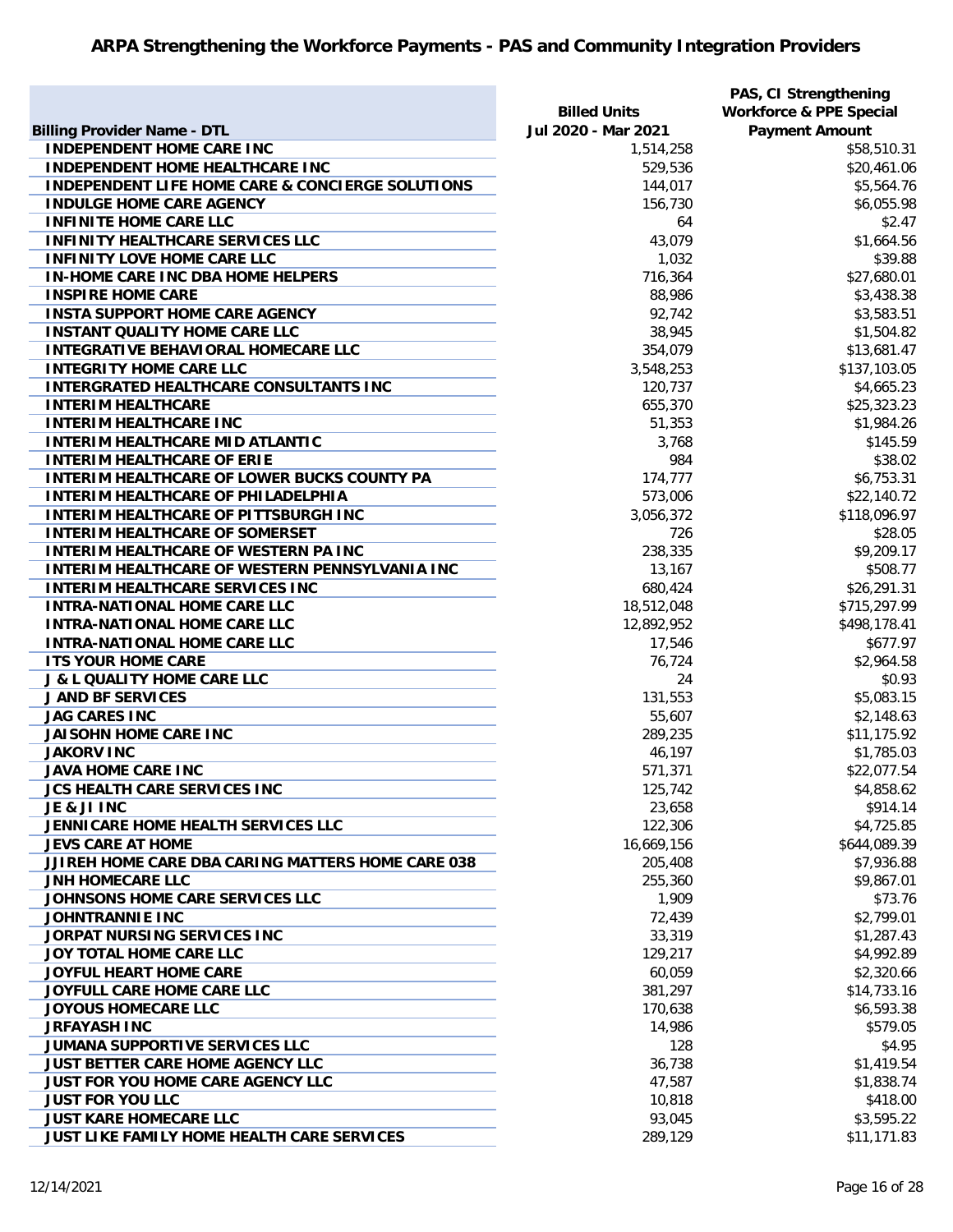# ARPA Strengthening the Workforce Payments - PAS and Community Integration Providers

| Billing Provider Name - DTL | Billed Units Jul 2020 - Mar 2021 | PAS, CI Strengthening Workforce & PPE Special Payment Amount |
|---|---|---|
| INDEPENDENT HOME CARE INC | 1,514,258 | $58,510.31 |
| INDEPENDENT HOME HEALTHCARE INC | 529,536 | $20,461.06 |
| INDEPENDENT LIFE HOME CARE & CONCIERGE SOLUTIONS | 144,017 | $5,564.76 |
| INDULGE HOME CARE AGENCY | 156,730 | $6,055.98 |
| INFINITE HOME CARE LLC | 64 | $2.47 |
| INFINITY HEALTHCARE SERVICES LLC | 43,079 | $1,664.56 |
| INFINITY LOVE HOME CARE LLC | 1,032 | $39.88 |
| IN-HOME CARE INC DBA HOME HELPERS | 716,364 | $27,680.01 |
| INSPIRE HOME CARE | 88,986 | $3,438.38 |
| INSTA SUPPORT HOME CARE AGENCY | 92,742 | $3,583.51 |
| INSTANT QUALITY HOME CARE LLC | 38,945 | $1,504.82 |
| INTEGRATIVE BEHAVIORAL HOMECARE LLC | 354,079 | $13,681.47 |
| INTEGRITY HOME CARE LLC | 3,548,253 | $137,103.05 |
| INTERGRATED HEALTHCARE CONSULTANTS INC | 120,737 | $4,665.23 |
| INTERIM HEALTHCARE | 655,370 | $25,323.23 |
| INTERIM HEALTHCARE INC | 51,353 | $1,984.26 |
| INTERIM HEALTHCARE MID ATLANTIC | 3,768 | $145.59 |
| INTERIM HEALTHCARE OF ERIE | 984 | $38.02 |
| INTERIM HEALTHCARE OF LOWER BUCKS COUNTY PA | 174,777 | $6,753.31 |
| INTERIM HEALTHCARE OF PHILADELPHIA | 573,006 | $22,140.72 |
| INTERIM HEALTHCARE OF PITTSBURGH INC | 3,056,372 | $118,096.97 |
| INTERIM HEALTHCARE OF SOMERSET | 726 | $28.05 |
| INTERIM HEALTHCARE OF WESTERN PA INC | 238,335 | $9,209.17 |
| INTERIM HEALTHCARE OF WESTERN PENNSYLVANIA INC | 13,167 | $508.77 |
| INTERIM HEALTHCARE SERVICES INC | 680,424 | $26,291.31 |
| INTRA-NATIONAL HOME CARE LLC | 18,512,048 | $715,297.99 |
| INTRA-NATIONAL HOME CARE LLC | 12,892,952 | $498,178.41 |
| INTRA-NATIONAL HOME CARE LLC | 17,546 | $677.97 |
| ITS YOUR HOME CARE | 76,724 | $2,964.58 |
| J & L QUALITY HOME CARE LLC | 24 | $0.93 |
| J AND BF SERVICES | 131,553 | $5,083.15 |
| JAG CARES INC | 55,607 | $2,148.63 |
| JAISOHN HOME CARE INC | 289,235 | $11,175.92 |
| JAKORV INC | 46,197 | $1,785.03 |
| JAVA HOME CARE INC | 571,371 | $22,077.54 |
| JCS HEALTH CARE SERVICES INC | 125,742 | $4,858.62 |
| JE & JI INC | 23,658 | $914.14 |
| JENNICARE HOME HEALTH SERVICES LLC | 122,306 | $4,725.85 |
| JEVS CARE AT HOME | 16,669,156 | $644,089.39 |
| JJIREH HOME CARE DBA CARING MATTERS HOME CARE 038 | 205,408 | $7,936.88 |
| JNH HOMECARE LLC | 255,360 | $9,867.01 |
| JOHNSONS HOME CARE SERVICES LLC | 1,909 | $73.76 |
| JOHNTRANNIE INC | 72,439 | $2,799.01 |
| JORPAT NURSING SERVICES INC | 33,319 | $1,287.43 |
| JOY TOTAL HOME CARE LLC | 129,217 | $4,992.89 |
| JOYFUL HEART HOME CARE | 60,059 | $2,320.66 |
| JOYFULL CARE HOME CARE LLC | 381,297 | $14,733.16 |
| JOYOUS HOMECARE LLC | 170,638 | $6,593.38 |
| JRFAYASH INC | 14,986 | $579.05 |
| JUMANA SUPPORTIVE SERVICES LLC | 128 | $4.95 |
| JUST BETTER CARE HOME AGENCY LLC | 36,738 | $1,419.54 |
| JUST FOR YOU HOME CARE AGENCY LLC | 47,587 | $1,838.74 |
| JUST FOR YOU LLC | 10,818 | $418.00 |
| JUST KARE HOMECARE LLC | 93,045 | $3,595.22 |
| JUST LIKE FAMILY HOME HEALTH CARE SERVICES | 289,129 | $11,171.83 |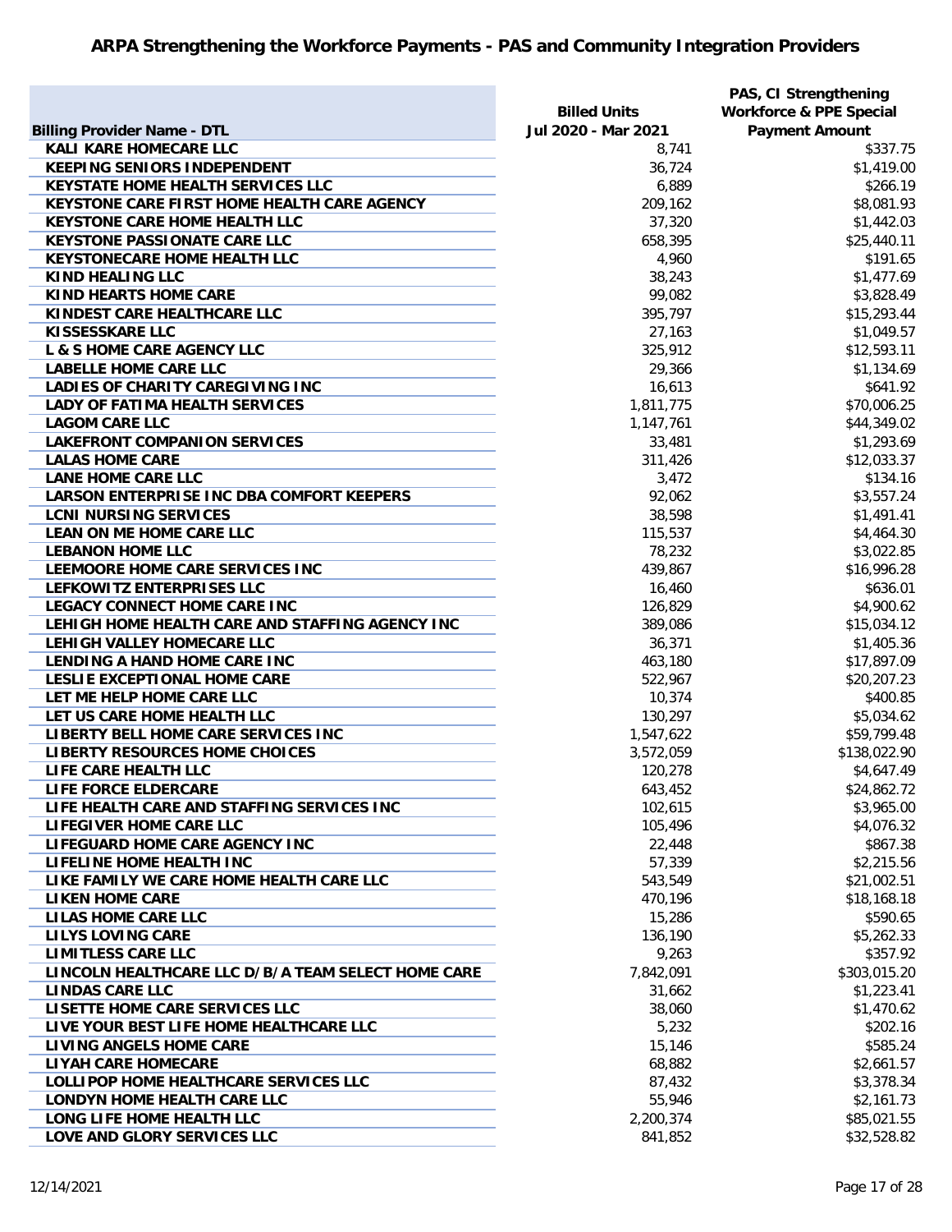## ARPA Strengthening the Workforce Payments - PAS and Community Integration Providers

| Billing Provider Name - DTL | Billed Units Jul 2020 - Mar 2021 | PAS, CI Strengthening Workforce & PPE Special Payment Amount |
|---|---|---|
| KALI KARE HOMECARE LLC | 8,741 | $337.75 |
| KEEPING SENIORS INDEPENDENT | 36,724 | $1,419.00 |
| KEYSTATE HOME HEALTH SERVICES LLC | 6,889 | $266.19 |
| KEYSTONE CARE FIRST HOME HEALTH CARE AGENCY | 209,162 | $8,081.93 |
| KEYSTONE CARE HOME HEALTH LLC | 37,320 | $1,442.03 |
| KEYSTONE PASSIONATE CARE LLC | 658,395 | $25,440.11 |
| KEYSTONECARE HOME HEALTH LLC | 4,960 | $191.65 |
| KIND HEALING LLC | 38,243 | $1,477.69 |
| KIND HEARTS HOME CARE | 99,082 | $3,828.49 |
| KINDEST CARE HEALTHCARE LLC | 395,797 | $15,293.44 |
| KISSESSKARE LLC | 27,163 | $1,049.57 |
| L & S HOME CARE AGENCY LLC | 325,912 | $12,593.11 |
| LABELLE HOME CARE LLC | 29,366 | $1,134.69 |
| LADIES OF CHARITY CAREGIVING INC | 16,613 | $641.92 |
| LADY OF FATIMA HEALTH SERVICES | 1,811,775 | $70,006.25 |
| LAGOM CARE LLC | 1,147,761 | $44,349.02 |
| LAKEFRONT COMPANION SERVICES | 33,481 | $1,293.69 |
| LALAS HOME CARE | 311,426 | $12,033.37 |
| LANE HOME CARE LLC | 3,472 | $134.16 |
| LARSON ENTERPRISE INC DBA COMFORT KEEPERS | 92,062 | $3,557.24 |
| LCNI NURSING SERVICES | 38,598 | $1,491.41 |
| LEAN ON ME HOME CARE LLC | 115,537 | $4,464.30 |
| LEBANON HOME LLC | 78,232 | $3,022.85 |
| LEEMOORE HOME CARE SERVICES INC | 439,867 | $16,996.28 |
| LEFKOWITZ ENTERPRISES LLC | 16,460 | $636.01 |
| LEGACY CONNECT HOME CARE INC | 126,829 | $4,900.62 |
| LEHIGH HOME HEALTH CARE AND STAFFING AGENCY INC | 389,086 | $15,034.12 |
| LEHIGH VALLEY HOMECARE LLC | 36,371 | $1,405.36 |
| LENDING A HAND HOME CARE INC | 463,180 | $17,897.09 |
| LESLIE EXCEPTIONAL HOME CARE | 522,967 | $20,207.23 |
| LET ME HELP HOME CARE LLC | 10,374 | $400.85 |
| LET US CARE HOME HEALTH LLC | 130,297 | $5,034.62 |
| LIBERTY BELL HOME CARE SERVICES INC | 1,547,622 | $59,799.48 |
| LIBERTY RESOURCES HOME CHOICES | 3,572,059 | $138,022.90 |
| LIFE CARE HEALTH LLC | 120,278 | $4,647.49 |
| LIFE FORCE ELDERCARE | 643,452 | $24,862.72 |
| LIFE HEALTH CARE AND STAFFING SERVICES INC | 102,615 | $3,965.00 |
| LIFEGIVER HOME CARE LLC | 105,496 | $4,076.32 |
| LIFEGUARD HOME CARE AGENCY INC | 22,448 | $867.38 |
| LIFELINE HOME HEALTH INC | 57,339 | $2,215.56 |
| LIKE FAMILY WE CARE HOME HEALTH CARE LLC | 543,549 | $21,002.51 |
| LIKEN HOME CARE | 470,196 | $18,168.18 |
| LILAS HOME CARE LLC | 15,286 | $590.65 |
| LILYS LOVING CARE | 136,190 | $5,262.33 |
| LIMITLESS CARE LLC | 9,263 | $357.92 |
| LINCOLN HEALTHCARE LLC D/B/A TEAM SELECT HOME CARE | 7,842,091 | $303,015.20 |
| LINDAS CARE LLC | 31,662 | $1,223.41 |
| LISETTE HOME CARE SERVICES LLC | 38,060 | $1,470.62 |
| LIVE YOUR BEST LIFE HOME HEALTHCARE LLC | 5,232 | $202.16 |
| LIVING ANGELS HOME CARE | 15,146 | $585.24 |
| LIYAH CARE HOMECARE | 68,882 | $2,661.57 |
| LOLLIPOP HOME HEALTHCARE SERVICES LLC | 87,432 | $3,378.34 |
| LONDYN HOME HEALTH CARE LLC | 55,946 | $2,161.73 |
| LONG LIFE HOME HEALTH LLC | 2,200,374 | $85,021.55 |
| LOVE AND GLORY SERVICES LLC | 841,852 | $32,528.82 |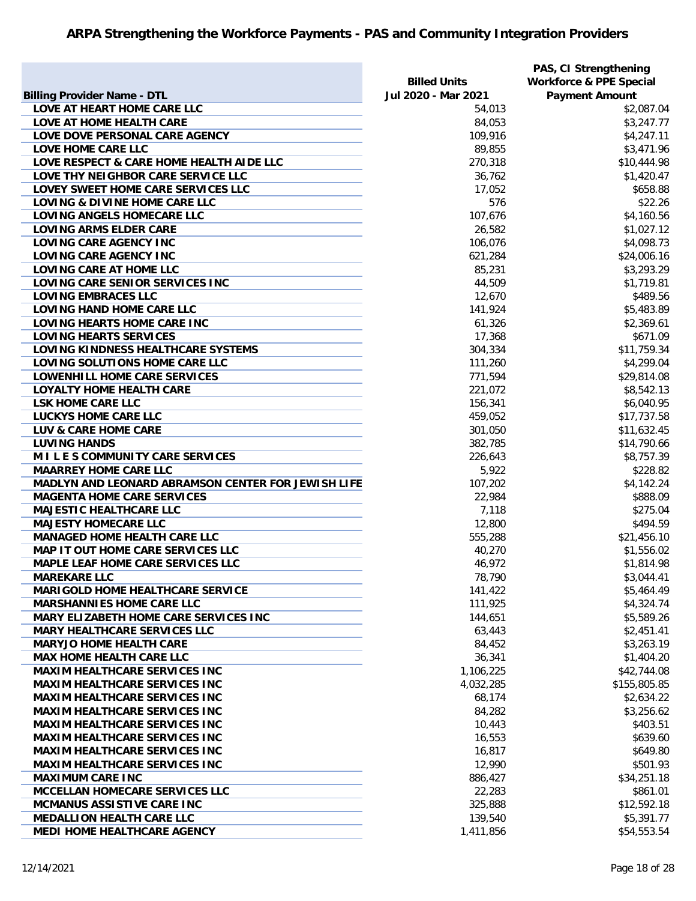# ARPA Strengthening the Workforce Payments - PAS and Community Integration Providers

| Billing Provider Name - DTL | Billed Units Jul 2020 - Mar 2021 | PAS, CI Strengthening Workforce & PPE Special Payment Amount |
|---|---|---|
| LOVE AT HEART HOME CARE LLC | 54,013 | $2,087.04 |
| LOVE AT HOME HEALTH CARE | 84,053 | $3,247.77 |
| LOVE DOVE PERSONAL CARE AGENCY | 109,916 | $4,247.11 |
| LOVE HOME CARE LLC | 89,855 | $3,471.96 |
| LOVE RESPECT & CARE HOME HEALTH AIDE LLC | 270,318 | $10,444.98 |
| LOVE THY NEIGHBOR CARE SERVICE LLC | 36,762 | $1,420.47 |
| LOVEY SWEET HOME CARE SERVICES LLC | 17,052 | $658.88 |
| LOVING & DIVINE HOME CARE LLC | 576 | $22.26 |
| LOVING ANGELS HOMECARE LLC | 107,676 | $4,160.56 |
| LOVING ARMS ELDER CARE | 26,582 | $1,027.12 |
| LOVING CARE AGENCY INC | 106,076 | $4,098.73 |
| LOVING CARE AGENCY INC | 621,284 | $24,006.16 |
| LOVING CARE AT HOME LLC | 85,231 | $3,293.29 |
| LOVING CARE SENIOR SERVICES INC | 44,509 | $1,719.81 |
| LOVING EMBRACES LLC | 12,670 | $489.56 |
| LOVING HAND HOME CARE LLC | 141,924 | $5,483.89 |
| LOVING HEARTS HOME CARE INC | 61,326 | $2,369.61 |
| LOVING HEARTS SERVICES | 17,368 | $671.09 |
| LOVING KINDNESS HEALTHCARE SYSTEMS | 304,334 | $11,759.34 |
| LOVING SOLUTIONS HOME CARE LLC | 111,260 | $4,299.04 |
| LOWENHILL HOME CARE SERVICES | 771,594 | $29,814.08 |
| LOYALTY HOME HEALTH CARE | 221,072 | $8,542.13 |
| LSK HOME CARE LLC | 156,341 | $6,040.95 |
| LUCKYS HOME CARE LLC | 459,052 | $17,737.58 |
| LUV & CARE HOME CARE | 301,050 | $11,632.45 |
| LUVING HANDS | 382,785 | $14,790.66 |
| M I L E S COMMUNITY CARE SERVICES | 226,643 | $8,757.39 |
| MAARREY HOME CARE LLC | 5,922 | $228.82 |
| MADLYN AND LEONARD ABRAMSON CENTER FOR JEWISH LIFE | 107,202 | $4,142.24 |
| MAGENTA HOME CARE SERVICES | 22,984 | $888.09 |
| MAJESTIC HEALTHCARE LLC | 7,118 | $275.04 |
| MAJESTY HOMECARE LLC | 12,800 | $494.59 |
| MANAGED HOME HEALTH CARE LLC | 555,288 | $21,456.10 |
| MAP IT OUT HOME CARE SERVICES LLC | 40,270 | $1,556.02 |
| MAPLE LEAF HOME CARE SERVICES LLC | 46,972 | $1,814.98 |
| MAREKARE LLC | 78,790 | $3,044.41 |
| MARIGOLD HOME HEALTHCARE SERVICE | 141,422 | $5,464.49 |
| MARSHANNIES HOME CARE LLC | 111,925 | $4,324.74 |
| MARY ELIZABETH HOME CARE SERVICES INC | 144,651 | $5,589.26 |
| MARY HEALTHCARE SERVICES LLC | 63,443 | $2,451.41 |
| MARYJO HOME HEALTH CARE | 84,452 | $3,263.19 |
| MAX HOME HEALTH CARE LLC | 36,341 | $1,404.20 |
| MAXIM HEALTHCARE SERVICES INC | 1,106,225 | $42,744.08 |
| MAXIM HEALTHCARE SERVICES INC | 4,032,285 | $155,805.85 |
| MAXIM HEALTHCARE SERVICES INC | 68,174 | $2,634.22 |
| MAXIM HEALTHCARE SERVICES INC | 84,282 | $3,256.62 |
| MAXIM HEALTHCARE SERVICES INC | 10,443 | $403.51 |
| MAXIM HEALTHCARE SERVICES INC | 16,553 | $639.60 |
| MAXIM HEALTHCARE SERVICES INC | 16,817 | $649.80 |
| MAXIM HEALTHCARE SERVICES INC | 12,990 | $501.93 |
| MAXIMUM CARE INC | 886,427 | $34,251.18 |
| MCCELLAN HOMECARE SERVICES LLC | 22,283 | $861.01 |
| MCMANUS ASSISTIVE CARE INC | 325,888 | $12,592.18 |
| MEDALLION HEALTH CARE LLC | 139,540 | $5,391.77 |
| MEDI HOME HEALTHCARE AGENCY | 1,411,856 | $54,553.54 |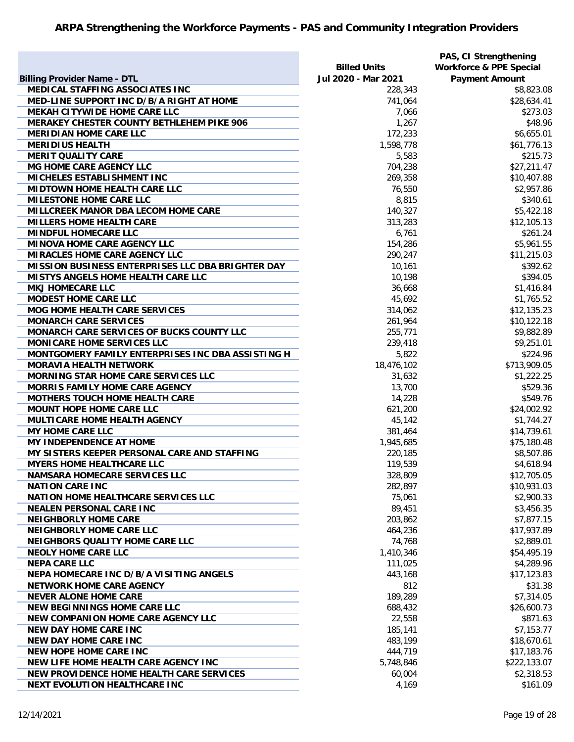## ARPA Strengthening the Workforce Payments - PAS and Community Integration Providers

| Billing Provider Name - DTL | Billed Units Jul 2020 - Mar 2021 | PAS, CI Strengthening Workforce & PPE Special Payment Amount |
|---|---|---|
| MEDICAL STAFFING ASSOCIATES INC | 228,343 | $8,823.08 |
| MED-LINE SUPPORT INC D/B/A RIGHT AT HOME | 741,064 | $28,634.41 |
| MEKAH CITYWIDE HOME CARE LLC | 7,066 | $273.03 |
| MERAKEY CHESTER COUNTY BETHLEHEM PIKE 906 | 1,267 | $48.96 |
| MERIDIAN HOME CARE LLC | 172,233 | $6,655.01 |
| MERIDIUS HEALTH | 1,598,778 | $61,776.13 |
| MERIT QUALITY CARE | 5,583 | $215.73 |
| MG HOME CARE AGENCY LLC | 704,238 | $27,211.47 |
| MICHELES ESTABLISHMENT INC | 269,358 | $10,407.88 |
| MIDTOWN HOME HEALTH CARE LLC | 76,550 | $2,957.86 |
| MILESTONE HOME CARE LLC | 8,815 | $340.61 |
| MILLCREEK MANOR DBA LECOM HOME CARE | 140,327 | $5,422.18 |
| MILLERS HOME HEALTH CARE | 313,283 | $12,105.13 |
| MINDFUL HOMECARE LLC | 6,761 | $261.24 |
| MINOVA HOME CARE AGENCY LLC | 154,286 | $5,961.55 |
| MIRACLES HOME CARE AGENCY LLC | 290,247 | $11,215.03 |
| MISSION BUSINESS ENTERPRISES LLC DBA BRIGHTER DAY | 10,161 | $392.62 |
| MISTYS ANGELS HOME HEALTH CARE LLC | 10,198 | $394.05 |
| MKJ HOMECARE LLC | 36,668 | $1,416.84 |
| MODEST HOME CARE LLC | 45,692 | $1,765.52 |
| MOG HOME HEALTH CARE SERVICES | 314,062 | $12,135.23 |
| MONARCH CARE SERVICES | 261,964 | $10,122.18 |
| MONARCH CARE SERVICES OF BUCKS COUNTY LLC | 255,771 | $9,882.89 |
| MONICARE HOME SERVICES LLC | 239,418 | $9,251.01 |
| MONTGOMERY FAMILY ENTERPRISES INC DBA ASSISTING H | 5,822 | $224.96 |
| MORAVIA HEALTH NETWORK | 18,476,102 | $713,909.05 |
| MORNING STAR HOME CARE SERVICES LLC | 31,632 | $1,222.25 |
| MORRIS FAMILY HOME CARE AGENCY | 13,700 | $529.36 |
| MOTHERS TOUCH HOME HEALTH CARE | 14,228 | $549.76 |
| MOUNT HOPE HOME CARE LLC | 621,200 | $24,002.92 |
| MULTICARE HOME HEALTH AGENCY | 45,142 | $1,744.27 |
| MY HOME CARE LLC | 381,464 | $14,739.61 |
| MY INDEPENDENCE AT HOME | 1,945,685 | $75,180.48 |
| MY SISTERS KEEPER PERSONAL CARE AND STAFFING | 220,185 | $8,507.86 |
| MYERS HOME HEALTHCARE LLC | 119,539 | $4,618.94 |
| NAMSARA HOMECARE SERVICES LLC | 328,809 | $12,705.05 |
| NATION CARE INC | 282,897 | $10,931.03 |
| NATION HOME HEALTHCARE SERVICES LLC | 75,061 | $2,900.33 |
| NEALEN PERSONAL CARE INC | 89,451 | $3,456.35 |
| NEIGHBORLY HOME CARE | 203,862 | $7,877.15 |
| NEIGHBORLY HOME CARE LLC | 464,236 | $17,937.89 |
| NEIGHBORS QUALITY HOME CARE LLC | 74,768 | $2,889.01 |
| NEOLY HOME CARE LLC | 1,410,346 | $54,495.19 |
| NEPA CARE LLC | 111,025 | $4,289.96 |
| NEPA HOMECARE INC D/B/A VISITING ANGELS | 443,168 | $17,123.83 |
| NETWORK HOME CARE AGENCY | 812 | $31.38 |
| NEVER ALONE HOME CARE | 189,289 | $7,314.05 |
| NEW BEGINNINGS HOME CARE LLC | 688,432 | $26,600.73 |
| NEW COMPANION HOME CARE AGENCY LLC | 22,558 | $871.63 |
| NEW DAY HOME CARE INC | 185,141 | $7,153.77 |
| NEW DAY HOME CARE INC | 483,199 | $18,670.61 |
| NEW HOPE HOME CARE INC | 444,719 | $17,183.76 |
| NEW LIFE HOME HEALTH CARE AGENCY INC | 5,748,846 | $222,133.07 |
| NEW PROVIDENCE HOME HEALTH CARE SERVICES | 60,004 | $2,318.53 |
| NEXT EVOLUTION HEALTHCARE INC | 4,169 | $161.09 |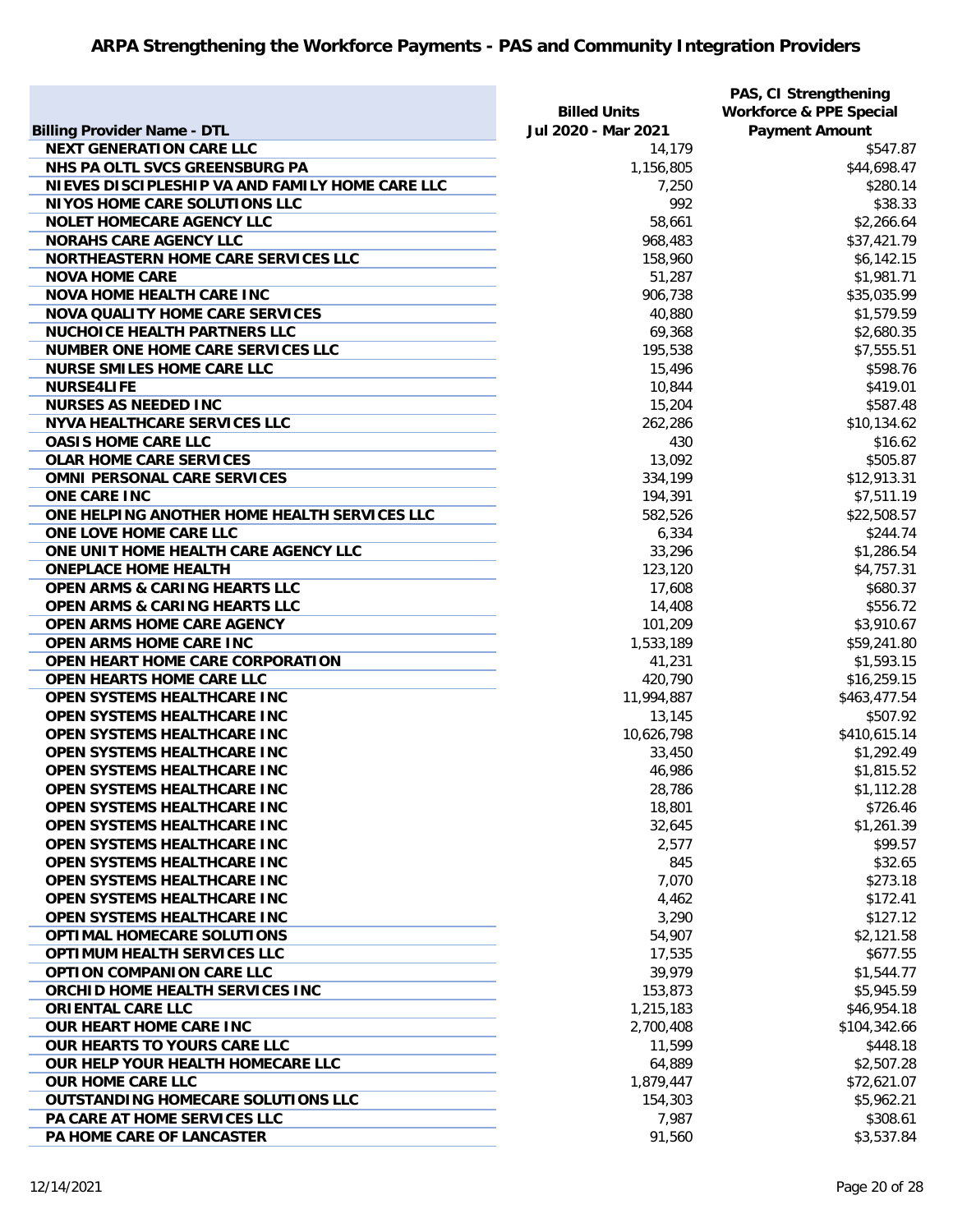## ARPA Strengthening the Workforce Payments - PAS and Community Integration Providers

| Billing Provider Name - DTL | Billed Units Jul 2020 - Mar 2021 | PAS, CI Strengthening Workforce & PPE Special Payment Amount |
|---|---|---|
| NEXT GENERATION CARE LLC | 14,179 | $547.87 |
| NHS PA OLTL SVCS GREENSBURG PA | 1,156,805 | $44,698.47 |
| NIEVES DISCIPLESHIP VA AND FAMILY HOME CARE LLC | 7,250 | $280.14 |
| NIYOS HOME CARE SOLUTIONS LLC | 992 | $38.33 |
| NOLET HOMECARE AGENCY LLC | 58,661 | $2,266.64 |
| NORAHS CARE AGENCY LLC | 968,483 | $37,421.79 |
| NORTHEASTERN HOME CARE SERVICES LLC | 158,960 | $6,142.15 |
| NOVA HOME CARE | 51,287 | $1,981.71 |
| NOVA HOME HEALTH CARE INC | 906,738 | $35,035.99 |
| NOVA QUALITY HOME CARE SERVICES | 40,880 | $1,579.59 |
| NUCHOICE HEALTH PARTNERS LLC | 69,368 | $2,680.35 |
| NUMBER ONE HOME CARE SERVICES LLC | 195,538 | $7,555.51 |
| NURSE SMILES HOME CARE LLC | 15,496 | $598.76 |
| NURSE4LIFE | 10,844 | $419.01 |
| NURSES AS NEEDED INC | 15,204 | $587.48 |
| NYVA HEALTHCARE SERVICES LLC | 262,286 | $10,134.62 |
| OASIS HOME CARE LLC | 430 | $16.62 |
| OLAR HOME CARE SERVICES | 13,092 | $505.87 |
| OMNI PERSONAL CARE SERVICES | 334,199 | $12,913.31 |
| ONE CARE INC | 194,391 | $7,511.19 |
| ONE HELPING ANOTHER HOME HEALTH SERVICES LLC | 582,526 | $22,508.57 |
| ONE LOVE HOME CARE LLC | 6,334 | $244.74 |
| ONE UNIT HOME HEALTH CARE AGENCY LLC | 33,296 | $1,286.54 |
| ONEPLACE HOME HEALTH | 123,120 | $4,757.31 |
| OPEN ARMS & CARING HEARTS LLC | 17,608 | $680.37 |
| OPEN ARMS & CARING HEARTS LLC | 14,408 | $556.72 |
| OPEN ARMS HOME CARE AGENCY | 101,209 | $3,910.67 |
| OPEN ARMS HOME CARE INC | 1,533,189 | $59,241.80 |
| OPEN HEART HOME CARE CORPORATION | 41,231 | $1,593.15 |
| OPEN HEARTS HOME CARE LLC | 420,790 | $16,259.15 |
| OPEN SYSTEMS HEALTHCARE INC | 11,994,887 | $463,477.54 |
| OPEN SYSTEMS HEALTHCARE INC | 13,145 | $507.92 |
| OPEN SYSTEMS HEALTHCARE INC | 10,626,798 | $410,615.14 |
| OPEN SYSTEMS HEALTHCARE INC | 33,450 | $1,292.49 |
| OPEN SYSTEMS HEALTHCARE INC | 46,986 | $1,815.52 |
| OPEN SYSTEMS HEALTHCARE INC | 28,786 | $1,112.28 |
| OPEN SYSTEMS HEALTHCARE INC | 18,801 | $726.46 |
| OPEN SYSTEMS HEALTHCARE INC | 32,645 | $1,261.39 |
| OPEN SYSTEMS HEALTHCARE INC | 2,577 | $99.57 |
| OPEN SYSTEMS HEALTHCARE INC | 845 | $32.65 |
| OPEN SYSTEMS HEALTHCARE INC | 7,070 | $273.18 |
| OPEN SYSTEMS HEALTHCARE INC | 4,462 | $172.41 |
| OPEN SYSTEMS HEALTHCARE INC | 3,290 | $127.12 |
| OPTIMAL HOMECARE SOLUTIONS | 54,907 | $2,121.58 |
| OPTIMUM HEALTH SERVICES LLC | 17,535 | $677.55 |
| OPTION COMPANION CARE LLC | 39,979 | $1,544.77 |
| ORCHID HOME HEALTH SERVICES INC | 153,873 | $5,945.59 |
| ORIENTAL CARE LLC | 1,215,183 | $46,954.18 |
| OUR HEART HOME CARE INC | 2,700,408 | $104,342.66 |
| OUR HEARTS TO YOURS CARE LLC | 11,599 | $448.18 |
| OUR HELP YOUR HEALTH HOMECARE LLC | 64,889 | $2,507.28 |
| OUR HOME CARE LLC | 1,879,447 | $72,621.07 |
| OUTSTANDING HOMECARE SOLUTIONS LLC | 154,303 | $5,962.21 |
| PA CARE AT HOME SERVICES LLC | 7,987 | $308.61 |
| PA HOME CARE OF LANCASTER | 91,560 | $3,537.84 |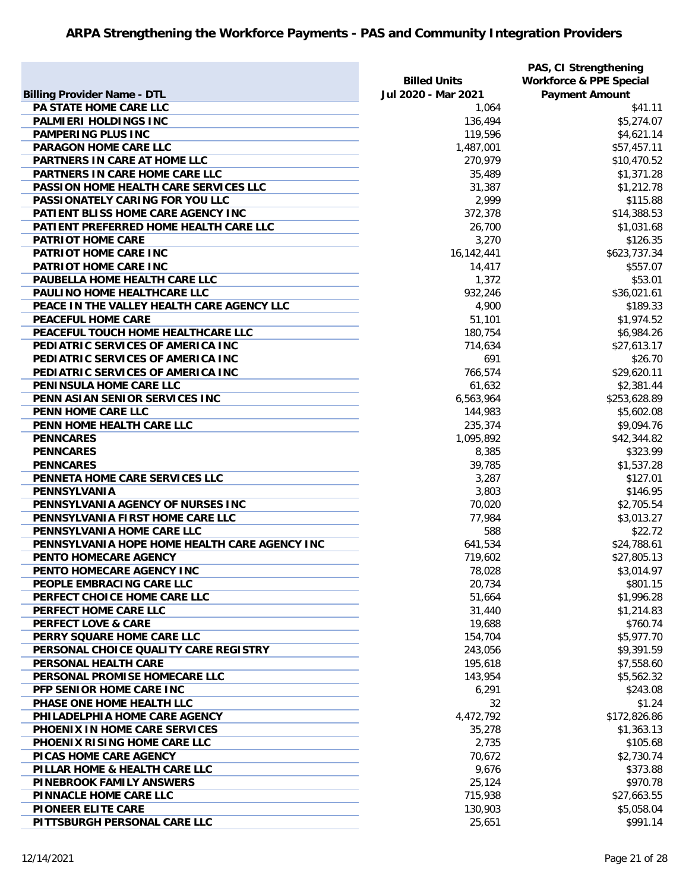## ARPA Strengthening the Workforce Payments - PAS and Community Integration Providers

| Billing Provider Name - DTL | Billed Units Jul 2020 - Mar 2021 | PAS, CI Strengthening Workforce & PPE Special Payment Amount |
|---|---|---|
| PA STATE HOME CARE LLC | 1,064 | $41.11 |
| PALMIERI HOLDINGS INC | 136,494 | $5,274.07 |
| PAMPERING PLUS INC | 119,596 | $4,621.14 |
| PARAGON HOME CARE LLC | 1,487,001 | $57,457.11 |
| PARTNERS IN CARE AT HOME LLC | 270,979 | $10,470.52 |
| PARTNERS IN CARE HOME CARE LLC | 35,489 | $1,371.28 |
| PASSION HOME HEALTH CARE SERVICES LLC | 31,387 | $1,212.78 |
| PASSIONATELY CARING FOR YOU LLC | 2,999 | $115.88 |
| PATIENT BLISS HOME CARE AGENCY INC | 372,378 | $14,388.53 |
| PATIENT PREFERRED HOME HEALTH CARE LLC | 26,700 | $1,031.68 |
| PATRIOT HOME CARE | 3,270 | $126.35 |
| PATRIOT HOME CARE INC | 16,142,441 | $623,737.34 |
| PATRIOT HOME CARE INC | 14,417 | $557.07 |
| PAUBELLA HOME HEALTH CARE LLC | 1,372 | $53.01 |
| PAULINO HOME HEALTHCARE LLC | 932,246 | $36,021.61 |
| PEACE IN THE VALLEY HEALTH CARE AGENCY LLC | 4,900 | $189.33 |
| PEACEFUL HOME CARE | 51,101 | $1,974.52 |
| PEACEFUL TOUCH HOME HEALTHCARE LLC | 180,754 | $6,984.26 |
| PEDIATRIC SERVICES OF AMERICA INC | 714,634 | $27,613.17 |
| PEDIATRIC SERVICES OF AMERICA INC | 691 | $26.70 |
| PEDIATRIC SERVICES OF AMERICA INC | 766,574 | $29,620.11 |
| PENINSULA HOME CARE LLC | 61,632 | $2,381.44 |
| PENN ASIAN SENIOR SERVICES INC | 6,563,964 | $253,628.89 |
| PENN HOME CARE LLC | 144,983 | $5,602.08 |
| PENN HOME HEALTH CARE LLC | 235,374 | $9,094.76 |
| PENNCARES | 1,095,892 | $42,344.82 |
| PENNCARES | 8,385 | $323.99 |
| PENNCARES | 39,785 | $1,537.28 |
| PENNETA HOME CARE SERVICES LLC | 3,287 | $127.01 |
| PENNSYLVANIA | 3,803 | $146.95 |
| PENNSYLVANIA AGENCY OF NURSES INC | 70,020 | $2,705.54 |
| PENNSYLVANIA FIRST HOME CARE LLC | 77,984 | $3,013.27 |
| PENNSYLVANIA HOME CARE LLC | 588 | $22.72 |
| PENNSYLVANIA HOPE HOME HEALTH CARE AGENCY INC | 641,534 | $24,788.61 |
| PENTO HOMECARE AGENCY | 719,602 | $27,805.13 |
| PENTO HOMECARE AGENCY INC | 78,028 | $3,014.97 |
| PEOPLE EMBRACING CARE LLC | 20,734 | $801.15 |
| PERFECT CHOICE HOME CARE LLC | 51,664 | $1,996.28 |
| PERFECT HOME CARE LLC | 31,440 | $1,214.83 |
| PERFECT LOVE & CARE | 19,688 | $760.74 |
| PERRY SQUARE HOME CARE LLC | 154,704 | $5,977.70 |
| PERSONAL CHOICE QUALITY CARE REGISTRY | 243,056 | $9,391.59 |
| PERSONAL HEALTH CARE | 195,618 | $7,558.60 |
| PERSONAL PROMISE HOMECARE LLC | 143,954 | $5,562.32 |
| PFP SENIOR HOME CARE INC | 6,291 | $243.08 |
| PHASE ONE HOME HEALTH LLC | 32 | $1.24 |
| PHILADELPHIA HOME CARE AGENCY | 4,472,792 | $172,826.86 |
| PHOENIX IN HOME CARE SERVICES | 35,278 | $1,363.13 |
| PHOENIX RISING HOME CARE LLC | 2,735 | $105.68 |
| PICAS HOME CARE AGENCY | 70,672 | $2,730.74 |
| PILLAR HOME & HEALTH CARE LLC | 9,676 | $373.88 |
| PINEBROOK FAMILY ANSWERS | 25,124 | $970.78 |
| PINNACLE HOME CARE LLC | 715,938 | $27,663.55 |
| PIONEER ELITE CARE | 130,903 | $5,058.04 |
| PITTSBURGH PERSONAL CARE LLC | 25,651 | $991.14 |

12/14/2021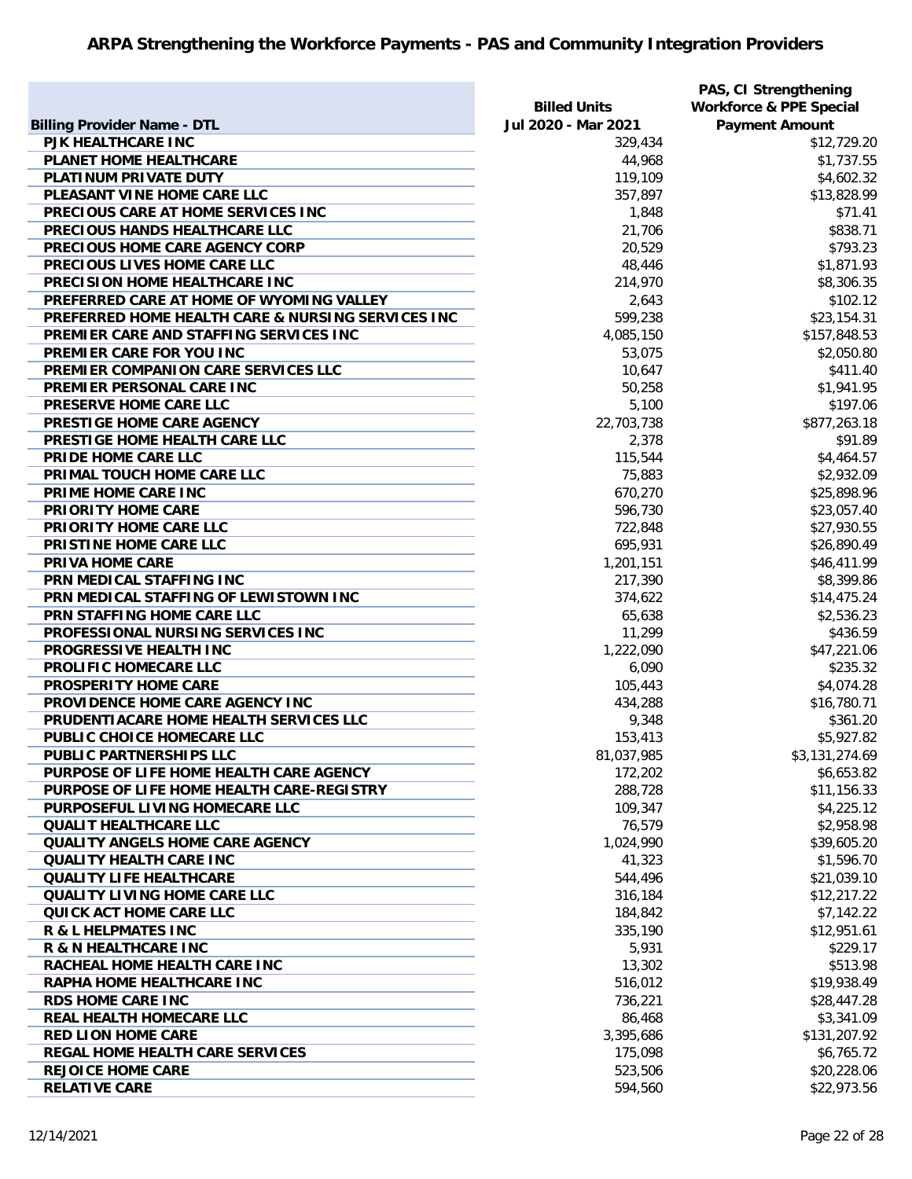# ARPA Strengthening the Workforce Payments - PAS and Community Integration Providers

| Billing Provider Name - DTL | Billed Units Jul 2020 - Mar 2021 | PAS, CI Strengthening Workforce & PPE Special Payment Amount |
|---|---|---|
| PJK HEALTHCARE INC | 329,434 | $12,729.20 |
| PLANET HOME HEALTHCARE | 44,968 | $1,737.55 |
| PLATINUM PRIVATE DUTY | 119,109 | $4,602.32 |
| PLEASANT VINE HOME CARE LLC | 357,897 | $13,828.99 |
| PRECIOUS CARE AT HOME SERVICES INC | 1,848 | $71.41 |
| PRECIOUS HANDS HEALTHCARE LLC | 21,706 | $838.71 |
| PRECIOUS HOME CARE AGENCY CORP | 20,529 | $793.23 |
| PRECIOUS LIVES HOME CARE LLC | 48,446 | $1,871.93 |
| PRECISION HOME HEALTHCARE INC | 214,970 | $8,306.35 |
| PREFERRED CARE AT HOME OF WYOMING VALLEY | 2,643 | $102.12 |
| PREFERRED HOME HEALTH CARE & NURSING SERVICES INC | 599,238 | $23,154.31 |
| PREMIER CARE AND STAFFING SERVICES INC | 4,085,150 | $157,848.53 |
| PREMIER CARE FOR YOU INC | 53,075 | $2,050.80 |
| PREMIER COMPANION CARE SERVICES LLC | 10,647 | $411.40 |
| PREMIER PERSONAL CARE INC | 50,258 | $1,941.95 |
| PRESERVE HOME CARE LLC | 5,100 | $197.06 |
| PRESTIGE HOME CARE AGENCY | 22,703,738 | $877,263.18 |
| PRESTIGE HOME HEALTH CARE LLC | 2,378 | $91.89 |
| PRIDE HOME CARE LLC | 115,544 | $4,464.57 |
| PRIMAL TOUCH HOME CARE LLC | 75,883 | $2,932.09 |
| PRIME HOME CARE INC | 670,270 | $25,898.96 |
| PRIORITY HOME CARE | 596,730 | $23,057.40 |
| PRIORITY HOME CARE LLC | 722,848 | $27,930.55 |
| PRISTINE HOME CARE LLC | 695,931 | $26,890.49 |
| PRIVA HOME CARE | 1,201,151 | $46,411.99 |
| PRN MEDICAL STAFFING INC | 217,390 | $8,399.86 |
| PRN MEDICAL STAFFING OF LEWISTOWN INC | 374,622 | $14,475.24 |
| PRN STAFFING HOME CARE LLC | 65,638 | $2,536.23 |
| PROFESSIONAL NURSING SERVICES INC | 11,299 | $436.59 |
| PROGRESSIVE HEALTH INC | 1,222,090 | $47,221.06 |
| PROLIFIC HOMECARE LLC | 6,090 | $235.32 |
| PROSPERITY HOME CARE | 105,443 | $4,074.28 |
| PROVIDENCE HOME CARE AGENCY INC | 434,288 | $16,780.71 |
| PRUDENTIACARE HOME HEALTH SERVICES LLC | 9,348 | $361.20 |
| PUBLIC CHOICE HOMECARE LLC | 153,413 | $5,927.82 |
| PUBLIC PARTNERSHIPS LLC | 81,037,985 | $3,131,274.69 |
| PURPOSE OF LIFE HOME HEALTH CARE AGENCY | 172,202 | $6,653.82 |
| PURPOSE OF LIFE HOME HEALTH CARE-REGISTRY | 288,728 | $11,156.33 |
| PURPOSEFUL LIVING HOMECARE LLC | 109,347 | $4,225.12 |
| QUALIT HEALTHCARE LLC | 76,579 | $2,958.98 |
| QUALITY ANGELS HOME CARE AGENCY | 1,024,990 | $39,605.20 |
| QUALITY HEALTH CARE INC | 41,323 | $1,596.70 |
| QUALITY LIFE HEALTHCARE | 544,496 | $21,039.10 |
| QUALITY LIVING HOME CARE LLC | 316,184 | $12,217.22 |
| QUICK ACT HOME CARE LLC | 184,842 | $7,142.22 |
| R & L HELPMATES INC | 335,190 | $12,951.61 |
| R & N HEALTHCARE INC | 5,931 | $229.17 |
| RACHEAL HOME HEALTH CARE INC | 13,302 | $513.98 |
| RAPHA HOME HEALTHCARE INC | 516,012 | $19,938.49 |
| RDS HOME CARE INC | 736,221 | $28,447.28 |
| REAL HEALTH HOMECARE LLC | 86,468 | $3,341.09 |
| RED LION HOME CARE | 3,395,686 | $131,207.92 |
| REGAL HOME HEALTH CARE SERVICES | 175,098 | $6,765.72 |
| REJOICE HOME CARE | 523,506 | $20,228.06 |
| RELATIVE CARE | 594,560 | $22,973.56 |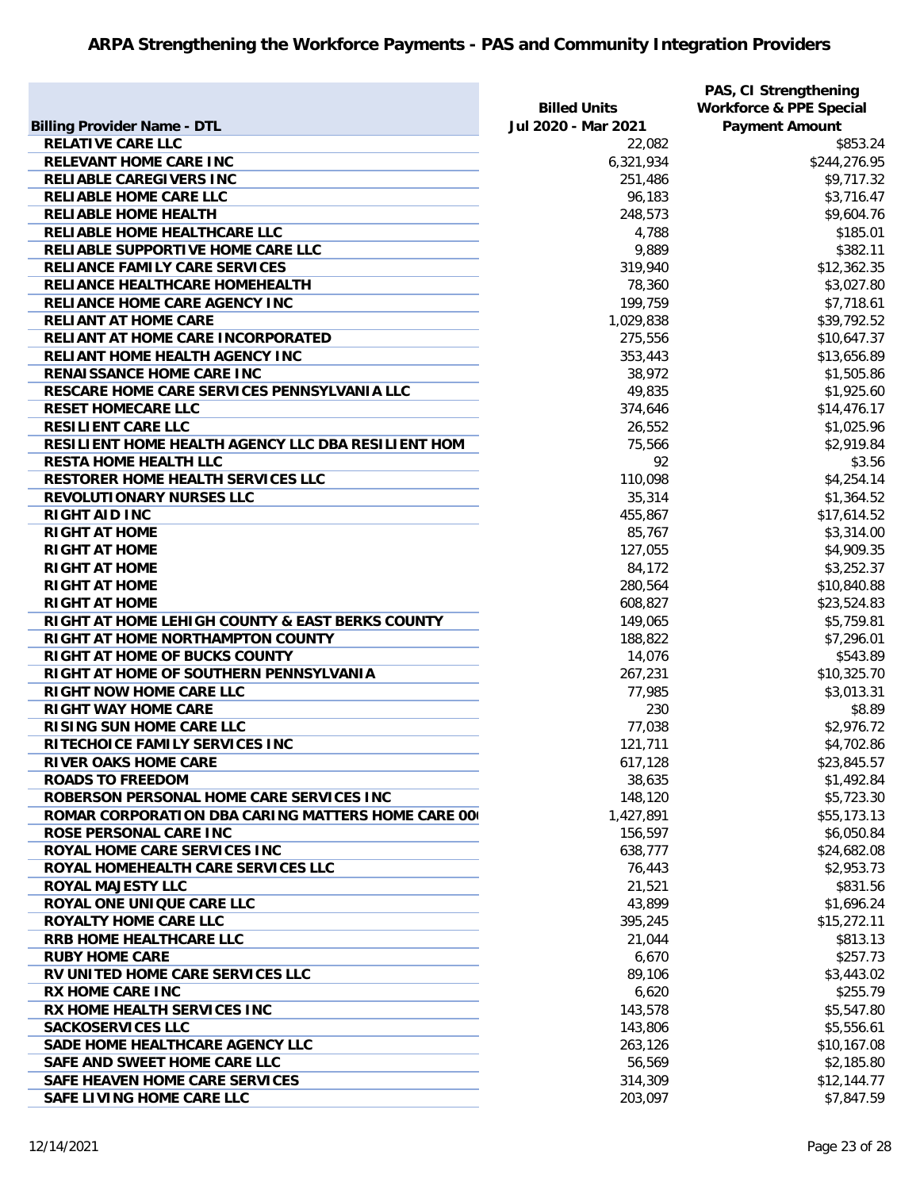# ARPA Strengthening the Workforce Payments - PAS and Community Integration Providers

| Billing Provider Name - DTL | Billed Units Jul 2020 - Mar 2021 | PAS, CI Strengthening Workforce & PPE Special Payment Amount |
|---|---|---|
| RELATIVE CARE LLC | 22,082 | $853.24 |
| RELEVANT HOME CARE INC | 6,321,934 | $244,276.95 |
| RELIABLE CAREGIVERS INC | 251,486 | $9,717.32 |
| RELIABLE HOME CARE LLC | 96,183 | $3,716.47 |
| RELIABLE HOME HEALTH | 248,573 | $9,604.76 |
| RELIABLE HOME HEALTHCARE LLC | 4,788 | $185.01 |
| RELIABLE SUPPORTIVE HOME CARE LLC | 9,889 | $382.11 |
| RELIANCE FAMILY CARE SERVICES | 319,940 | $12,362.35 |
| RELIANCE HEALTHCARE HOMEHEALTH | 78,360 | $3,027.80 |
| RELIANCE HOME CARE AGENCY INC | 199,759 | $7,718.61 |
| RELIANT AT HOME CARE | 1,029,838 | $39,792.52 |
| RELIANT AT HOME CARE INCORPORATED | 275,556 | $10,647.37 |
| RELIANT HOME HEALTH AGENCY INC | 353,443 | $13,656.89 |
| RENAISSANCE HOME CARE INC | 38,972 | $1,505.86 |
| RESCARE HOME CARE SERVICES PENNSYLVANIA LLC | 49,835 | $1,925.60 |
| RESET HOMECARE LLC | 374,646 | $14,476.17 |
| RESILIENT CARE LLC | 26,552 | $1,025.96 |
| RESILIENT HOME HEALTH AGENCY LLC DBA RESILIENT HOM | 75,566 | $2,919.84 |
| RESTA HOME HEALTH LLC | 92 | $3.56 |
| RESTORER HOME HEALTH SERVICES LLC | 110,098 | $4,254.14 |
| REVOLUTIONARY NURSES LLC | 35,314 | $1,364.52 |
| RIGHT AID INC | 455,867 | $17,614.52 |
| RIGHT AT HOME | 85,767 | $3,314.00 |
| RIGHT AT HOME | 127,055 | $4,909.35 |
| RIGHT AT HOME | 84,172 | $3,252.37 |
| RIGHT AT HOME | 280,564 | $10,840.88 |
| RIGHT AT HOME | 608,827 | $23,524.83 |
| RIGHT AT HOME LEHIGH COUNTY & EAST BERKS COUNTY | 149,065 | $5,759.81 |
| RIGHT AT HOME NORTHAMPTON COUNTY | 188,822 | $7,296.01 |
| RIGHT AT HOME OF BUCKS COUNTY | 14,076 | $543.89 |
| RIGHT AT HOME OF SOUTHERN PENNSYLVANIA | 267,231 | $10,325.70 |
| RIGHT NOW HOME CARE LLC | 77,985 | $3,013.31 |
| RIGHT WAY HOME CARE | 230 | $8.89 |
| RISING SUN HOME CARE LLC | 77,038 | $2,976.72 |
| RITECHOICE FAMILY SERVICES INC | 121,711 | $4,702.86 |
| RIVER OAKS HOME CARE | 617,128 | $23,845.57 |
| ROADS TO FREEDOM | 38,635 | $1,492.84 |
| ROBERSON PERSONAL HOME CARE SERVICES INC | 148,120 | $5,723.30 |
| ROMAR CORPORATION DBA CARING MATTERS HOME CARE 00 | 1,427,891 | $55,173.13 |
| ROSE PERSONAL CARE INC | 156,597 | $6,050.84 |
| ROYAL HOME CARE SERVICES INC | 638,777 | $24,682.08 |
| ROYAL HOMEHEALTH CARE SERVICES LLC | 76,443 | $2,953.73 |
| ROYAL MAJESTY LLC | 21,521 | $831.56 |
| ROYAL ONE UNIQUE CARE LLC | 43,899 | $1,696.24 |
| ROYALTY HOME CARE LLC | 395,245 | $15,272.11 |
| RRB HOME HEALTHCARE LLC | 21,044 | $813.13 |
| RUBY HOME CARE | 6,670 | $257.73 |
| RV UNITED HOME CARE SERVICES LLC | 89,106 | $3,443.02 |
| RX HOME CARE INC | 6,620 | $255.79 |
| RX HOME HEALTH SERVICES INC | 143,578 | $5,547.80 |
| SACKOSERVICES LLC | 143,806 | $5,556.61 |
| SADE HOME HEALTHCARE AGENCY LLC | 263,126 | $10,167.08 |
| SAFE AND SWEET HOME CARE LLC | 56,569 | $2,185.80 |
| SAFE HEAVEN HOME CARE SERVICES | 314,309 | $12,144.77 |
| SAFE LIVING HOME CARE LLC | 203,097 | $7,847.59 |

12/14/2021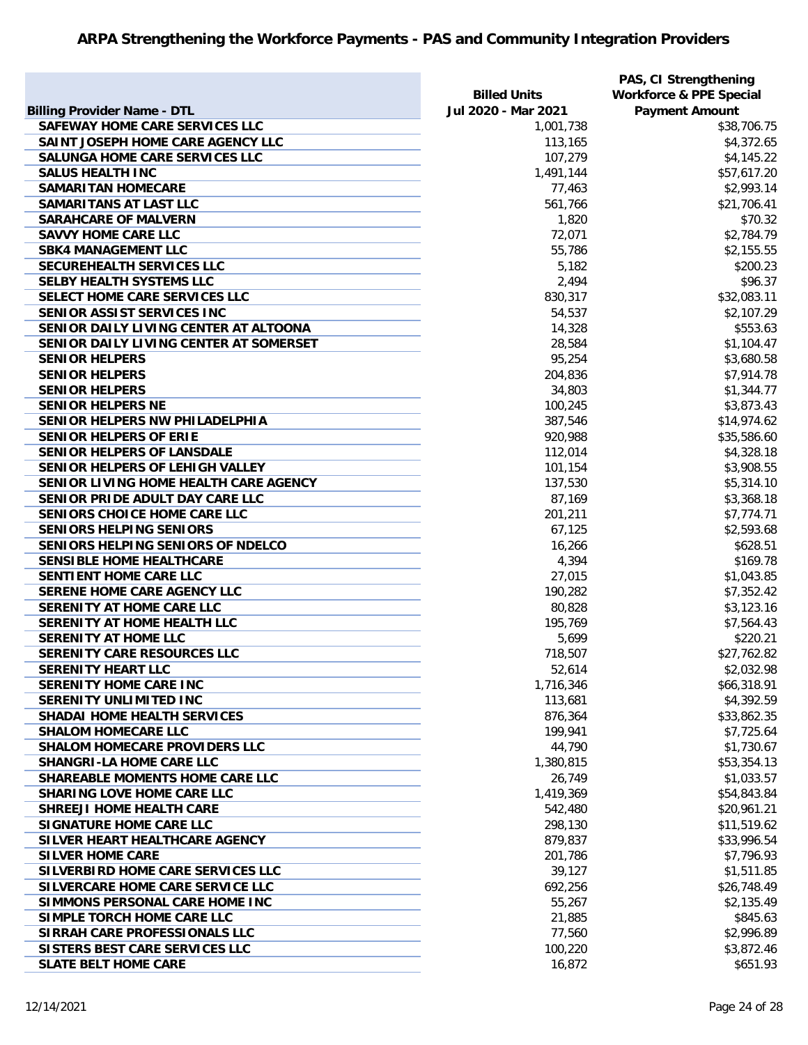# ARPA Strengthening the Workforce Payments - PAS and Community Integration Providers

| Billing Provider Name - DTL | Billed Units Jul 2020 - Mar 2021 | PAS, CI Strengthening Workforce & PPE Special Payment Amount |
|---|---|---|
| SAFEWAY HOME CARE SERVICES LLC | 1,001,738 | $38,706.75 |
| SAINT JOSEPH HOME CARE AGENCY LLC | 113,165 | $4,372.65 |
| SALUNGA HOME CARE SERVICES LLC | 107,279 | $4,145.22 |
| SALUS HEALTH INC | 1,491,144 | $57,617.20 |
| SAMARITAN HOMECARE | 77,463 | $2,993.14 |
| SAMARITANS AT LAST LLC | 561,766 | $21,706.41 |
| SARAHCARE OF MALVERN | 1,820 | $70.32 |
| SAVVY HOME CARE LLC | 72,071 | $2,784.79 |
| SBK4 MANAGEMENT LLC | 55,786 | $2,155.55 |
| SECUREHEALTH SERVICES LLC | 5,182 | $200.23 |
| SELBY HEALTH SYSTEMS LLC | 2,494 | $96.37 |
| SELECT HOME CARE SERVICES LLC | 830,317 | $32,083.11 |
| SENIOR ASSIST SERVICES INC | 54,537 | $2,107.29 |
| SENIOR DAILY LIVING CENTER AT ALTOONA | 14,328 | $553.63 |
| SENIOR DAILY LIVING CENTER AT SOMERSET | 28,584 | $1,104.47 |
| SENIOR HELPERS | 95,254 | $3,680.58 |
| SENIOR HELPERS | 204,836 | $7,914.78 |
| SENIOR HELPERS | 34,803 | $1,344.77 |
| SENIOR HELPERS NE | 100,245 | $3,873.43 |
| SENIOR HELPERS NW PHILADELPHIA | 387,546 | $14,974.62 |
| SENIOR HELPERS OF ERIE | 920,988 | $35,586.60 |
| SENIOR HELPERS OF LANSDALE | 112,014 | $4,328.18 |
| SENIOR HELPERS OF LEHIGH VALLEY | 101,154 | $3,908.55 |
| SENIOR LIVING HOME HEALTH CARE AGENCY | 137,530 | $5,314.10 |
| SENIOR PRIDE ADULT DAY CARE LLC | 87,169 | $3,368.18 |
| SENIORS CHOICE HOME CARE LLC | 201,211 | $7,774.71 |
| SENIORS HELPING SENIORS | 67,125 | $2,593.68 |
| SENIORS HELPING SENIORS OF NDELCO | 16,266 | $628.51 |
| SENSIBLE HOME HEALTHCARE | 4,394 | $169.78 |
| SENTIENT HOME CARE LLC | 27,015 | $1,043.85 |
| SERENE HOME CARE AGENCY LLC | 190,282 | $7,352.42 |
| SERENITY AT HOME CARE LLC | 80,828 | $3,123.16 |
| SERENITY AT HOME HEALTH LLC | 195,769 | $7,564.43 |
| SERENITY AT HOME LLC | 5,699 | $220.21 |
| SERENITY CARE RESOURCES LLC | 718,507 | $27,762.82 |
| SERENITY HEART LLC | 52,614 | $2,032.98 |
| SERENITY HOME CARE INC | 1,716,346 | $66,318.91 |
| SERENITY UNLIMITED INC | 113,681 | $4,392.59 |
| SHADAI HOME HEALTH SERVICES | 876,364 | $33,862.35 |
| SHALOM HOMECARE LLC | 199,941 | $7,725.64 |
| SHALOM HOMECARE PROVIDERS LLC | 44,790 | $1,730.67 |
| SHANGRI-LA HOME CARE LLC | 1,380,815 | $53,354.13 |
| SHAREABLE MOMENTS HOME CARE LLC | 26,749 | $1,033.57 |
| SHARING LOVE HOME CARE LLC | 1,419,369 | $54,843.84 |
| SHREEJI HOME HEALTH CARE | 542,480 | $20,961.21 |
| SIGNATURE HOME CARE LLC | 298,130 | $11,519.62 |
| SILVER HEART HEALTHCARE AGENCY | 879,837 | $33,996.54 |
| SILVER HOME CARE | 201,786 | $7,796.93 |
| SILVERBIRD HOME CARE SERVICES LLC | 39,127 | $1,511.85 |
| SILVERCARE HOME CARE SERVICE LLC | 692,256 | $26,748.49 |
| SIMMONS PERSONAL CARE HOME INC | 55,267 | $2,135.49 |
| SIMPLE TORCH HOME CARE LLC | 21,885 | $845.63 |
| SIRRAH CARE PROFESSIONALS LLC | 77,560 | $2,996.89 |
| SISTERS BEST CARE SERVICES LLC | 100,220 | $3,872.46 |
| SLATE BELT HOME CARE | 16,872 | $651.93 |

12/14/2021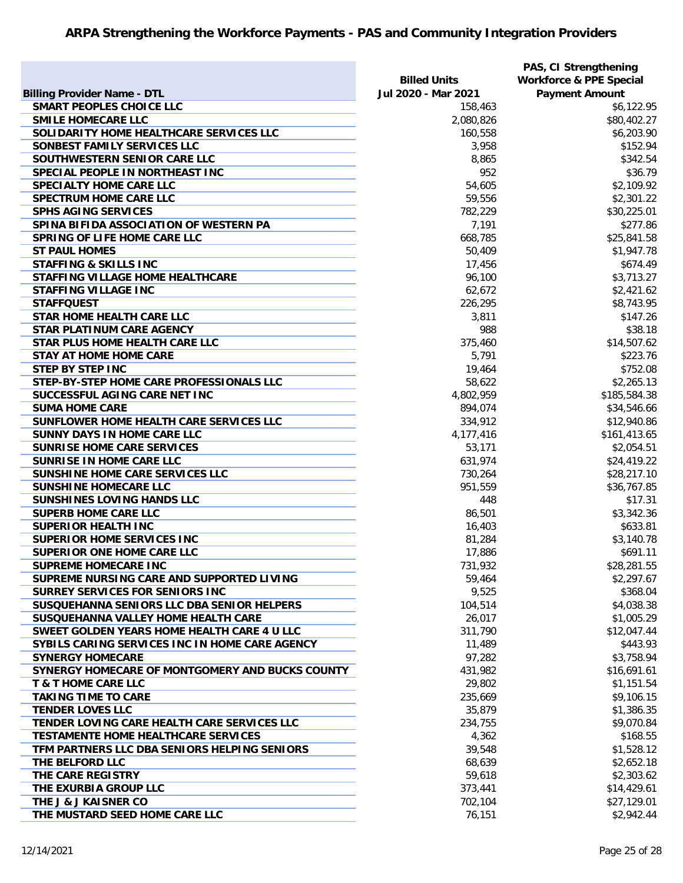# ARPA Strengthening the Workforce Payments - PAS and Community Integration Providers

| Billing Provider Name - DTL | Billed Units Jul 2020 - Mar 2021 | PAS, CI Strengthening Workforce & PPE Special Payment Amount |
|---|---|---|
| SMART PEOPLES CHOICE LLC | 158,463 | $6,122.95 |
| SMILE HOMECARE LLC | 2,080,826 | $80,402.27 |
| SOLIDARITY HOME HEALTHCARE SERVICES LLC | 160,558 | $6,203.90 |
| SONBEST FAMILY SERVICES LLC | 3,958 | $152.94 |
| SOUTHWESTERN SENIOR CARE LLC | 8,865 | $342.54 |
| SPECIAL PEOPLE IN NORTHEAST INC | 952 | $36.79 |
| SPECIALTY HOME CARE LLC | 54,605 | $2,109.92 |
| SPECTRUM HOME CARE LLC | 59,556 | $2,301.22 |
| SPHS AGING SERVICES | 782,229 | $30,225.01 |
| SPINA BIFIDA ASSOCIATION OF WESTERN PA | 7,191 | $277.86 |
| SPRING OF LIFE HOME CARE LLC | 668,785 | $25,841.58 |
| ST PAUL HOMES | 50,409 | $1,947.78 |
| STAFFING & SKILLS INC | 17,456 | $674.49 |
| STAFFING VILLAGE HOME HEALTHCARE | 96,100 | $3,713.27 |
| STAFFING VILLAGE INC | 62,672 | $2,421.62 |
| STAFFQUEST | 226,295 | $8,743.95 |
| STAR HOME HEALTH CARE LLC | 3,811 | $147.26 |
| STAR PLATINUM CARE AGENCY | 988 | $38.18 |
| STAR PLUS HOME HEALTH CARE LLC | 375,460 | $14,507.62 |
| STAY AT HOME HOME CARE | 5,791 | $223.76 |
| STEP BY STEP INC | 19,464 | $752.08 |
| STEP-BY-STEP HOME CARE PROFESSIONALS LLC | 58,622 | $2,265.13 |
| SUCCESSFUL AGING CARE NET INC | 4,802,959 | $185,584.38 |
| SUMA HOME CARE | 894,074 | $34,546.66 |
| SUNFLOWER HOME HEALTH CARE SERVICES LLC | 334,912 | $12,940.86 |
| SUNNY DAYS IN HOME CARE LLC | 4,177,416 | $161,413.65 |
| SUNRISE HOME CARE SERVICES | 53,171 | $2,054.51 |
| SUNRISE IN HOME CARE LLC | 631,974 | $24,419.22 |
| SUNSHINE HOME CARE SERVICES LLC | 730,264 | $28,217.10 |
| SUNSHINE HOMECARE LLC | 951,559 | $36,767.85 |
| SUNSHINES LOVING HANDS LLC | 448 | $17.31 |
| SUPERB HOME CARE LLC | 86,501 | $3,342.36 |
| SUPERIOR HEALTH INC | 16,403 | $633.81 |
| SUPERIOR HOME SERVICES INC | 81,284 | $3,140.78 |
| SUPERIOR ONE HOME CARE LLC | 17,886 | $691.11 |
| SUPREME HOMECARE INC | 731,932 | $28,281.55 |
| SUPREME NURSING CARE AND SUPPORTED LIVING | 59,464 | $2,297.67 |
| SURREY SERVICES FOR SENIORS INC | 9,525 | $368.04 |
| SUSQUEHANNA SENIORS LLC DBA SENIOR HELPERS | 104,514 | $4,038.38 |
| SUSQUEHANNA VALLEY HOME HEALTH CARE | 26,017 | $1,005.29 |
| SWEET GOLDEN YEARS HOME HEALTH CARE 4 U LLC | 311,790 | $12,047.44 |
| SYBILS CARING SERVICES INC IN HOME CARE AGENCY | 11,489 | $443.93 |
| SYNERGY HOMECARE | 97,282 | $3,758.94 |
| SYNERGY HOMECARE OF MONTGOMERY AND BUCKS COUNTY | 431,982 | $16,691.61 |
| T & T HOME CARE LLC | 29,802 | $1,151.54 |
| TAKING TIME TO CARE | 235,669 | $9,106.15 |
| TENDER LOVES LLC | 35,879 | $1,386.35 |
| TENDER LOVING CARE HEALTH CARE SERVICES LLC | 234,755 | $9,070.84 |
| TESTAMENTE HOME HEALTHCARE SERVICES | 4,362 | $168.55 |
| TFM PARTNERS LLC DBA SENIORS HELPING SENIORS | 39,548 | $1,528.12 |
| THE BELFORD LLC | 68,639 | $2,652.18 |
| THE CARE REGISTRY | 59,618 | $2,303.62 |
| THE EXURBIA GROUP LLC | 373,441 | $14,429.61 |
| THE J & J KAISNER CO | 702,104 | $27,129.01 |
| THE MUSTARD SEED HOME CARE LLC | 76,151 | $2,942.44 |

12/14/2021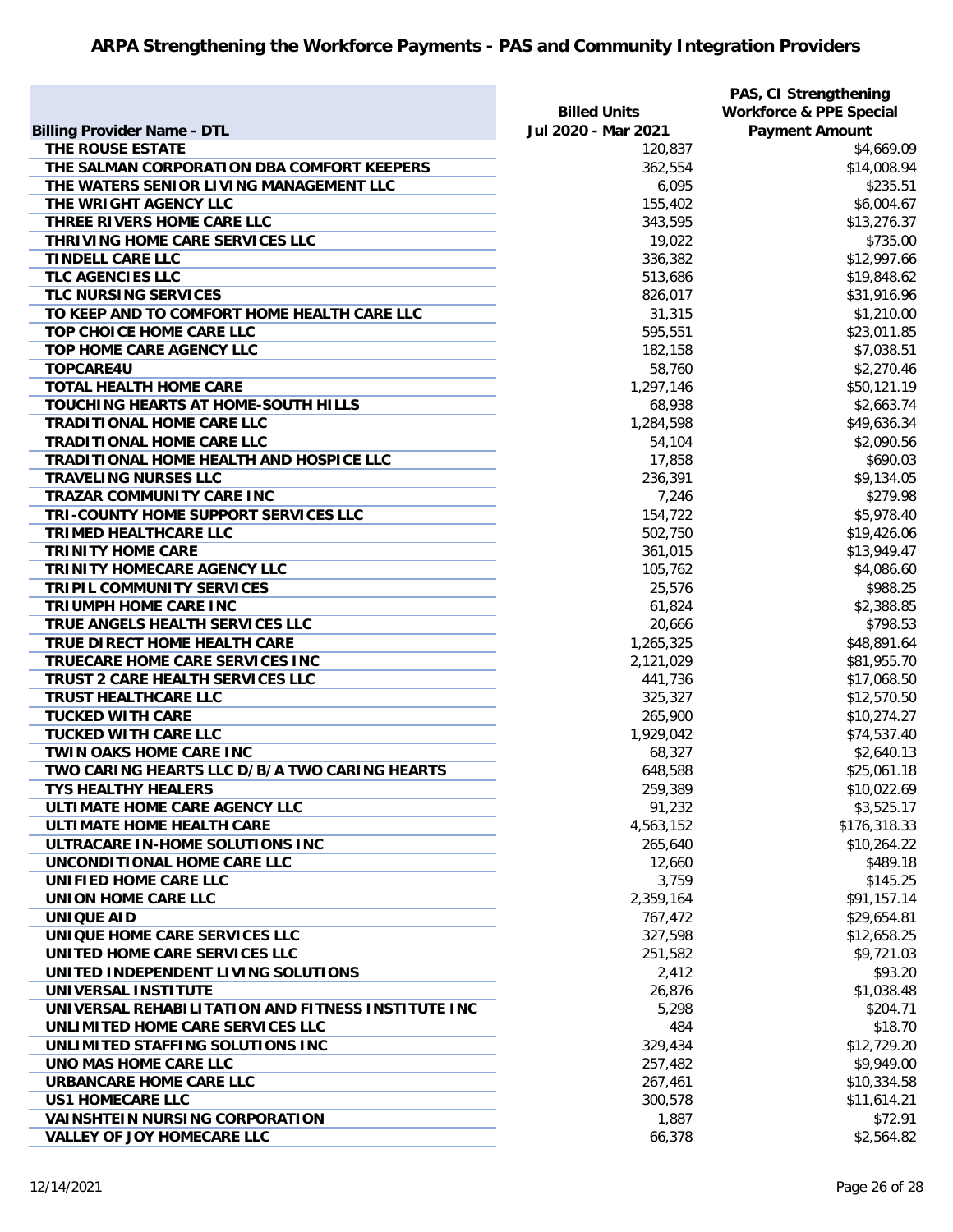# ARPA Strengthening the Workforce Payments - PAS and Community Integration Providers

| Billing Provider Name - DTL | Billed Units Jul 2020 - Mar 2021 | PAS, CI Strengthening Workforce & PPE Special Payment Amount |
|---|---|---|
| THE ROUSE ESTATE | 120,837 | $4,669.09 |
| THE SALMAN CORPORATION DBA COMFORT KEEPERS | 362,554 | $14,008.94 |
| THE WATERS SENIOR LIVING MANAGEMENT LLC | 6,095 | $235.51 |
| THE WRIGHT AGENCY LLC | 155,402 | $6,004.67 |
| THREE RIVERS HOME CARE LLC | 343,595 | $13,276.37 |
| THRIVING HOME CARE SERVICES LLC | 19,022 | $735.00 |
| TINDELL CARE LLC | 336,382 | $12,997.66 |
| TLC AGENCIES LLC | 513,686 | $19,848.62 |
| TLC NURSING SERVICES | 826,017 | $31,916.96 |
| TO KEEP AND TO COMFORT HOME HEALTH CARE LLC | 31,315 | $1,210.00 |
| TOP CHOICE HOME CARE LLC | 595,551 | $23,011.85 |
| TOP HOME CARE AGENCY LLC | 182,158 | $7,038.51 |
| TOPCARE4U | 58,760 | $2,270.46 |
| TOTAL HEALTH HOME CARE | 1,297,146 | $50,121.19 |
| TOUCHING HEARTS AT HOME-SOUTH HILLS | 68,938 | $2,663.74 |
| TRADITIONAL HOME CARE LLC | 1,284,598 | $49,636.34 |
| TRADITIONAL HOME CARE LLC | 54,104 | $2,090.56 |
| TRADITIONAL HOME HEALTH AND HOSPICE LLC | 17,858 | $690.03 |
| TRAVELING NURSES LLC | 236,391 | $9,134.05 |
| TRAZAR COMMUNITY CARE INC | 7,246 | $279.98 |
| TRI-COUNTY HOME SUPPORT SERVICES LLC | 154,722 | $5,978.40 |
| TRIMED HEALTHCARE LLC | 502,750 | $19,426.06 |
| TRINITY HOME CARE | 361,015 | $13,949.47 |
| TRINITY HOMECARE AGENCY LLC | 105,762 | $4,086.60 |
| TRIPIL COMMUNITY SERVICES | 25,576 | $988.25 |
| TRIUMPH HOME CARE INC | 61,824 | $2,388.85 |
| TRUE ANGELS HEALTH SERVICES LLC | 20,666 | $798.53 |
| TRUE DIRECT HOME HEALTH CARE | 1,265,325 | $48,891.64 |
| TRUECARE HOME CARE SERVICES INC | 2,121,029 | $81,955.70 |
| TRUST 2 CARE HEALTH SERVICES LLC | 441,736 | $17,068.50 |
| TRUST HEALTHCARE LLC | 325,327 | $12,570.50 |
| TUCKED WITH CARE | 265,900 | $10,274.27 |
| TUCKED WITH CARE LLC | 1,929,042 | $74,537.40 |
| TWIN OAKS HOME CARE INC | 68,327 | $2,640.13 |
| TWO CARING HEARTS LLC D/B/A TWO CARING HEARTS | 648,588 | $25,061.18 |
| TYS HEALTHY HEALERS | 259,389 | $10,022.69 |
| ULTIMATE HOME CARE AGENCY LLC | 91,232 | $3,525.17 |
| ULTIMATE HOME HEALTH CARE | 4,563,152 | $176,318.33 |
| ULTRACARE IN-HOME SOLUTIONS INC | 265,640 | $10,264.22 |
| UNCONDITIONAL HOME CARE LLC | 12,660 | $489.18 |
| UNIFIED HOME CARE LLC | 3,759 | $145.25 |
| UNION HOME CARE LLC | 2,359,164 | $91,157.14 |
| UNIQUE AID | 767,472 | $29,654.81 |
| UNIQUE HOME CARE SERVICES LLC | 327,598 | $12,658.25 |
| UNITED HOME CARE SERVICES LLC | 251,582 | $9,721.03 |
| UNITED INDEPENDENT LIVING SOLUTIONS | 2,412 | $93.20 |
| UNIVERSAL INSTITUTE | 26,876 | $1,038.48 |
| UNIVERSAL REHABILITATION AND FITNESS INSTITUTE INC | 5,298 | $204.71 |
| UNLIMITED HOME CARE SERVICES LLC | 484 | $18.70 |
| UNLIMITED STAFFING SOLUTIONS INC | 329,434 | $12,729.20 |
| UNO MAS HOME CARE LLC | 257,482 | $9,949.00 |
| URBANCARE HOME CARE LLC | 267,461 | $10,334.58 |
| US1 HOMECARE LLC | 300,578 | $11,614.21 |
| VAINSHTEIN NURSING CORPORATION | 1,887 | $72.91 |
| VALLEY OF JOY HOMECARE LLC | 66,378 | $2,564.82 |

12/14/2021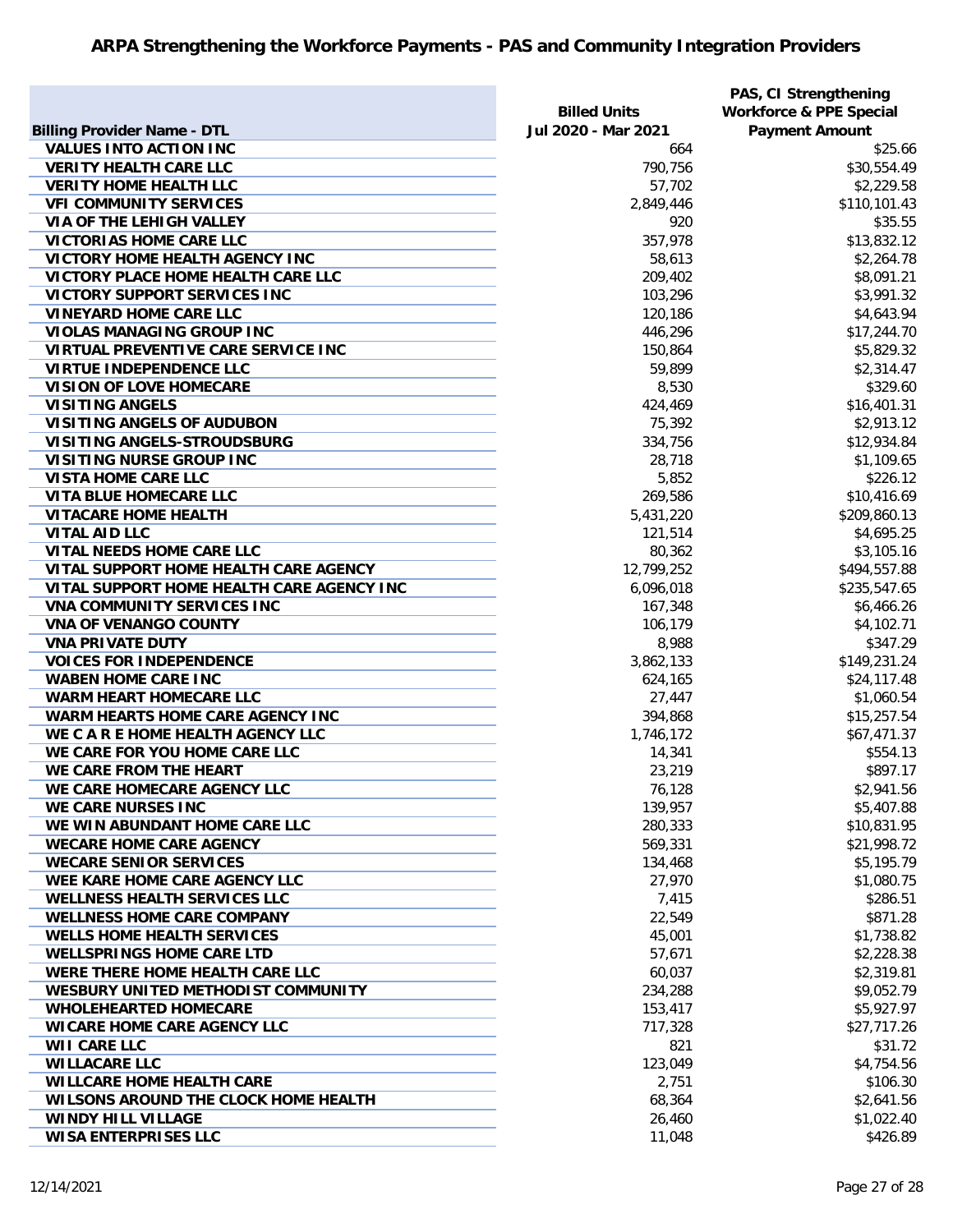## ARPA Strengthening the Workforce Payments - PAS and Community Integration Providers

| Billing Provider Name - DTL | Billed Units Jul 2020 - Mar 2021 | PAS, CI Strengthening Workforce & PPE Special Payment Amount |
|---|---|---|
| VALUES INTO ACTION INC | 664 | $25.66 |
| VERITY HEALTH CARE LLC | 790,756 | $30,554.49 |
| VERITY HOME HEALTH LLC | 57,702 | $2,229.58 |
| VFI COMMUNITY SERVICES | 2,849,446 | $110,101.43 |
| VIA OF THE LEHIGH VALLEY | 920 | $35.55 |
| VICTORIAS HOME CARE LLC | 357,978 | $13,832.12 |
| VICTORY HOME HEALTH AGENCY INC | 58,613 | $2,264.78 |
| VICTORY PLACE HOME HEALTH CARE LLC | 209,402 | $8,091.21 |
| VICTORY SUPPORT SERVICES INC | 103,296 | $3,991.32 |
| VINEYARD HOME CARE LLC | 120,186 | $4,643.94 |
| VIOLAS MANAGING GROUP INC | 446,296 | $17,244.70 |
| VIRTUAL PREVENTIVE CARE SERVICE INC | 150,864 | $5,829.32 |
| VIRTUE INDEPENDENCE LLC | 59,899 | $2,314.47 |
| VISION OF LOVE HOMECARE | 8,530 | $329.60 |
| VISITING ANGELS | 424,469 | $16,401.31 |
| VISITING ANGELS OF AUDUBON | 75,392 | $2,913.12 |
| VISITING ANGELS-STROUDSBURG | 334,756 | $12,934.84 |
| VISITING NURSE GROUP INC | 28,718 | $1,109.65 |
| VISTA HOME CARE LLC | 5,852 | $226.12 |
| VITA BLUE HOMECARE LLC | 269,586 | $10,416.69 |
| VITACARE HOME HEALTH | 5,431,220 | $209,860.13 |
| VITAL AID LLC | 121,514 | $4,695.25 |
| VITAL NEEDS HOME CARE LLC | 80,362 | $3,105.16 |
| VITAL SUPPORT HOME HEALTH CARE AGENCY | 12,799,252 | $494,557.88 |
| VITAL SUPPORT HOME HEALTH CARE AGENCY INC | 6,096,018 | $235,547.65 |
| VNA COMMUNITY SERVICES INC | 167,348 | $6,466.26 |
| VNA OF VENANGO COUNTY | 106,179 | $4,102.71 |
| VNA PRIVATE DUTY | 8,988 | $347.29 |
| VOICES FOR INDEPENDENCE | 3,862,133 | $149,231.24 |
| WABEN HOME CARE INC | 624,165 | $24,117.48 |
| WARM HEART HOMECARE LLC | 27,447 | $1,060.54 |
| WARM HEARTS HOME CARE AGENCY INC | 394,868 | $15,257.54 |
| WE C A R E HOME HEALTH AGENCY LLC | 1,746,172 | $67,471.37 |
| WE CARE FOR YOU HOME CARE LLC | 14,341 | $554.13 |
| WE CARE FROM THE HEART | 23,219 | $897.17 |
| WE CARE HOMECARE AGENCY LLC | 76,128 | $2,941.56 |
| WE CARE NURSES INC | 139,957 | $5,407.88 |
| WE WIN ABUNDANT HOME CARE LLC | 280,333 | $10,831.95 |
| WECARE HOME CARE AGENCY | 569,331 | $21,998.72 |
| WECARE SENIOR SERVICES | 134,468 | $5,195.79 |
| WEE KARE HOME CARE AGENCY LLC | 27,970 | $1,080.75 |
| WELLNESS HEALTH SERVICES LLC | 7,415 | $286.51 |
| WELLNESS HOME CARE COMPANY | 22,549 | $871.28 |
| WELLS HOME HEALTH SERVICES | 45,001 | $1,738.82 |
| WELLSPRINGS HOME CARE LTD | 57,671 | $2,228.38 |
| WERE THERE HOME HEALTH CARE LLC | 60,037 | $2,319.81 |
| WESBURY UNITED METHODIST COMMUNITY | 234,288 | $9,052.79 |
| WHOLEHEARTED HOMECARE | 153,417 | $5,927.97 |
| WICARE HOME CARE AGENCY LLC | 717,328 | $27,717.26 |
| WII CARE LLC | 821 | $31.72 |
| WILLACARE LLC | 123,049 | $4,754.56 |
| WILLCARE HOME HEALTH CARE | 2,751 | $106.30 |
| WILSONS AROUND THE CLOCK HOME HEALTH | 68,364 | $2,641.56 |
| WINDY HILL VILLAGE | 26,460 | $1,022.40 |
| WISA ENTERPRISES LLC | 11,048 | $426.89 |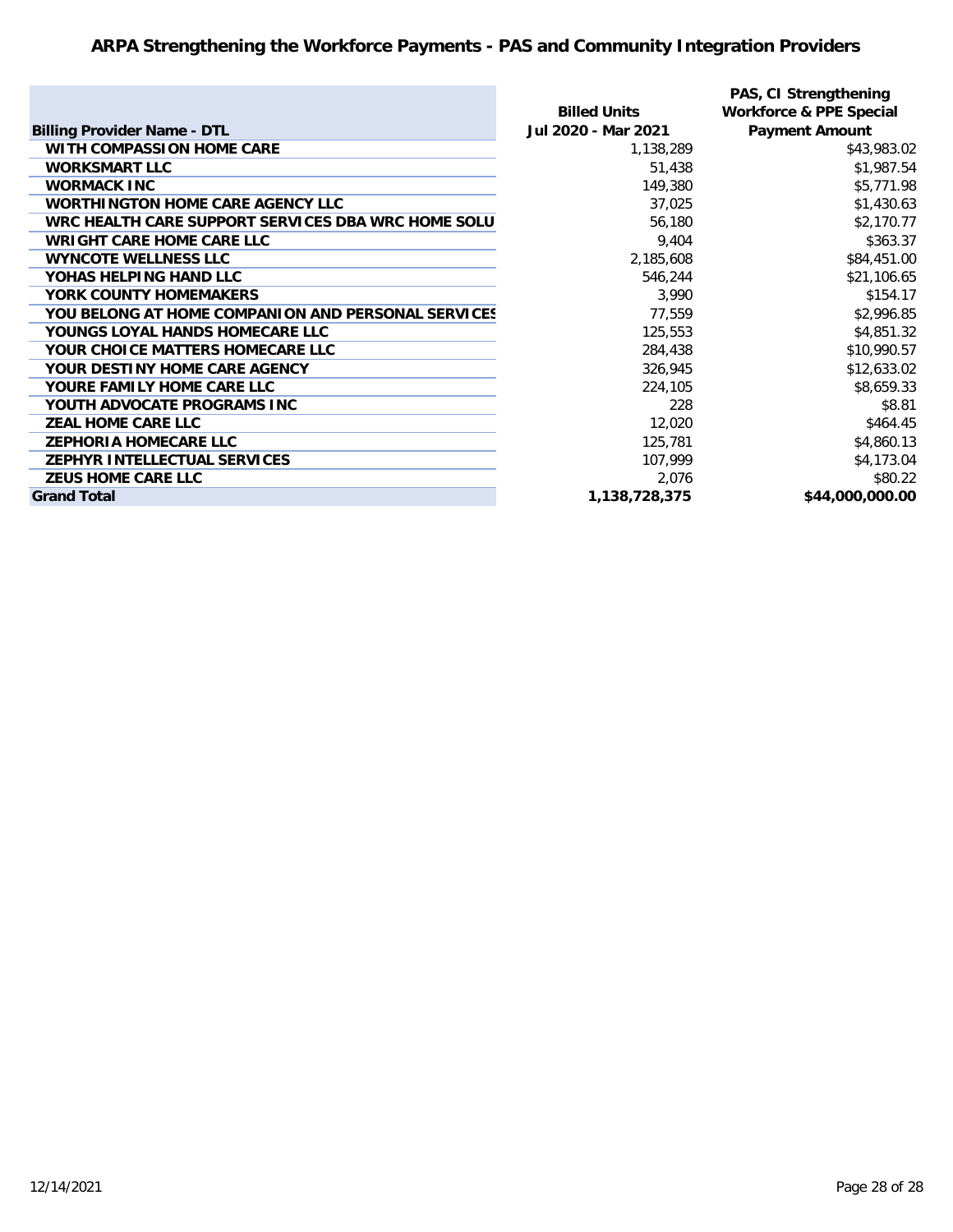## ARPA Strengthening the Workforce Payments - PAS and Community Integration Providers

| Billing Provider Name - DTL | Billed Units Jul 2020 - Mar 2021 | PAS, CI Strengthening Workforce & PPE Special Payment Amount |
|---|---|---|
| WITH COMPASSION HOME CARE | 1,138,289 | $43,983.02 |
| WORKSMART LLC | 51,438 | $1,987.54 |
| WORMACK INC | 149,380 | $5,771.98 |
| WORTHINGTON HOME CARE AGENCY LLC | 37,025 | $1,430.63 |
| WRC HEALTH CARE SUPPORT SERVICES DBA WRC HOME SOLU | 56,180 | $2,170.77 |
| WRIGHT CARE HOME CARE LLC | 9,404 | $363.37 |
| WYNCOTE WELLNESS LLC | 2,185,608 | $84,451.00 |
| YOHAS HELPING HAND LLC | 546,244 | $21,106.65 |
| YORK COUNTY HOMEMAKERS | 3,990 | $154.17 |
| YOU BELONG AT HOME COMPANION AND PERSONAL SERVICES | 77,559 | $2,996.85 |
| YOUNGS LOYAL HANDS HOMECARE LLC | 125,553 | $4,851.32 |
| YOUR CHOICE MATTERS HOMECARE LLC | 284,438 | $10,990.57 |
| YOUR DESTINY HOME CARE AGENCY | 326,945 | $12,633.02 |
| YOURE FAMILY HOME CARE LLC | 224,105 | $8,659.33 |
| YOUTH ADVOCATE PROGRAMS INC | 228 | $8.81 |
| ZEAL HOME CARE LLC | 12,020 | $464.45 |
| ZEPHORIA HOMECARE LLC | 125,781 | $4,860.13 |
| ZEPHYR INTELLECTUAL SERVICES | 107,999 | $4,173.04 |
| ZEUS HOME CARE LLC | 2,076 | $80.22 |
| **Grand Total** | **1,138,728,375** | **$44,000,000.00** |

12/14/2021